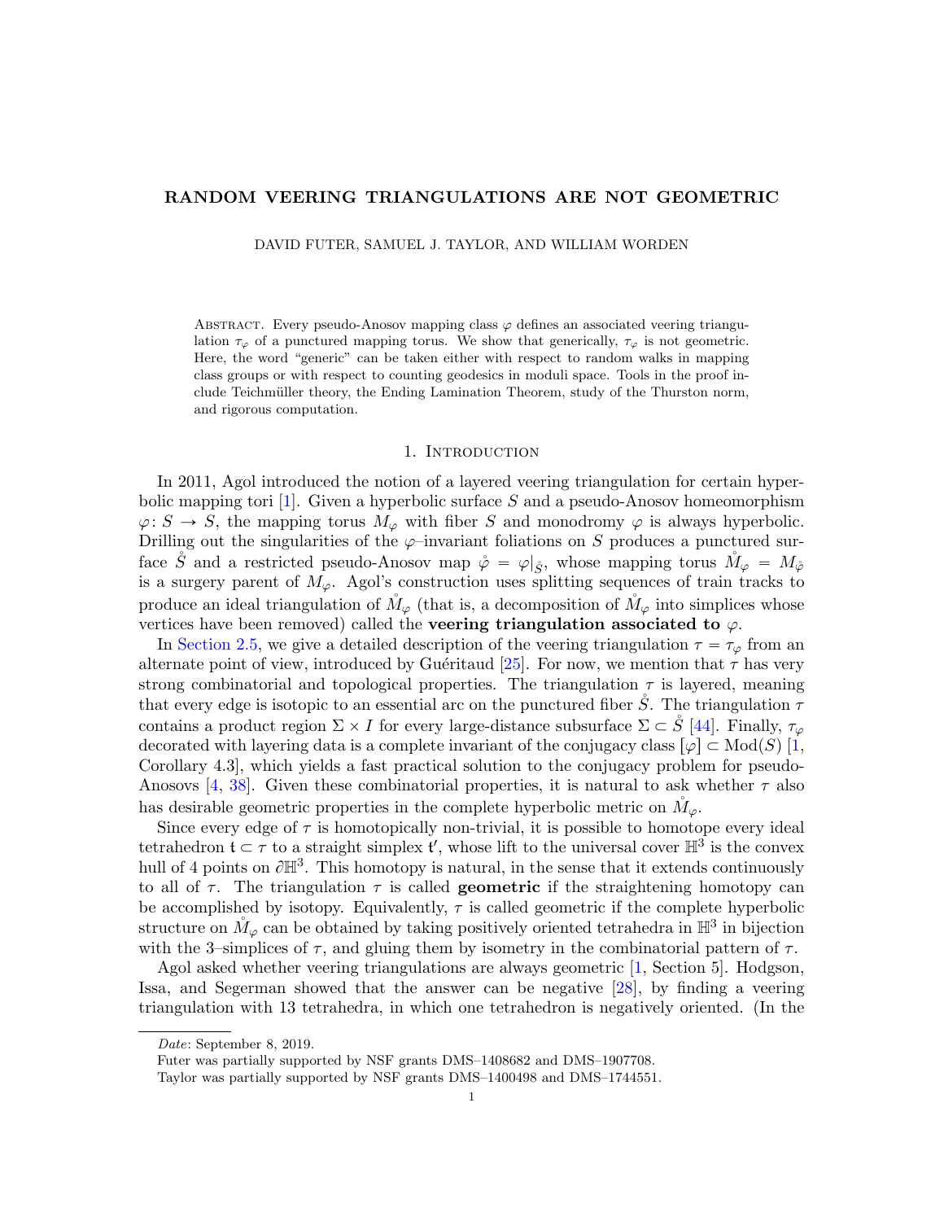# RANDOM VEERING TRIANGULATIONS ARE NOT GEOMETRIC

DAVID FUTER, SAMUEL J. TAYLOR, AND WILLIAM WORDEN

Abstract. Every pseudo-Anosov mapping class $\varphi$ defines an associated veering triangulation $\tau_\varphi$ of a punctured mapping torus. We show that generically, $\tau_\varphi$ is not geometric. Here, the word "generic" can be taken either with respect to random walks in mapping class groups or with respect to counting geodesics in moduli space. Tools in the proof include Teichmüller theory, the Ending Lamination Theorem, study of the Thurston norm, and rigorous computation.

## 1. Introduction

In 2011, Agol introduced the notion of a layered veering triangulation for certain hyperbolic mapping tori [1]. Given a hyperbolic surface $S$ and a pseudo-Anosov homeomorphism $\varphi \colon S \to S$, the mapping torus $M_\varphi$ with fiber $S$ and monodromy $\varphi$ is always hyperbolic. Drilling out the singularities of the $\varphi$–invariant foliations on $S$ produces a punctured surface $\mathring{S}$ and a restricted pseudo-Anosov map $\mathring{\varphi} = \varphi|_{\mathring{S}}$, whose mapping torus $\mathring{M}_\varphi = M_{\mathring{\varphi}}$ is a surgery parent of $M_\varphi$. Agol's construction uses splitting sequences of train tracks to produce an ideal triangulation of $\mathring{M}_\varphi$ (that is, a decomposition of $\mathring{M}_\varphi$ into simplices whose vertices have been removed) called the **veering triangulation associated to** $\varphi$.

In Section 2.5, we give a detailed description of the veering triangulation $\tau = \tau_\varphi$ from an alternate point of view, introduced by Guéritaud [25]. For now, we mention that $\tau$ has very strong combinatorial and topological properties. The triangulation $\tau$ is layered, meaning that every edge is isotopic to an essential arc on the punctured fiber $\mathring{S}$. The triangulation $\tau$ contains a product region $\Sigma \times I$ for every large-distance subsurface $\Sigma \subset \mathring{S}$ [44]. Finally, $\tau_\varphi$ decorated with layering data is a complete invariant of the conjugacy class $[\varphi] \subset \mathrm{Mod}(S)$ [1, Corollary 4.3], which yields a fast practical solution to the conjugacy problem for pseudo-Anosovs [4, 38]. Given these combinatorial properties, it is natural to ask whether $\tau$ also has desirable geometric properties in the complete hyperbolic metric on $\mathring{M}_\varphi$.

Since every edge of $\tau$ is homotopically non-trivial, it is possible to homotope every ideal tetrahedron $\mathfrak{t} \subset \tau$ to a straight simplex $\mathfrak{t}'$, whose lift to the universal cover $\mathbb{H}^3$ is the convex hull of 4 points on $\partial \mathbb{H}^3$. This homotopy is natural, in the sense that it extends continuously to all of $\tau$. The triangulation $\tau$ is called **geometric** if the straightening homotopy can be accomplished by isotopy. Equivalently, $\tau$ is called geometric if the complete hyperbolic structure on $\mathring{M}_\varphi$ can be obtained by taking positively oriented tetrahedra in $\mathbb{H}^3$ in bijection with the 3–simplices of $\tau$, and gluing them by isometry in the combinatorial pattern of $\tau$.

Agol asked whether veering triangulations are always geometric [1, Section 5]. Hodgson, Issa, and Segerman showed that the answer can be negative [28], by finding a veering triangulation with 13 tetrahedra, in which one tetrahedron is negatively oriented. (In the

---

*Date*: September 8, 2019.

Futer was partially supported by NSF grants DMS–1408682 and DMS–1907708.

Taylor was partially supported by NSF grants DMS–1400498 and DMS–1744551.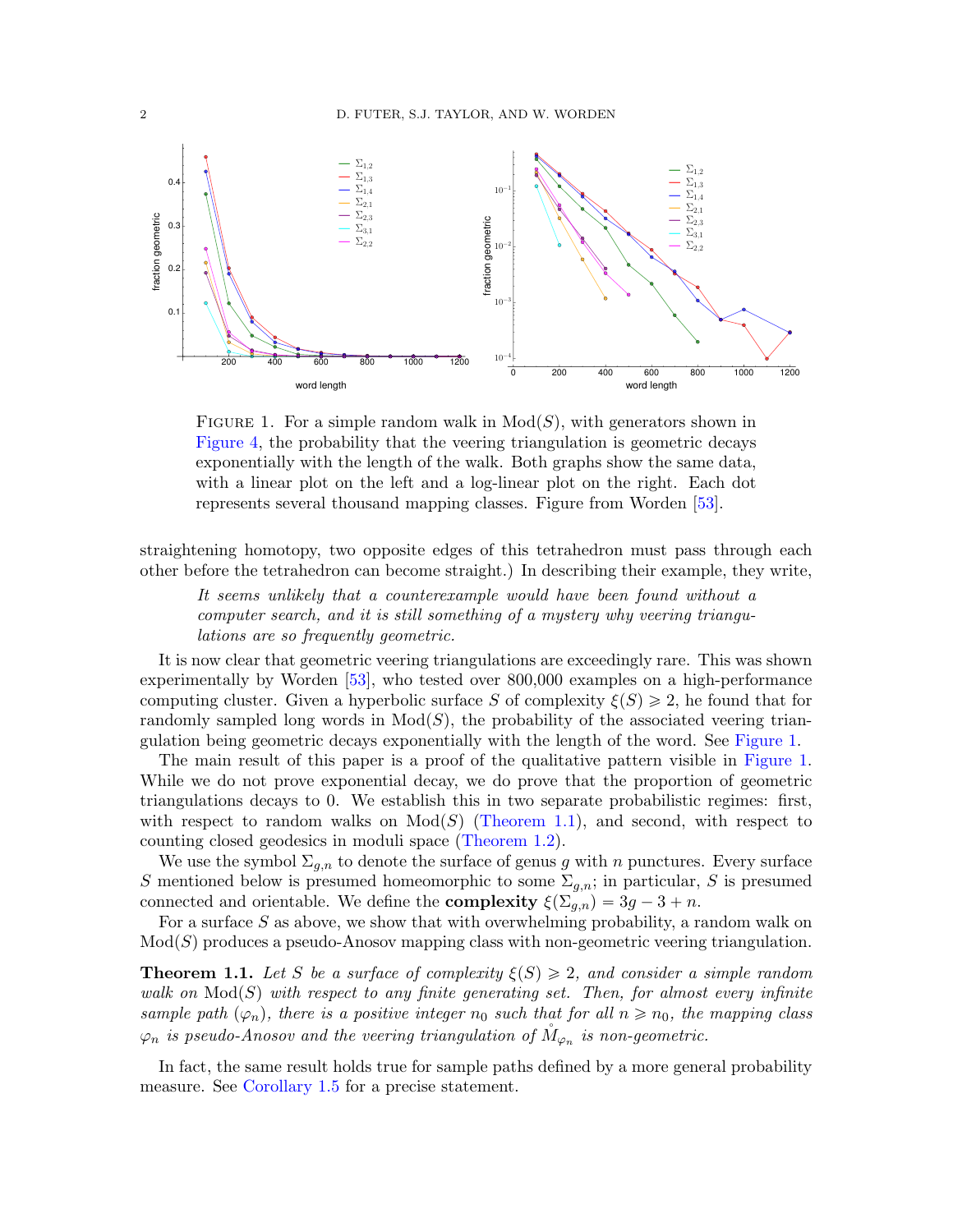FIGURE 1. For a simple random walk in $\mathrm{Mod}(S)$, with generators shown in Figure 4, the probability that the veering triangulation is geometric decays exponentially with the length of the walk. Both graphs show the same data, with a linear plot on the left and a log-linear plot on the right. Each dot represents several thousand mapping classes. Figure from Worden [53].

straightening homotopy, two opposite edges of this tetrahedron must pass through each other before the tetrahedron can become straight.) In describing their example, they write,

> *It seems unlikely that a counterexample would have been found without a computer search, and it is still something of a mystery why veering triangulations are so frequently geometric.*

It is now clear that geometric veering triangulations are exceedingly rare. This was shown experimentally by Worden [53], who tested over 800,000 examples on a high-performance computing cluster. Given a hyperbolic surface $S$ of complexity $\xi(S) \geqslant 2$, he found that for randomly sampled long words in $\mathrm{Mod}(S)$, the probability of the associated veering triangulation being geometric decays exponentially with the length of the word. See Figure 1.

The main result of this paper is a proof of the qualitative pattern visible in Figure 1. While we do not prove exponential decay, we do prove that the proportion of geometric triangulations decays to 0. We establish this in two separate probabilistic regimes: first, with respect to random walks on $\mathrm{Mod}(S)$ (Theorem 1.1), and second, with respect to counting closed geodesics in moduli space (Theorem 1.2).

We use the symbol $\Sigma_{g,n}$ to denote the surface of genus $g$ with $n$ punctures. Every surface $S$ mentioned below is presumed homeomorphic to some $\Sigma_{g,n}$; in particular, $S$ is presumed connected and orientable. We define the **complexity** $\xi(\Sigma_{g,n}) = 3g - 3 + n$.

For a surface $S$ as above, we show that with overwhelming probability, a random walk on $\mathrm{Mod}(S)$ produces a pseudo-Anosov mapping class with non-geometric veering triangulation.

**Theorem 1.1.** *Let $S$ be a surface of complexity $\xi(S) \geqslant 2$, and consider a simple random walk on $\mathrm{Mod}(S)$ with respect to any finite generating set. Then, for almost every infinite sample path $(\varphi_n)$, there is a positive integer $n_0$ such that for all $n \geqslant n_0$, the mapping class $\varphi_n$ is pseudo-Anosov and the veering triangulation of $\mathring{M}_{\varphi_n}$ is non-geometric.*

In fact, the same result holds true for sample paths defined by a more general probability measure. See Corollary 1.5 for a precise statement.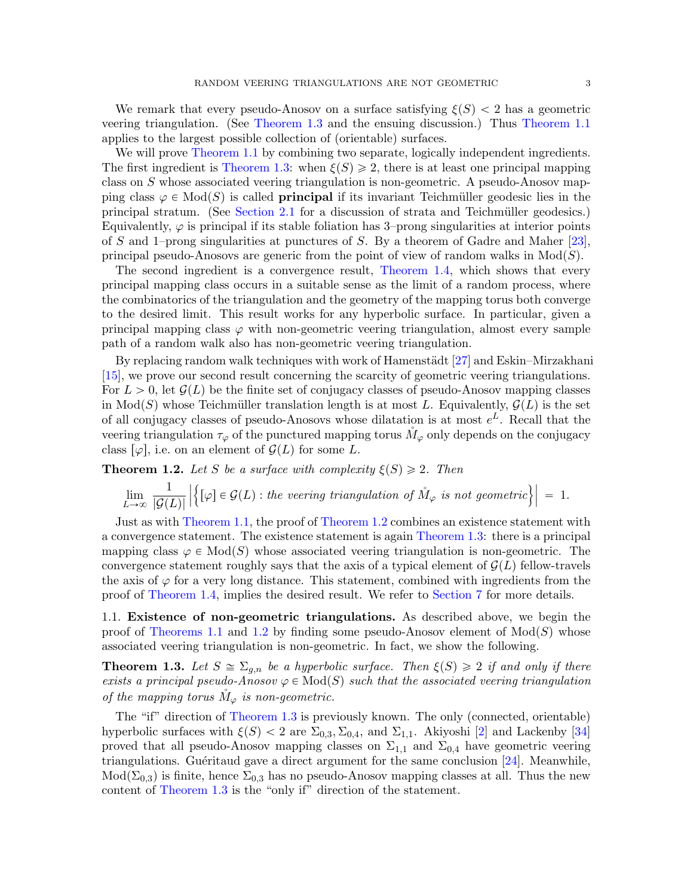We remark that every pseudo-Anosov on a surface satisfying $\xi(S) < 2$ has a geometric veering triangulation. (See Theorem 1.3 and the ensuing discussion.) Thus Theorem 1.1 applies to the largest possible collection of (orientable) surfaces.

We will prove Theorem 1.1 by combining two separate, logically independent ingredients. The first ingredient is Theorem 1.3: when $\xi(S) \geqslant 2$, there is at least one principal mapping class on $S$ whose associated veering triangulation is non-geometric. A pseudo-Anosov mapping class $\varphi \in \mathrm{Mod}(S)$ is called **principal** if its invariant Teichmüller geodesic lies in the principal stratum. (See Section 2.1 for a discussion of strata and Teichmüller geodesics.) Equivalently, $\varphi$ is principal if its stable foliation has 3–prong singularities at interior points of $S$ and 1–prong singularities at punctures of $S$. By a theorem of Gadre and Maher [23], principal pseudo-Anosovs are generic from the point of view of random walks in $\mathrm{Mod}(S)$.

The second ingredient is a convergence result, Theorem 1.4, which shows that every principal mapping class occurs in a suitable sense as the limit of a random process, where the combinatorics of the triangulation and the geometry of the mapping torus both converge to the desired limit. This result works for any hyperbolic surface. In particular, given a principal mapping class $\varphi$ with non-geometric veering triangulation, almost every sample path of a random walk also has non-geometric veering triangulation.

By replacing random walk techniques with work of Hamenstädt [27] and Eskin–Mirzakhani [15], we prove our second result concerning the scarcity of geometric veering triangulations. For $L > 0$, let $\mathcal{G}(L)$ be the finite set of conjugacy classes of pseudo-Anosov mapping classes in $\mathrm{Mod}(S)$ whose Teichmüller translation length is at most $L$. Equivalently, $\mathcal{G}(L)$ is the set of all conjugacy classes of pseudo-Anosovs whose dilatation is at most $e^L$. Recall that the veering triangulation $\tau_\varphi$ of the punctured mapping torus $\mathring{M}_\varphi$ only depends on the conjugacy class $[\varphi]$, i.e. on an element of $\mathcal{G}(L)$ for some $L$.

**Theorem 1.2.** *Let $S$ be a surface with complexity $\xi(S) \geqslant 2$. Then*

$$\lim_{L \to \infty} \frac{1}{|\mathcal{G}(L)|} \left| \left\{ [\varphi] \in \mathcal{G}(L) : \text{the veering triangulation of } \mathring{M}_\varphi \text{ is not geometric} \right\} \right| = 1.$$

Just as with Theorem 1.1, the proof of Theorem 1.2 combines an existence statement with a convergence statement. The existence statement is again Theorem 1.3: there is a principal mapping class $\varphi \in \mathrm{Mod}(S)$ whose associated veering triangulation is non-geometric. The convergence statement roughly says that the axis of a typical element of $\mathcal{G}(L)$ fellow-travels the axis of $\varphi$ for a very long distance. This statement, combined with ingredients from the proof of Theorem 1.4, implies the desired result. We refer to Section 7 for more details.

## 1.1. Existence of non-geometric triangulations.

As described above, we begin the proof of Theorems 1.1 and 1.2 by finding some pseudo-Anosov element of $\mathrm{Mod}(S)$ whose associated veering triangulation is non-geometric. In fact, we show the following.

**Theorem 1.3.** *Let $S \cong \Sigma_{g,n}$ be a hyperbolic surface. Then $\xi(S) \geqslant 2$ if and only if there exists a principal pseudo-Anosov $\varphi \in \mathrm{Mod}(S)$ such that the associated veering triangulation of the mapping torus $\mathring{M}_\varphi$ is non-geometric.*

The "if" direction of Theorem 1.3 is previously known. The only (connected, orientable) hyperbolic surfaces with $\xi(S) < 2$ are $\Sigma_{0,3}, \Sigma_{0,4}$, and $\Sigma_{1,1}$. Akiyoshi [2] and Lackenby [34] proved that all pseudo-Anosov mapping classes on $\Sigma_{1,1}$ and $\Sigma_{0,4}$ have geometric veering triangulations. Guéritaud gave a direct argument for the same conclusion [24]. Meanwhile, $\mathrm{Mod}(\Sigma_{0,3})$ is finite, hence $\Sigma_{0,3}$ has no pseudo-Anosov mapping classes at all. Thus the new content of Theorem 1.3 is the "only if" direction of the statement.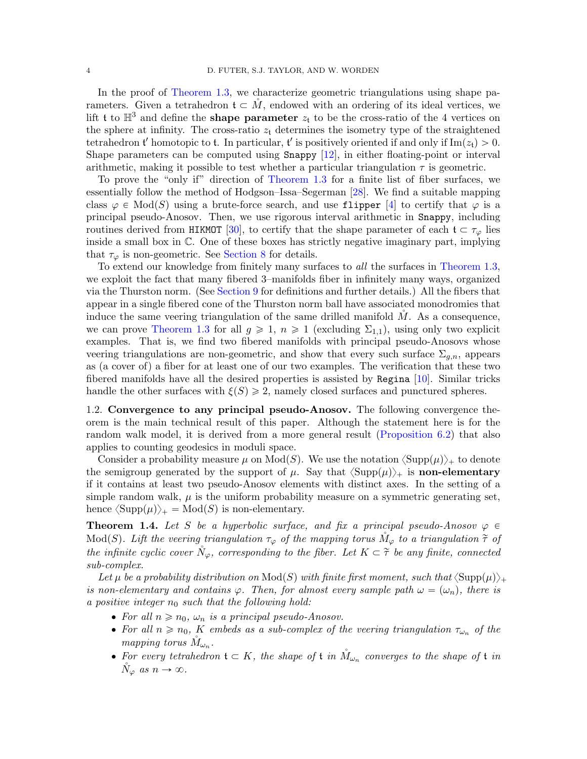In the proof of Theorem 1.3, we characterize geometric triangulations using shape parameters. Given a tetrahedron $\mathfrak{t} \subset \mathring{M}$, endowed with an ordering of its ideal vertices, we lift $\mathfrak{t}$ to $\mathbb{H}^3$ and define the **shape parameter** $z_\mathfrak{t}$ to be the cross-ratio of the 4 vertices on the sphere at infinity. The cross-ratio $z_\mathfrak{t}$ determines the isometry type of the straightened tetrahedron $\mathfrak{t}'$ homotopic to $\mathfrak{t}$. In particular, $\mathfrak{t}'$ is positively oriented if and only if $\mathrm{Im}(z_\mathfrak{t}) > 0$. Shape parameters can be computed using `Snappy` [12], in either floating-point or interval arithmetic, making it possible to test whether a particular triangulation $\tau$ is geometric.

To prove the "only if" direction of Theorem 1.3 for a finite list of fiber surfaces, we essentially follow the method of Hodgson–Issa–Segerman [28]. We find a suitable mapping class $\varphi \in \mathrm{Mod}(S)$ using a brute-force search, and use `flipper` [4] to certify that $\varphi$ is a principal pseudo-Anosov. Then, we use rigorous interval arithmetic in `Snappy`, including routines derived from `HIKMOT` [30], to certify that the shape parameter of each $\mathfrak{t} \subset \tau_\varphi$ lies inside a small box in $\mathbb{C}$. One of these boxes has strictly negative imaginary part, implying that $\tau_\varphi$ is non-geometric. See Section 8 for details.

To extend our knowledge from finitely many surfaces to *all* the surfaces in Theorem 1.3, we exploit the fact that many fibered 3–manifolds fiber in infinitely many ways, organized via the Thurston norm. (See Section 9 for definitions and further details.) All the fibers that appear in a single fibered cone of the Thurston norm ball have associated monodromies that induce the same veering triangulation of the same drilled manifold $\mathring{M}$. As a consequence, we can prove Theorem 1.3 for all $g \geqslant 1$, $n \geqslant 1$ (excluding $\Sigma_{1,1}$), using only two explicit examples. That is, we find two fibered manifolds with principal pseudo-Anosovs whose veering triangulations are non-geometric, and show that every such surface $\Sigma_{g,n}$, appears as (a cover of) a fiber for at least one of our two examples. The verification that these two fibered manifolds have all the desired properties is assisted by `Regina` [10]. Similar tricks handle the other surfaces with $\xi(S) \geqslant 2$, namely closed surfaces and punctured spheres.

1.2. **Convergence to any principal pseudo-Anosov.** The following convergence theorem is the main technical result of this paper. Although the statement here is for the random walk model, it is derived from a more general result (Proposition 6.2) that also applies to counting geodesics in moduli space.

Consider a probability measure $\mu$ on $\mathrm{Mod}(S)$. We use the notation $\langle \mathrm{Supp}(\mu) \rangle_+$ to denote the semigroup generated by the support of $\mu$. Say that $\langle \mathrm{Supp}(\mu) \rangle_+$ is **non-elementary** if it contains at least two pseudo-Anosov elements with distinct axes. In the setting of a simple random walk, $\mu$ is the uniform probability measure on a symmetric generating set, hence $\langle \mathrm{Supp}(\mu) \rangle_+ = \mathrm{Mod}(S)$ is non-elementary.

**Theorem 1.4.** *Let $S$ be a hyperbolic surface, and fix a principal pseudo-Anosov $\varphi \in \mathrm{Mod}(S)$. Lift the veering triangulation $\tau_\varphi$ of the mapping torus $\mathring{M}_\varphi$ to a triangulation $\widetilde{\tau}$ of the infinite cyclic cover $\mathring{N}_\varphi$, corresponding to the fiber. Let $K \subset \widetilde{\tau}$ be any finite, connected sub-complex.*

*Let $\mu$ be a probability distribution on $\mathrm{Mod}(S)$ with finite first moment, such that $\langle \mathrm{Supp}(\mu) \rangle_+$ is non-elementary and contains $\varphi$. Then, for almost every sample path $\omega = (\omega_n)$, there is a positive integer $n_0$ such that the following hold:*

- *For all $n \geqslant n_0$, $\omega_n$ is a principal pseudo-Anosov.*
- *For all $n \geqslant n_0$, $K$ embeds as a sub-complex of the veering triangulation $\tau_{\omega_n}$ of the mapping torus $\mathring{M}_{\omega_n}$.*
- *For every tetrahedron $\mathfrak{t} \subset K$, the shape of $\mathfrak{t}$ in $\mathring{M}_{\omega_n}$ converges to the shape of $\mathfrak{t}$ in $\mathring{N}_\varphi$ as $n \to \infty$.*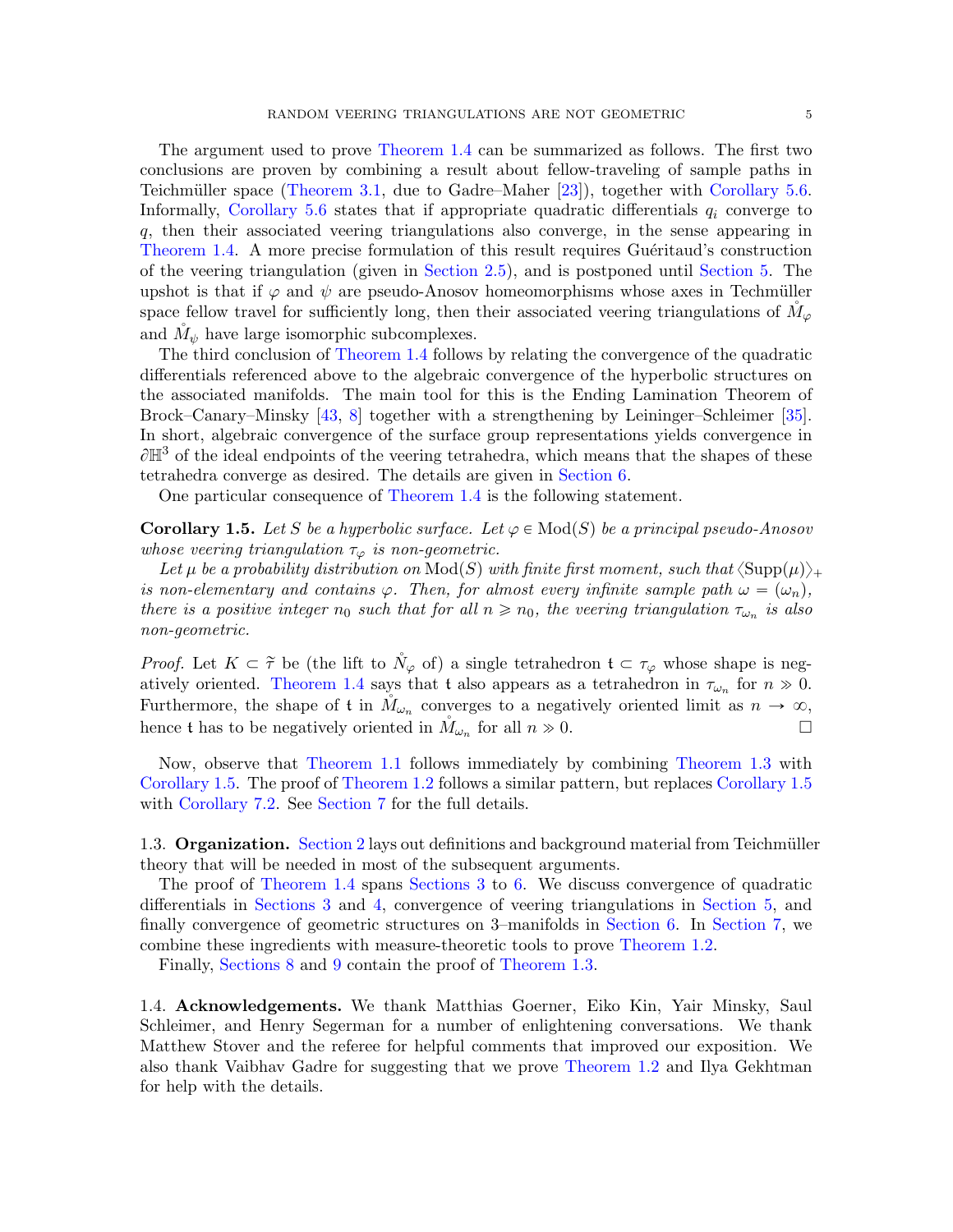The argument used to prove Theorem 1.4 can be summarized as follows. The first two conclusions are proven by combining a result about fellow-traveling of sample paths in Teichmüller space (Theorem 3.1, due to Gadre–Maher [23]), together with Corollary 5.6. Informally, Corollary 5.6 states that if appropriate quadratic differentials $q_i$ converge to $q$, then their associated veering triangulations also converge, in the sense appearing in Theorem 1.4. A more precise formulation of this result requires Guéritaud's construction of the veering triangulation (given in Section 2.5), and is postponed until Section 5. The upshot is that if $\varphi$ and $\psi$ are pseudo-Anosov homeomorphisms whose axes in Techmüller space fellow travel for sufficiently long, then their associated veering triangulations of $\mathring{M}_\varphi$ and $\mathring{M}_\psi$ have large isomorphic subcomplexes.

The third conclusion of Theorem 1.4 follows by relating the convergence of the quadratic differentials referenced above to the algebraic convergence of the hyperbolic structures on the associated manifolds. The main tool for this is the Ending Lamination Theorem of Brock–Canary–Minsky [43, 8] together with a strengthening by Leininger–Schleimer [35]. In short, algebraic convergence of the surface group representations yields convergence in $\partial\mathbb{H}^3$ of the ideal endpoints of the veering tetrahedra, which means that the shapes of these tetrahedra converge as desired. The details are given in Section 6.

One particular consequence of Theorem 1.4 is the following statement.

**Corollary 1.5.** *Let $S$ be a hyperbolic surface. Let $\varphi \in \mathrm{Mod}(S)$ be a principal pseudo-Anosov whose veering triangulation $\tau_\varphi$ is non-geometric.*

*Let $\mu$ be a probability distribution on $\mathrm{Mod}(S)$ with finite first moment, such that $\langle \mathrm{Supp}(\mu)\rangle_+$ is non-elementary and contains $\varphi$. Then, for almost every infinite sample path $\omega = (\omega_n)$, there is a positive integer $n_0$ such that for all $n \geqslant n_0$, the veering triangulation $\tau_{\omega_n}$ is also non-geometric.*

*Proof.* Let $K \subset \tilde{\tau}$ be (the lift to $\mathring{N}_\varphi$ of) a single tetrahedron $\mathfrak{t} \subset \tau_\varphi$ whose shape is negatively oriented. Theorem 1.4 says that $\mathfrak{t}$ also appears as a tetrahedron in $\tau_{\omega_n}$ for $n \gg 0$. Furthermore, the shape of $\mathfrak{t}$ in $\mathring{M}_{\omega_n}$ converges to a negatively oriented limit as $n \to \infty$, hence $\mathfrak{t}$ has to be negatively oriented in $\mathring{M}_{\omega_n}$ for all $n \gg 0$. $\square$

Now, observe that Theorem 1.1 follows immediately by combining Theorem 1.3 with Corollary 1.5. The proof of Theorem 1.2 follows a similar pattern, but replaces Corollary 1.5 with Corollary 7.2. See Section 7 for the full details.

## 1.3. Organization.

Section 2 lays out definitions and background material from Teichmüller theory that will be needed in most of the subsequent arguments.

The proof of Theorem 1.4 spans Sections 3 to 6. We discuss convergence of quadratic differentials in Sections 3 and 4, convergence of veering triangulations in Section 5, and finally convergence of geometric structures on 3–manifolds in Section 6. In Section 7, we combine these ingredients with measure-theoretic tools to prove Theorem 1.2.

Finally, Sections 8 and 9 contain the proof of Theorem 1.3.

## 1.4. Acknowledgements.

We thank Matthias Goerner, Eiko Kin, Yair Minsky, Saul Schleimer, and Henry Segerman for a number of enlightening conversations. We thank Matthew Stover and the referee for helpful comments that improved our exposition. We also thank Vaibhav Gadre for suggesting that we prove Theorem 1.2 and Ilya Gekhtman for help with the details.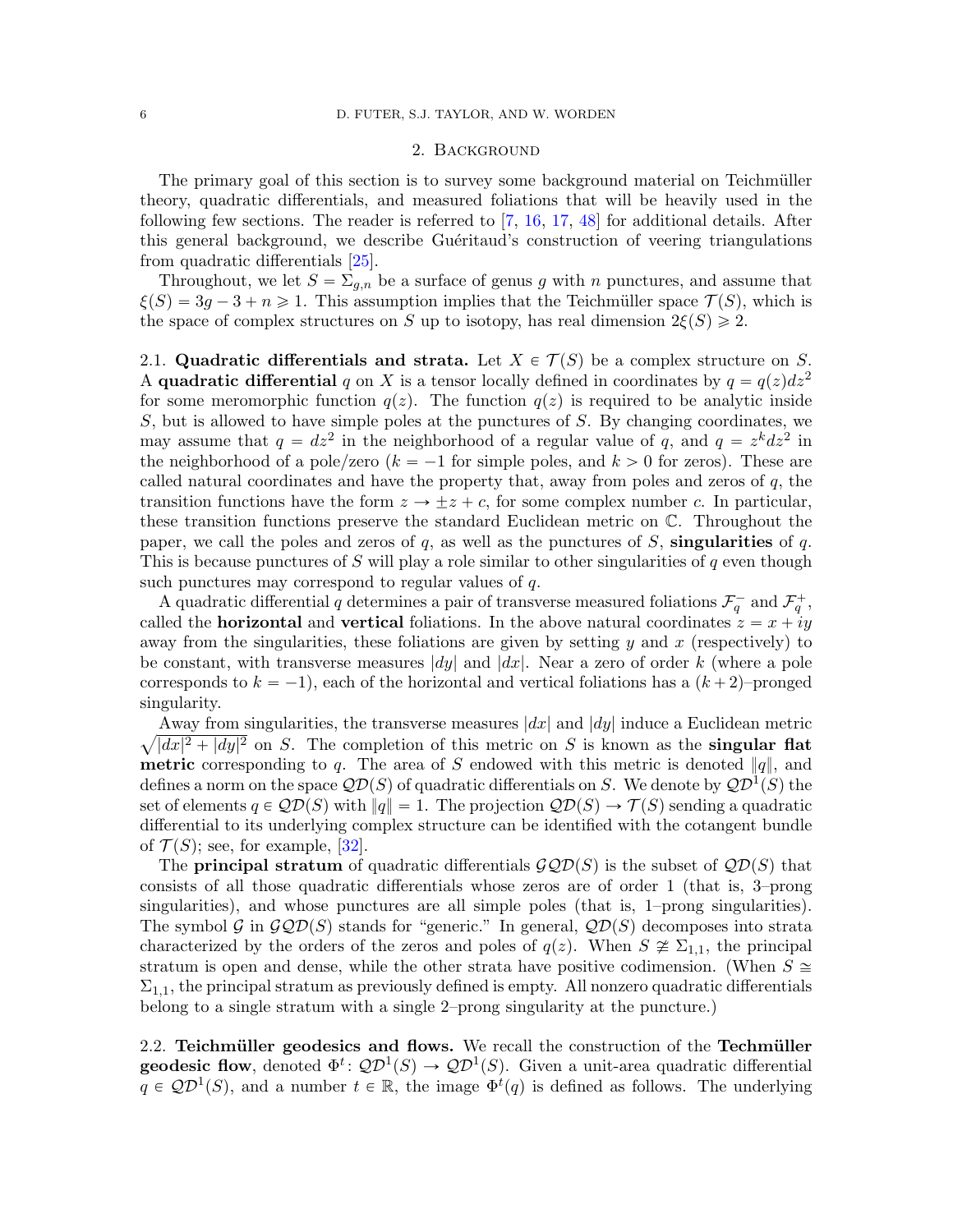## 2. Background

The primary goal of this section is to survey some background material on Teichmüller theory, quadratic differentials, and measured foliations that will be heavily used in the following few sections. The reader is referred to [7, 16, 17, 48] for additional details. After this general background, we describe Guéritaud's construction of veering triangulations from quadratic differentials [25].

Throughout, we let $S = \Sigma_{g,n}$ be a surface of genus $g$ with $n$ punctures, and assume that $\xi(S) = 3g - 3 + n \geqslant 1$. This assumption implies that the Teichmüller space $\mathcal{T}(S)$, which is the space of complex structures on $S$ up to isotopy, has real dimension $2\xi(S) \geqslant 2$.

2.1. **Quadratic differentials and strata.** Let $X \in \mathcal{T}(S)$ be a complex structure on $S$. A **quadratic differential** $q$ on $X$ is a tensor locally defined in coordinates by $q = q(z)dz^2$ for some meromorphic function $q(z)$. The function $q(z)$ is required to be analytic inside $S$, but is allowed to have simple poles at the punctures of $S$. By changing coordinates, we may assume that $q = dz^2$ in the neighborhood of a regular value of $q$, and $q = z^k dz^2$ in the neighborhood of a pole/zero ($k = -1$ for simple poles, and $k > 0$ for zeros). These are called natural coordinates and have the property that, away from poles and zeros of $q$, the transition functions have the form $z \to \pm z + c$, for some complex number $c$. In particular, these transition functions preserve the standard Euclidean metric on $\mathbb{C}$. Throughout the paper, we call the poles and zeros of $q$, as well as the punctures of $S$, **singularities** of $q$. This is because punctures of $S$ will play a role similar to other singularities of $q$ even though such punctures may correspond to regular values of $q$.

A quadratic differential $q$ determines a pair of transverse measured foliations $\mathcal{F}_q^-$ and $\mathcal{F}_q^+$, called the **horizontal** and **vertical** foliations. In the above natural coordinates $z = x + iy$ away from the singularities, these foliations are given by setting $y$ and $x$ (respectively) to be constant, with transverse measures $|dy|$ and $|dx|$. Near a zero of order $k$ (where a pole corresponds to $k = -1$), each of the horizontal and vertical foliations has a $(k+2)$–pronged singularity.

Away from singularities, the transverse measures $|dx|$ and $|dy|$ induce a Euclidean metric $\sqrt{|dx|^2 + |dy|^2}$ on $S$. The completion of this metric on $S$ is known as the **singular flat metric** corresponding to $q$. The area of $S$ endowed with this metric is denoted $\|q\|$, and defines a norm on the space $\mathcal{QD}(S)$ of quadratic differentials on $S$. We denote by $\mathcal{QD}^1(S)$ the set of elements $q \in \mathcal{QD}(S)$ with $\|q\| = 1$. The projection $\mathcal{QD}(S) \to \mathcal{T}(S)$ sending a quadratic differential to its underlying complex structure can be identified with the cotangent bundle of $\mathcal{T}(S)$; see, for example, [32].

The **principal stratum** of quadratic differentials $\mathcal{GQD}(S)$ is the subset of $\mathcal{QD}(S)$ that consists of all those quadratic differentials whose zeros are of order 1 (that is, 3–prong singularities), and whose punctures are all simple poles (that is, 1–prong singularities). The symbol $\mathcal{G}$ in $\mathcal{GQD}(S)$ stands for "generic." In general, $\mathcal{QD}(S)$ decomposes into strata characterized by the orders of the zeros and poles of $q(z)$. When $S \not\cong \Sigma_{1,1}$, the principal stratum is open and dense, while the other strata have positive codimension. (When $S \cong \Sigma_{1,1}$, the principal stratum as previously defined is empty. All nonzero quadratic differentials belong to a single stratum with a single 2–prong singularity at the puncture.)

2.2. **Teichmüller geodesics and flows.** We recall the construction of the **Techmüller geodesic flow**, denoted $\Phi^t \colon \mathcal{QD}^1(S) \to \mathcal{QD}^1(S)$. Given a unit-area quadratic differential $q \in \mathcal{QD}^1(S)$, and a number $t \in \mathbb{R}$, the image $\Phi^t(q)$ is defined as follows. The underlying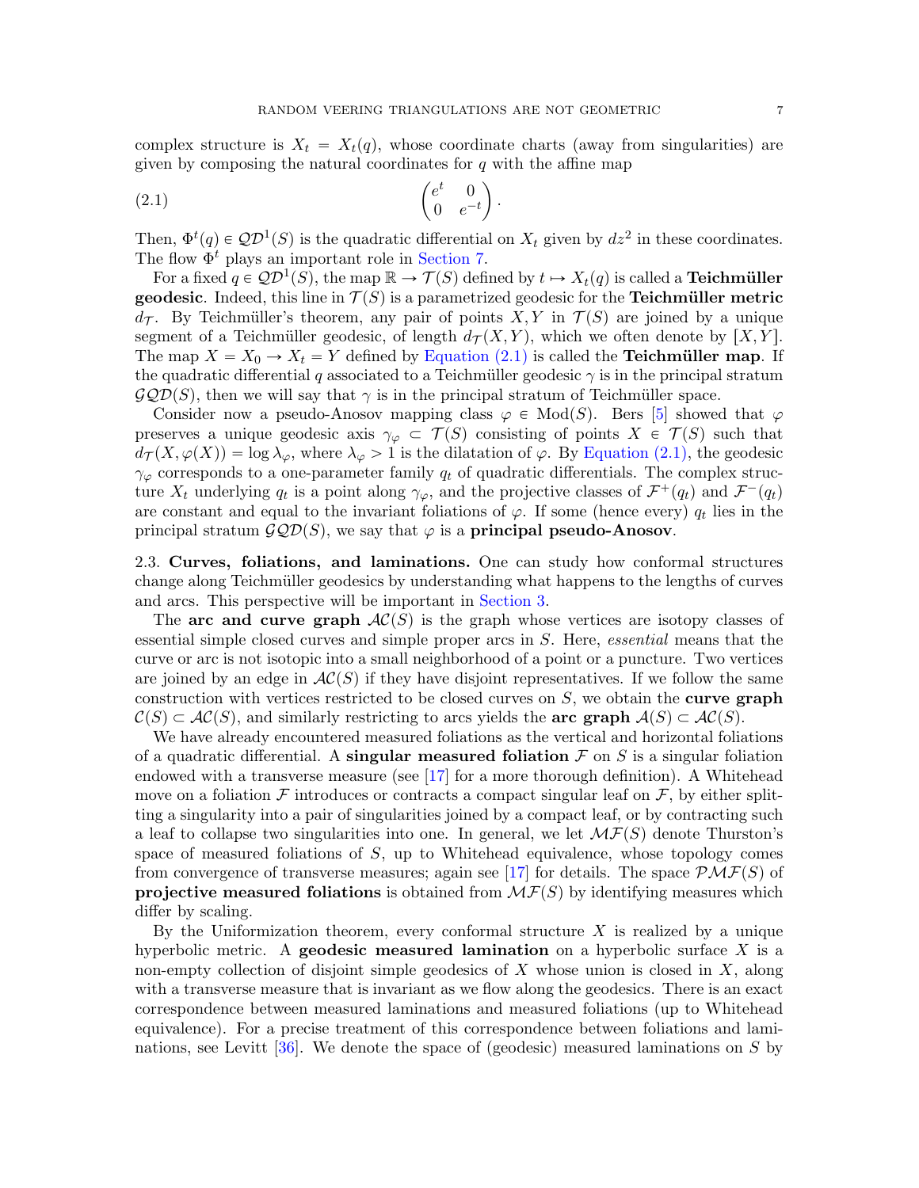complex structure is $X_t = X_t(q)$, whose coordinate charts (away from singularities) are given by composing the natural coordinates for $q$ with the affine map

$$\begin{pmatrix} e^t & 0 \\ 0 & e^{-t} \end{pmatrix}. \tag{2.1}$$

Then, $\Phi^t(q) \in \mathcal{QD}^1(S)$ is the quadratic differential on $X_t$ given by $dz^2$ in these coordinates. The flow $\Phi^t$ plays an important role in Section 7.

For a fixed $q \in \mathcal{QD}^1(S)$, the map $\mathbb{R} \to \mathcal{T}(S)$ defined by $t \mapsto X_t(q)$ is called a **Teichmüller geodesic**. Indeed, this line in $\mathcal{T}(S)$ is a parametrized geodesic for the **Teichmüller metric** $d_{\mathcal{T}}$. By Teichmüller's theorem, any pair of points $X, Y$ in $\mathcal{T}(S)$ are joined by a unique segment of a Teichmüller geodesic, of length $d_{\mathcal{T}}(X, Y)$, which we often denote by $[X, Y]$. The map $X = X_0 \to X_t = Y$ defined by Equation (2.1) is called the **Teichmüller map**. If the quadratic differential $q$ associated to a Teichmüller geodesic $\gamma$ is in the principal stratum $\mathcal{GQD}(S)$, then we will say that $\gamma$ is in the principal stratum of Teichmüller space.

Consider now a pseudo-Anosov mapping class $\varphi \in \mathrm{Mod}(S)$. Bers [5] showed that $\varphi$ preserves a unique geodesic axis $\gamma_\varphi \subset \mathcal{T}(S)$ consisting of points $X \in \mathcal{T}(S)$ such that $d_{\mathcal{T}}(X, \varphi(X)) = \log \lambda_\varphi$, where $\lambda_\varphi > 1$ is the dilatation of $\varphi$. By Equation (2.1), the geodesic $\gamma_\varphi$ corresponds to a one-parameter family $q_t$ of quadratic differentials. The complex structure $X_t$ underlying $q_t$ is a point along $\gamma_\varphi$, and the projective classes of $\mathcal{F}^+(q_t)$ and $\mathcal{F}^-(q_t)$ are constant and equal to the invariant foliations of $\varphi$. If some (hence every) $q_t$ lies in the principal stratum $\mathcal{GQD}(S)$, we say that $\varphi$ is a **principal pseudo-Anosov**.

## 2.3. Curves, foliations, and laminations.

One can study how conformal structures change along Teichmüller geodesics by understanding what happens to the lengths of curves and arcs. This perspective will be important in Section 3.

The **arc and curve graph** $\mathcal{AC}(S)$ is the graph whose vertices are isotopy classes of essential simple closed curves and simple proper arcs in $S$. Here, *essential* means that the curve or arc is not isotopic into a small neighborhood of a point or a puncture. Two vertices are joined by an edge in $\mathcal{AC}(S)$ if they have disjoint representatives. If we follow the same construction with vertices restricted to be closed curves on $S$, we obtain the **curve graph** $\mathcal{C}(S) \subset \mathcal{AC}(S)$, and similarly restricting to arcs yields the **arc graph** $\mathcal{A}(S) \subset \mathcal{AC}(S)$.

We have already encountered measured foliations as the vertical and horizontal foliations of a quadratic differential. A **singular measured foliation** $\mathcal{F}$ on $S$ is a singular foliation endowed with a transverse measure (see [17] for a more thorough definition). A Whitehead move on a foliation $\mathcal{F}$ introduces or contracts a compact singular leaf on $\mathcal{F}$, by either splitting a singularity into a pair of singularities joined by a compact leaf, or by contracting such a leaf to collapse two singularities into one. In general, we let $\mathcal{MF}(S)$ denote Thurston's space of measured foliations of $S$, up to Whitehead equivalence, whose topology comes from convergence of transverse measures; again see [17] for details. The space $\mathcal{PMF}(S)$ of **projective measured foliations** is obtained from $\mathcal{MF}(S)$ by identifying measures which differ by scaling.

By the Uniformization theorem, every conformal structure $X$ is realized by a unique hyperbolic metric. A **geodesic measured lamination** on a hyperbolic surface $X$ is a non-empty collection of disjoint simple geodesics of $X$ whose union is closed in $X$, along with a transverse measure that is invariant as we flow along the geodesics. There is an exact correspondence between measured laminations and measured foliations (up to Whitehead equivalence). For a precise treatment of this correspondence between foliations and laminations, see Levitt [36]. We denote the space of (geodesic) measured laminations on $S$ by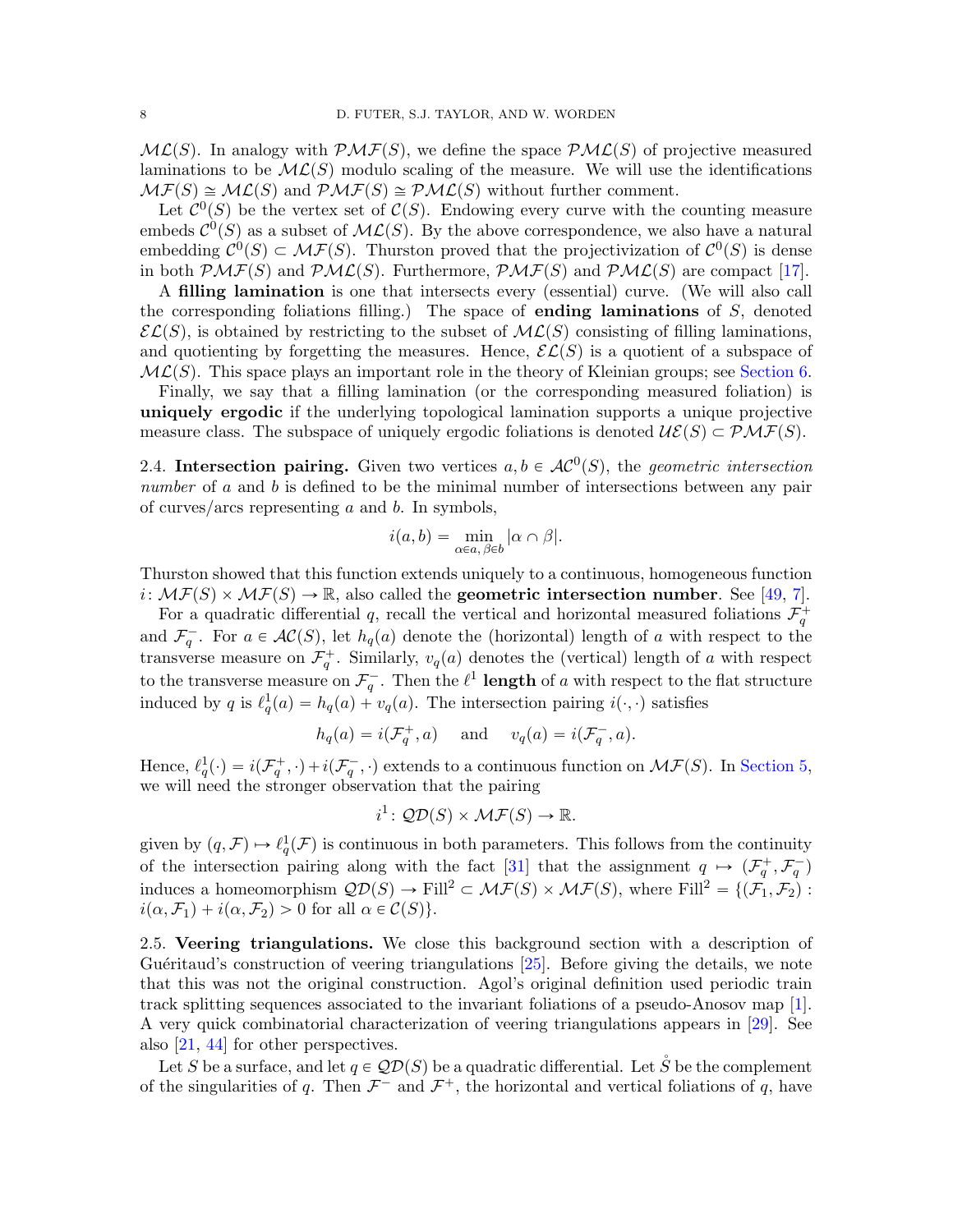$\mathcal{ML}(S)$. In analogy with $\mathcal{PMF}(S)$, we define the space $\mathcal{PML}(S)$ of projective measured laminations to be $\mathcal{ML}(S)$ modulo scaling of the measure. We will use the identifications $\mathcal{MF}(S) \cong \mathcal{ML}(S)$ and $\mathcal{PMF}(S) \cong \mathcal{PML}(S)$ without further comment.

Let $\mathcal{C}^0(S)$ be the vertex set of $\mathcal{C}(S)$. Endowing every curve with the counting measure embeds $\mathcal{C}^0(S)$ as a subset of $\mathcal{ML}(S)$. By the above correspondence, we also have a natural embedding $\mathcal{C}^0(S) \subset \mathcal{MF}(S)$. Thurston proved that the projectivization of $\mathcal{C}^0(S)$ is dense in both $\mathcal{PMF}(S)$ and $\mathcal{PML}(S)$. Furthermore, $\mathcal{PMF}(S)$ and $\mathcal{PML}(S)$ are compact [17].

A **filling lamination** is one that intersects every (essential) curve. (We will also call the corresponding foliations filling.) The space of **ending laminations** of $S$, denoted $\mathcal{EL}(S)$, is obtained by restricting to the subset of $\mathcal{ML}(S)$ consisting of filling laminations, and quotienting by forgetting the measures. Hence, $\mathcal{EL}(S)$ is a quotient of a subspace of $\mathcal{ML}(S)$. This space plays an important role in the theory of Kleinian groups; see Section 6.

Finally, we say that a filling lamination (or the corresponding measured foliation) is **uniquely ergodic** if the underlying topological lamination supports a unique projective measure class. The subspace of uniquely ergodic foliations is denoted $\mathcal{UE}(S) \subset \mathcal{PMF}(S)$.

2.4. **Intersection pairing.** Given two vertices $a, b \in \mathcal{AC}^0(S)$, the *geometric intersection number* of $a$ and $b$ is defined to be the minimal number of intersections between any pair of curves/arcs representing $a$ and $b$. In symbols,

$$i(a, b) = \min_{\alpha \in a,\, \beta \in b} |\alpha \cap \beta|.$$

Thurston showed that this function extends uniquely to a continuous, homogeneous function $i \colon \mathcal{MF}(S) \times \mathcal{MF}(S) \to \mathbb{R}$, also called the **geometric intersection number**. See [49, 7].

For a quadratic differential $q$, recall the vertical and horizontal measured foliations $\mathcal{F}_q^+$ and $\mathcal{F}_q^-$. For $a \in \mathcal{AC}(S)$, let $h_q(a)$ denote the (horizontal) length of $a$ with respect to the transverse measure on $\mathcal{F}_q^+$. Similarly, $v_q(a)$ denotes the (vertical) length of $a$ with respect to the transverse measure on $\mathcal{F}_q^-$. Then the $\ell^1$ **length** of $a$ with respect to the flat structure induced by $q$ is $\ell_q^1(a) = h_q(a) + v_q(a)$. The intersection pairing $i(\cdot,\cdot)$ satisfies

$$h_q(a) = i(\mathcal{F}_q^+, a) \quad \text{ and } \quad v_q(a) = i(\mathcal{F}_q^-, a).$$

Hence, $\ell_q^1(\cdot) = i(\mathcal{F}_q^+, \cdot) + i(\mathcal{F}_q^-, \cdot)$ extends to a continuous function on $\mathcal{MF}(S)$. In Section 5, we will need the stronger observation that the pairing

$$i^1 \colon \mathcal{QD}(S) \times \mathcal{MF}(S) \to \mathbb{R}.$$

given by $(q, \mathcal{F}) \mapsto \ell_q^1(\mathcal{F})$ is continuous in both parameters. This follows from the continuity of the intersection pairing along with the fact [31] that the assignment $q \mapsto (\mathcal{F}_q^+, \mathcal{F}_q^-)$ induces a homeomorphism $\mathcal{QD}(S) \to \mathrm{Fill}^2 \subset \mathcal{MF}(S) \times \mathcal{MF}(S)$, where $\mathrm{Fill}^2 = \{(\mathcal{F}_1, \mathcal{F}_2) : i(\alpha, \mathcal{F}_1) + i(\alpha, \mathcal{F}_2) > 0 \text{ for all } \alpha \in \mathcal{C}(S)\}$.

2.5. **Veering triangulations.** We close this background section with a description of Guéritaud's construction of veering triangulations [25]. Before giving the details, we note that this was not the original construction. Agol's original definition used periodic train track splitting sequences associated to the invariant foliations of a pseudo-Anosov map [1]. A very quick combinatorial characterization of veering triangulations appears in [29]. See also [21, 44] for other perspectives.

Let $S$ be a surface, and let $q \in \mathcal{QD}(S)$ be a quadratic differential. Let $\mathring{S}$ be the complement of the singularities of $q$. Then $\mathcal{F}^-$ and $\mathcal{F}^+$, the horizontal and vertical foliations of $q$, have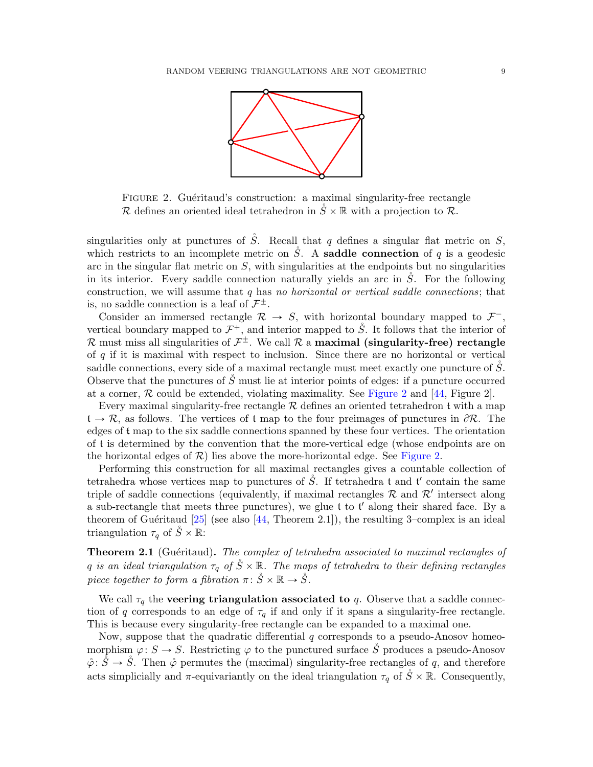FIGURE 2. Guéritaud's construction: a maximal singularity-free rectangle $\mathcal{R}$ defines an oriented ideal tetrahedron in $\mathring{S} \times \mathbb{R}$ with a projection to $\mathcal{R}$.

singularities only at punctures of $\mathring{S}$. Recall that $q$ defines a singular flat metric on $S$, which restricts to an incomplete metric on $\mathring{S}$. A **saddle connection** of $q$ is a geodesic arc in the singular flat metric on $S$, with singularities at the endpoints but no singularities in its interior. Every saddle connection naturally yields an arc in $\mathring{S}$. For the following construction, we will assume that $q$ has *no horizontal or vertical saddle connections*; that is, no saddle connection is a leaf of $\mathcal{F}^{\pm}$.

Consider an immersed rectangle $\mathcal{R} \to S$, with horizontal boundary mapped to $\mathcal{F}^-$, vertical boundary mapped to $\mathcal{F}^+$, and interior mapped to $\mathring{S}$. It follows that the interior of $\mathcal{R}$ must miss all singularities of $\mathcal{F}^{\pm}$. We call $\mathcal{R}$ a **maximal (singularity-free) rectangle** of $q$ if it is maximal with respect to inclusion. Since there are no horizontal or vertical saddle connections, every side of a maximal rectangle must meet exactly one puncture of $\mathring{S}$. Observe that the punctures of $\mathring{S}$ must lie at interior points of edges: if a puncture occurred at a corner, $\mathcal{R}$ could be extended, violating maximality. See Figure 2 and [44, Figure 2].

Every maximal singularity-free rectangle $\mathcal{R}$ defines an oriented tetrahedron $\mathfrak{t}$ with a map $\mathfrak{t} \to \mathcal{R}$, as follows. The vertices of $\mathfrak{t}$ map to the four preimages of punctures in $\partial\mathcal{R}$. The edges of $\mathfrak{t}$ map to the six saddle connections spanned by these four vertices. The orientation of $\mathfrak{t}$ is determined by the convention that the more-vertical edge (whose endpoints are on the horizontal edges of $\mathcal{R}$) lies above the more-horizontal edge. See Figure 2.

Performing this construction for all maximal rectangles gives a countable collection of tetrahedra whose vertices map to punctures of $\mathring{S}$. If tetrahedra $\mathfrak{t}$ and $\mathfrak{t}'$ contain the same triple of saddle connections (equivalently, if maximal rectangles $\mathcal{R}$ and $\mathcal{R}'$ intersect along a sub-rectangle that meets three punctures), we glue $\mathfrak{t}$ to $\mathfrak{t}'$ along their shared face. By a theorem of Guéritaud [25] (see also [44, Theorem 2.1]), the resulting 3–complex is an ideal triangulation $\tau_q$ of $\mathring{S} \times \mathbb{R}$:

**Theorem 2.1** (Guéritaud)**.** *The complex of tetrahedra associated to maximal rectangles of $q$ is an ideal triangulation $\tau_q$ of $\mathring{S} \times \mathbb{R}$. The maps of tetrahedra to their defining rectangles piece together to form a fibration $\pi\colon \mathring{S} \times \mathbb{R} \to \mathring{S}$.*

We call $\tau_q$ the **veering triangulation associated to** $q$. Observe that a saddle connection of $q$ corresponds to an edge of $\tau_q$ if and only if it spans a singularity-free rectangle. This is because every singularity-free rectangle can be expanded to a maximal one.

Now, suppose that the quadratic differential $q$ corresponds to a pseudo-Anosov homeomorphism $\varphi\colon S \to S$. Restricting $\varphi$ to the punctured surface $\mathring{S}$ produces a pseudo-Anosov $\mathring{\varphi}\colon \mathring{S} \to \mathring{S}$. Then $\mathring{\varphi}$ permutes the (maximal) singularity-free rectangles of $q$, and therefore acts simplicially and $\pi$-equivariantly on the ideal triangulation $\tau_q$ of $\mathring{S} \times \mathbb{R}$. Consequently,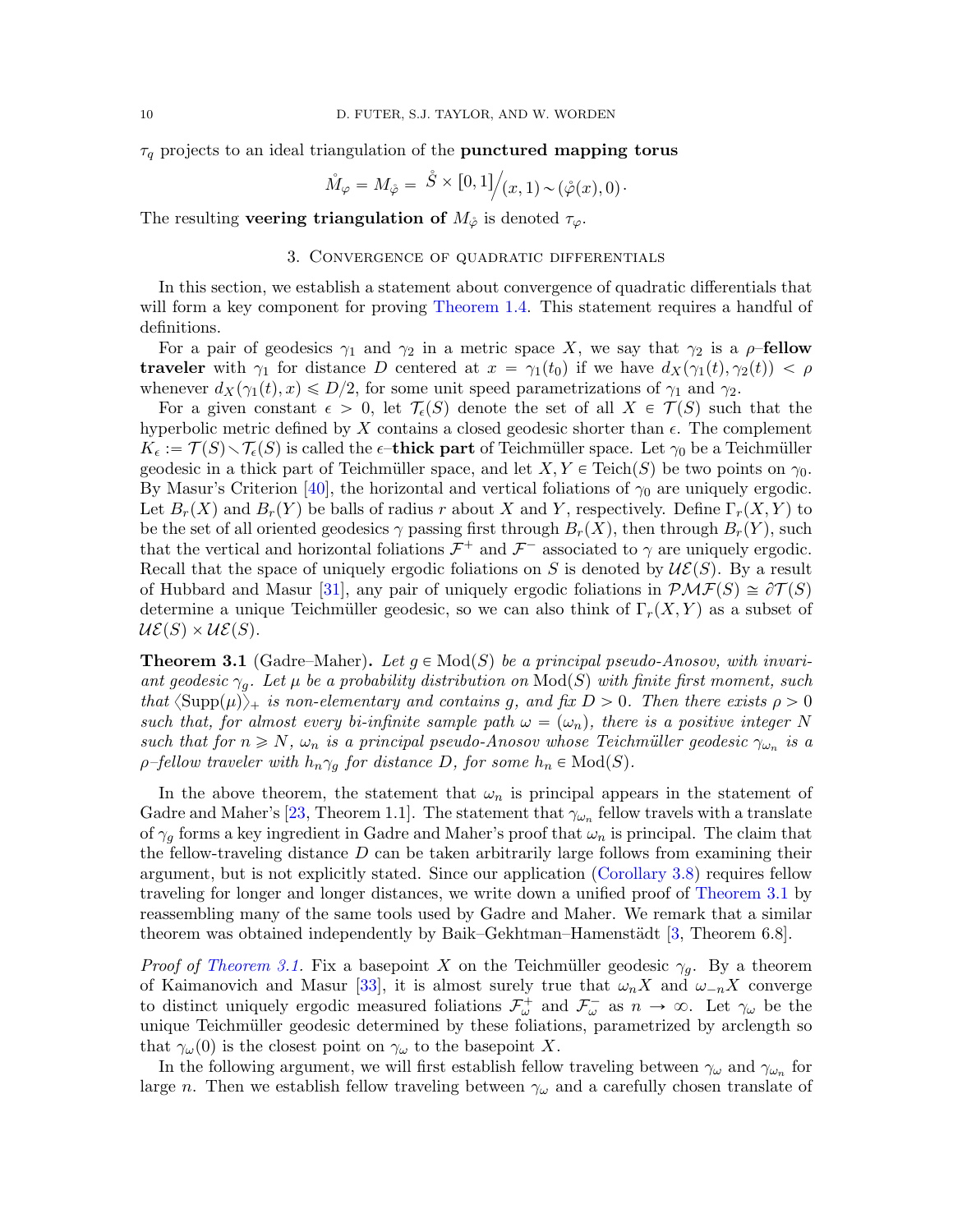$\tau_q$ projects to an ideal triangulation of the **punctured mapping torus**

$$\mathring{M}_\varphi = M_{\mathring{\varphi}} = \mathring{S} \times [0,1] \Big/ (x,1) \sim (\mathring{\varphi}(x), 0).$$

The resulting **veering triangulation of** $M_{\mathring{\varphi}}$ is denoted $\tau_\varphi$.

## 3. Convergence of quadratic differentials

In this section, we establish a statement about convergence of quadratic differentials that will form a key component for proving Theorem 1.4. This statement requires a handful of definitions.

For a pair of geodesics $\gamma_1$ and $\gamma_2$ in a metric space $X$, we say that $\gamma_2$ is a $\rho$–**fellow traveler** with $\gamma_1$ for distance $D$ centered at $x = \gamma_1(t_0)$ if we have $d_X(\gamma_1(t), \gamma_2(t)) < \rho$ whenever $d_X(\gamma_1(t), x) \leqslant D/2$, for some unit speed parametrizations of $\gamma_1$ and $\gamma_2$.

For a given constant $\epsilon > 0$, let $\mathcal{T}_\epsilon(S)$ denote the set of all $X \in \mathcal{T}(S)$ such that the hyperbolic metric defined by $X$ contains a closed geodesic shorter than $\epsilon$. The complement $K_\epsilon := \mathcal{T}(S) \smallsetminus \mathcal{T}_\epsilon(S)$ is called the $\epsilon$–**thick part** of Teichmüller space. Let $\gamma_0$ be a Teichmüller geodesic in a thick part of Teichmüller space, and let $X, Y \in \mathrm{Teich}(S)$ be two points on $\gamma_0$. By Masur's Criterion [40], the horizontal and vertical foliations of $\gamma_0$ are uniquely ergodic. Let $B_r(X)$ and $B_r(Y)$ be balls of radius $r$ about $X$ and $Y$, respectively. Define $\Gamma_r(X,Y)$ to be the set of all oriented geodesics $\gamma$ passing first through $B_r(X)$, then through $B_r(Y)$, such that the vertical and horizontal foliations $\mathcal{F}^+$ and $\mathcal{F}^-$ associated to $\gamma$ are uniquely ergodic. Recall that the space of uniquely ergodic foliations on $S$ is denoted by $\mathcal{UE}(S)$. By a result of Hubbard and Masur [31], any pair of uniquely ergodic foliations in $\mathcal{PMF}(S) \cong \partial\mathcal{T}(S)$ determine a unique Teichmüller geodesic, so we can also think of $\Gamma_r(X,Y)$ as a subset of $\mathcal{UE}(S) \times \mathcal{UE}(S)$.

**Theorem 3.1** (Gadre–Maher)**.** *Let $g \in \mathrm{Mod}(S)$ be a principal pseudo-Anosov, with invariant geodesic $\gamma_g$. Let $\mu$ be a probability distribution on $\mathrm{Mod}(S)$ with finite first moment, such that $\langle \mathrm{Supp}(\mu) \rangle_+$ is non-elementary and contains $g$, and fix $D > 0$. Then there exists $\rho > 0$ such that, for almost every bi-infinite sample path $\omega = (\omega_n)$, there is a positive integer $N$ such that for $n \geqslant N$, $\omega_n$ is a principal pseudo-Anosov whose Teichmüller geodesic $\gamma_{\omega_n}$ is a $\rho$–fellow traveler with $h_n\gamma_g$ for distance $D$, for some $h_n \in \mathrm{Mod}(S)$.*

In the above theorem, the statement that $\omega_n$ is principal appears in the statement of Gadre and Maher's [23, Theorem 1.1]. The statement that $\gamma_{\omega_n}$ fellow travels with a translate of $\gamma_g$ forms a key ingredient in Gadre and Maher's proof that $\omega_n$ is principal. The claim that the fellow-traveling distance $D$ can be taken arbitrarily large follows from examining their argument, but is not explicitly stated. Since our application (Corollary 3.8) requires fellow traveling for longer and longer distances, we write down a unified proof of Theorem 3.1 by reassembling many of the same tools used by Gadre and Maher. We remark that a similar theorem was obtained independently by Baik–Gekhtman–Hamenstädt [3, Theorem 6.8].

*Proof of Theorem 3.1.* Fix a basepoint $X$ on the Teichmüller geodesic $\gamma_g$. By a theorem of Kaimanovich and Masur [33], it is almost surely true that $\omega_n X$ and $\omega_{-n} X$ converge to distinct uniquely ergodic measured foliations $\mathcal{F}^+_\omega$ and $\mathcal{F}^-_\omega$ as $n \to \infty$. Let $\gamma_\omega$ be the unique Teichmüller geodesic determined by these foliations, parametrized by arclength so that $\gamma_\omega(0)$ is the closest point on $\gamma_\omega$ to the basepoint $X$.

In the following argument, we will first establish fellow traveling between $\gamma_\omega$ and $\gamma_{\omega_n}$ for large $n$. Then we establish fellow traveling between $\gamma_\omega$ and a carefully chosen translate of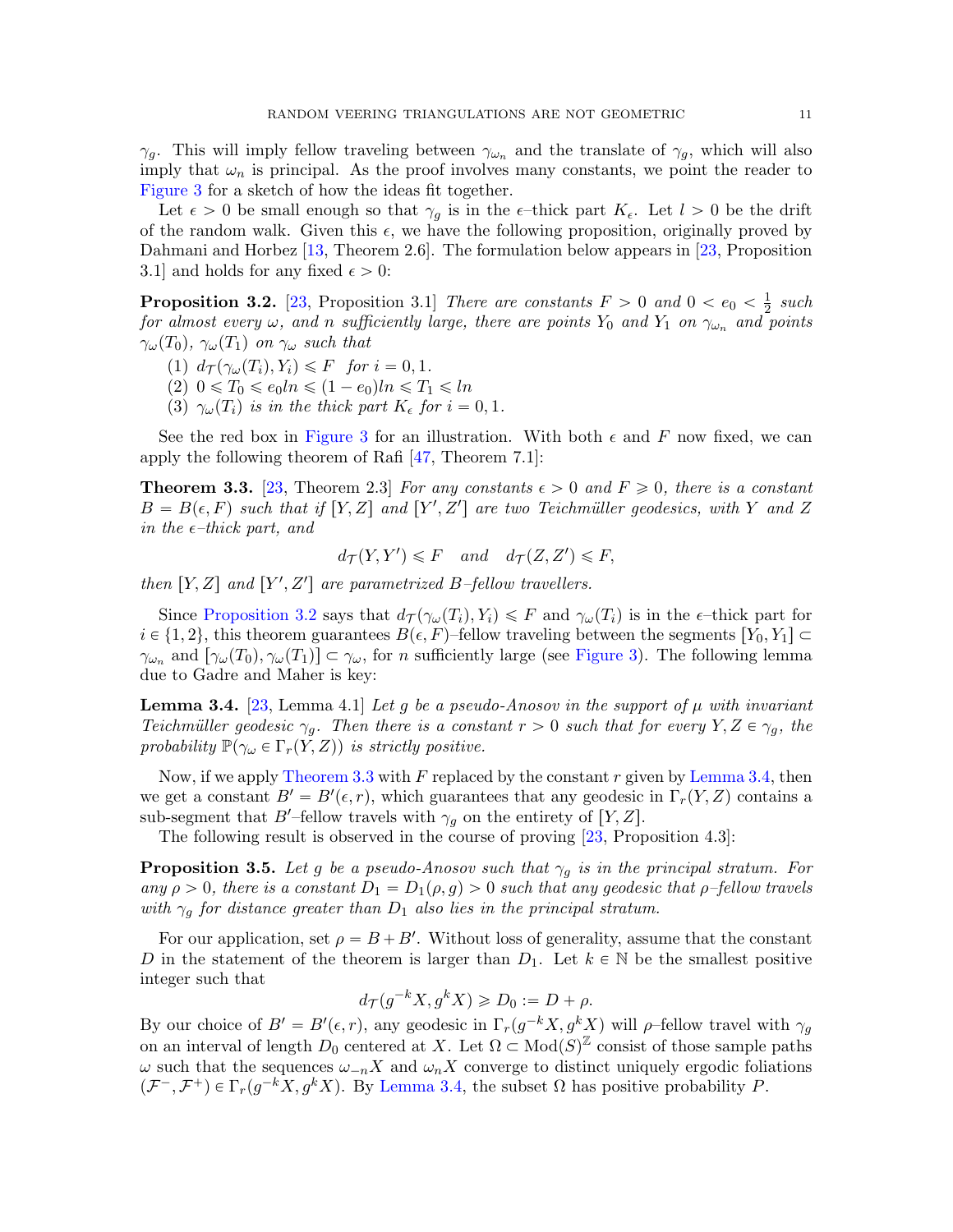$\gamma_g$. This will imply fellow traveling between $\gamma_{\omega_n}$ and the translate of $\gamma_g$, which will also imply that $\omega_n$ is principal. As the proof involves many constants, we point the reader to Figure 3 for a sketch of how the ideas fit together.

Let $\epsilon > 0$ be small enough so that $\gamma_g$ is in the $\epsilon$–thick part $K_\epsilon$. Let $l > 0$ be the drift of the random walk. Given this $\epsilon$, we have the following proposition, originally proved by Dahmani and Horbez [13, Theorem 2.6]. The formulation below appears in [23, Proposition 3.1] and holds for any fixed $\epsilon > 0$:

**Proposition 3.2.** [23, Proposition 3.1] *There are constants $F > 0$ and $0 < e_0 < \frac{1}{2}$ such for almost every $\omega$, and $n$ sufficiently large, there are points $Y_0$ and $Y_1$ on $\gamma_{\omega_n}$ and points $\gamma_\omega(T_0)$, $\gamma_\omega(T_1)$ on $\gamma_\omega$ such that*

1. $d_{\mathcal{T}}(\gamma_\omega(T_i), Y_i) \leqslant F$ *for $i = 0, 1$.*
2. $0 \leqslant T_0 \leqslant e_0 ln \leqslant (1 - e_0)ln \leqslant T_1 \leqslant ln$
3. $\gamma_\omega(T_i)$ *is in the thick part $K_\epsilon$ for $i = 0, 1$.*

See the red box in Figure 3 for an illustration. With both $\epsilon$ and $F$ now fixed, we can apply the following theorem of Rafi [47, Theorem 7.1]:

**Theorem 3.3.** [23, Theorem 2.3] *For any constants $\epsilon > 0$ and $F \geqslant 0$, there is a constant $B = B(\epsilon, F)$ such that if $[Y, Z]$ and $[Y', Z']$ are two Teichmüller geodesics, with $Y$ and $Z$ in the $\epsilon$–thick part, and*

$$d_{\mathcal{T}}(Y, Y') \leqslant F \quad \text{and} \quad d_{\mathcal{T}}(Z, Z') \leqslant F,$$

*then $[Y, Z]$ and $[Y', Z']$ are parametrized $B$–fellow travellers.*

Since Proposition 3.2 says that $d_{\mathcal{T}}(\gamma_\omega(T_i), Y_i) \leqslant F$ and $\gamma_\omega(T_i)$ is in the $\epsilon$–thick part for $i \in \{1, 2\}$, this theorem guarantees $B(\epsilon, F)$–fellow traveling between the segments $[Y_0, Y_1] \subset \gamma_{\omega_n}$ and $[\gamma_\omega(T_0), \gamma_\omega(T_1)] \subset \gamma_\omega$, for $n$ sufficiently large (see Figure 3). The following lemma due to Gadre and Maher is key:

**Lemma 3.4.** [23, Lemma 4.1] *Let $g$ be a pseudo-Anosov in the support of $\mu$ with invariant Teichmüller geodesic $\gamma_g$. Then there is a constant $r > 0$ such that for every $Y, Z \in \gamma_g$, the probability $\mathbb{P}(\gamma_\omega \in \Gamma_r(Y, Z))$ is strictly positive.*

Now, if we apply Theorem 3.3 with $F$ replaced by the constant $r$ given by Lemma 3.4, then we get a constant $B' = B'(\epsilon, r)$, which guarantees that any geodesic in $\Gamma_r(Y, Z)$ contains a sub-segment that $B'$–fellow travels with $\gamma_g$ on the entirety of $[Y, Z]$.

The following result is observed in the course of proving [23, Proposition 4.3]:

**Proposition 3.5.** *Let $g$ be a pseudo-Anosov such that $\gamma_g$ is in the principal stratum. For any $\rho > 0$, there is a constant $D_1 = D_1(\rho, g) > 0$ such that any geodesic that $\rho$–fellow travels with $\gamma_g$ for distance greater than $D_1$ also lies in the principal stratum.*

For our application, set $\rho = B + B'$. Without loss of generality, assume that the constant $D$ in the statement of the theorem is larger than $D_1$. Let $k \in \mathbb{N}$ be the smallest positive integer such that

$$d_{\mathcal{T}}(g^{-k}X, g^kX) \geqslant D_0 := D + \rho.$$

By our choice of $B' = B'(\epsilon, r)$, any geodesic in $\Gamma_r(g^{-k}X, g^kX)$ will $\rho$–fellow travel with $\gamma_g$ on an interval of length $D_0$ centered at $X$. Let $\Omega \subset \mathrm{Mod}(S)^{\mathbb{Z}}$ consist of those sample paths $\omega$ such that the sequences $\omega_{-n}X$ and $\omega_nX$ converge to distinct uniquely ergodic foliations $(\mathcal{F}^-, \mathcal{F}^+) \in \Gamma_r(g^{-k}X, g^kX)$. By Lemma 3.4, the subset $\Omega$ has positive probability $P$.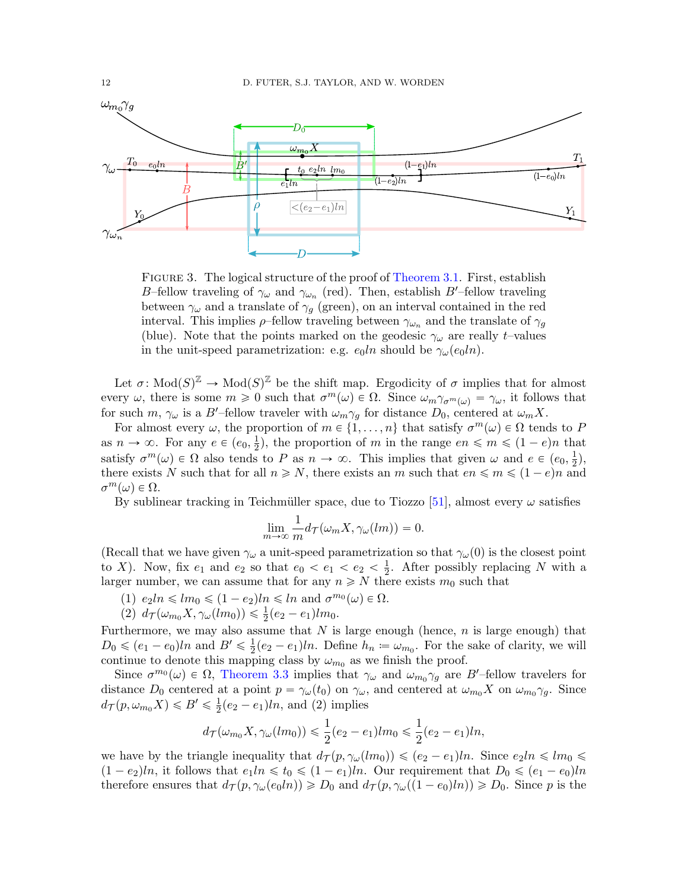FIGURE 3. The logical structure of the proof of Theorem 3.1. First, establish $B$–fellow traveling of $\gamma_\omega$ and $\gamma_{\omega_n}$ (red). Then, establish $B'$–fellow traveling between $\gamma_\omega$ and a translate of $\gamma_g$ (green), on an interval contained in the red interval. This implies $\rho$–fellow traveling between $\gamma_{\omega_n}$ and the translate of $\gamma_g$ (blue). Note that the points marked on the geodesic $\gamma_\omega$ are really $t$–values in the unit-speed parametrization: e.g. $e_0 ln$ should be $\gamma_\omega(e_0 ln)$.

Let $\sigma\colon \mathrm{Mod}(S)^{\mathbb{Z}} \to \mathrm{Mod}(S)^{\mathbb{Z}}$ be the shift map. Ergodicity of $\sigma$ implies that for almost every $\omega$, there is some $m \geqslant 0$ such that $\sigma^m(\omega) \in \Omega$. Since $\omega_m \gamma_{\sigma^m(\omega)} = \gamma_\omega$, it follows that for such $m$, $\gamma_\omega$ is a $B'$–fellow traveler with $\omega_m \gamma_g$ for distance $D_0$, centered at $\omega_m X$.

For almost every $\omega$, the proportion of $m \in \{1, \ldots, n\}$ that satisfy $\sigma^m(\omega) \in \Omega$ tends to $P$ as $n \to \infty$. For any $e \in (e_0, \frac{1}{2})$, the proportion of $m$ in the range $en \leqslant m \leqslant (1-e)n$ that satisfy $\sigma^m(\omega) \in \Omega$ also tends to $P$ as $n \to \infty$. This implies that given $\omega$ and $e \in (e_0, \frac{1}{2})$, there exists $N$ such that for all $n \geqslant N$, there exists an $m$ such that $en \leqslant m \leqslant (1-e)n$ and $\sigma^m(\omega) \in \Omega$.

By sublinear tracking in Teichmüller space, due to Tiozzo [51], almost every $\omega$ satisfies

$$\lim_{m \to \infty} \frac{1}{m} d_{\mathcal{T}}(\omega_m X, \gamma_\omega(lm)) = 0.$$

(Recall that we have given $\gamma_\omega$ a unit-speed parametrization so that $\gamma_\omega(0)$ is the closest point to $X$). Now, fix $e_1$ and $e_2$ so that $e_0 < e_1 < e_2 < \frac{1}{2}$. After possibly replacing $N$ with a larger number, we can assume that for any $n \geqslant N$ there exists $m_0$ such that

(1) $e_2 ln \leqslant lm_0 \leqslant (1-e_2)ln \leqslant ln$ and $\sigma^{m_0}(\omega) \in \Omega$.
(2) $d_{\mathcal{T}}(\omega_{m_0} X, \gamma_\omega(lm_0)) \leqslant \frac{1}{2}(e_2 - e_1)lm_0$.

Furthermore, we may also assume that $N$ is large enough (hence, $n$ is large enough) that $D_0 \leqslant (e_1 - e_0)ln$ and $B' \leqslant \frac{1}{2}(e_2 - e_1)ln$. Define $h_n \coloneqq \omega_{m_0}$. For the sake of clarity, we will continue to denote this mapping class by $\omega_{m_0}$ as we finish the proof.

Since $\sigma^{m_0}(\omega) \in \Omega$, Theorem 3.3 implies that $\gamma_\omega$ and $\omega_{m_0}\gamma_g$ are $B'$–fellow travelers for distance $D_0$ centered at a point $p = \gamma_\omega(t_0)$ on $\gamma_\omega$, and centered at $\omega_{m_0} X$ on $\omega_{m_0}\gamma_g$. Since $d_{\mathcal{T}}(p, \omega_{m_0} X) \leqslant B' \leqslant \frac{1}{2}(e_2 - e_1)ln$, and (2) implies

$$d_{\mathcal{T}}(\omega_{m_0} X, \gamma_\omega(lm_0)) \leqslant \frac{1}{2}(e_2 - e_1)lm_0 \leqslant \frac{1}{2}(e_2 - e_1)ln,$$

we have by the triangle inequality that $d_{\mathcal{T}}(p, \gamma_\omega(lm_0)) \leqslant (e_2 - e_1)ln$. Since $e_2 ln \leqslant lm_0 \leqslant (1-e_2)ln$, it follows that $e_1 ln \leqslant t_0 \leqslant (1-e_1)ln$. Our requirement that $D_0 \leqslant (e_1 - e_0)ln$ therefore ensures that $d_{\mathcal{T}}(p, \gamma_\omega(e_0 ln)) \geqslant D_0$ and $d_{\mathcal{T}}(p, \gamma_\omega((1-e_0)ln)) \geqslant D_0$. Since $p$ is the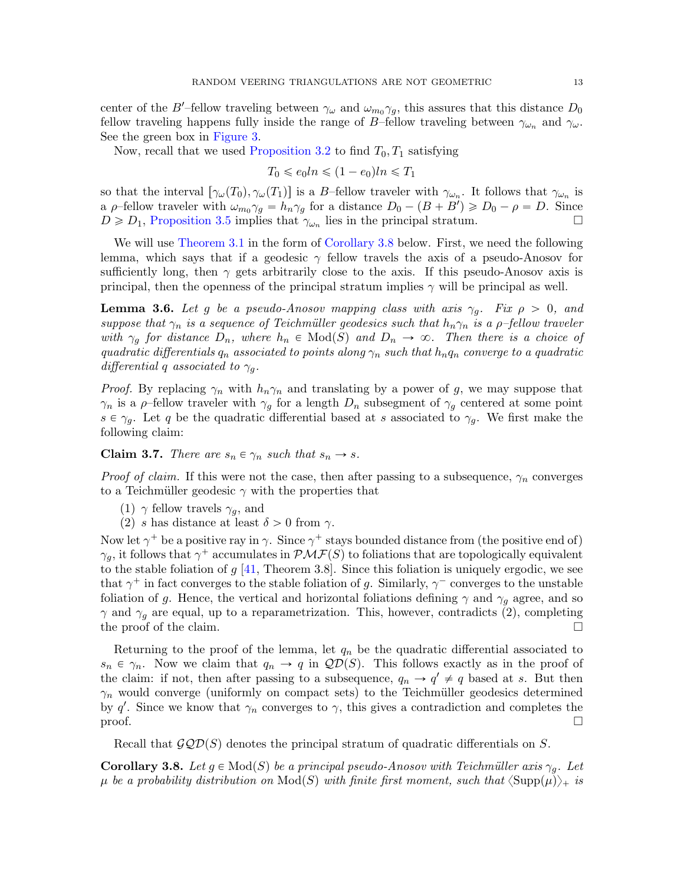center of the $B'$–fellow traveling between $\gamma_\omega$ and $\omega_{m_0}\gamma_g$, this assures that this distance $D_0$ fellow traveling happens fully inside the range of $B$–fellow traveling between $\gamma_{\omega_n}$ and $\gamma_\omega$. See the green box in Figure 3.

Now, recall that we used Proposition 3.2 to find $T_0, T_1$ satisfying

$$T_0 \leqslant e_0 ln \leqslant (1-e_0)ln \leqslant T_1$$

so that the interval $[\gamma_\omega(T_0), \gamma_\omega(T_1)]$ is a $B$–fellow traveler with $\gamma_{\omega_n}$. It follows that $\gamma_{\omega_n}$ is a $\rho$–fellow traveler with $\omega_{m_0}\gamma_g = h_n\gamma_g$ for a distance $D_0 - (B + B') \geqslant D_0 - \rho = D$. Since $D \geqslant D_1$, Proposition 3.5 implies that $\gamma_{\omega_n}$ lies in the principal stratum. □

We will use Theorem 3.1 in the form of Corollary 3.8 below. First, we need the following lemma, which says that if a geodesic $\gamma$ fellow travels the axis of a pseudo-Anosov for sufficiently long, then $\gamma$ gets arbitrarily close to the axis. If this pseudo-Anosov axis is principal, then the openness of the principal stratum implies $\gamma$ will be principal as well.

**Lemma 3.6.** *Let $g$ be a pseudo-Anosov mapping class with axis $\gamma_g$. Fix $\rho > 0$, and suppose that $\gamma_n$ is a sequence of Teichmüller geodesics such that $h_n\gamma_n$ is a $\rho$–fellow traveler with $\gamma_g$ for distance $D_n$, where $h_n \in \mathrm{Mod}(S)$ and $D_n \to \infty$. Then there is a choice of quadratic differentials $q_n$ associated to points along $\gamma_n$ such that $h_n q_n$ converge to a quadratic differential $q$ associated to $\gamma_g$.*

*Proof.* By replacing $\gamma_n$ with $h_n\gamma_n$ and translating by a power of $g$, we may suppose that $\gamma_n$ is a $\rho$–fellow traveler with $\gamma_g$ for a length $D_n$ subsegment of $\gamma_g$ centered at some point $s \in \gamma_g$. Let $q$ be the quadratic differential based at $s$ associated to $\gamma_g$. We first make the following claim:

**Claim 3.7.** *There are $s_n \in \gamma_n$ such that $s_n \to s$.*

*Proof of claim.* If this were not the case, then after passing to a subsequence, $\gamma_n$ converges to a Teichmüller geodesic $\gamma$ with the properties that

1. $\gamma$ fellow travels $\gamma_g$, and
2. $s$ has distance at least $\delta > 0$ from $\gamma$.

Now let $\gamma^+$ be a positive ray in $\gamma$. Since $\gamma^+$ stays bounded distance from (the positive end of) $\gamma_g$, it follows that $\gamma^+$ accumulates in $\mathcal{PMF}(S)$ to foliations that are topologically equivalent to the stable foliation of $g$ [41, Theorem 3.8]. Since this foliation is uniquely ergodic, we see that $\gamma^+$ in fact converges to the stable foliation of $g$. Similarly, $\gamma^-$ converges to the unstable foliation of $g$. Hence, the vertical and horizontal foliations defining $\gamma$ and $\gamma_g$ agree, and so $\gamma$ and $\gamma_g$ are equal, up to a reparametrization. This, however, contradicts (2), completing the proof of the claim. □

Returning to the proof of the lemma, let $q_n$ be the quadratic differential associated to $s_n \in \gamma_n$. Now we claim that $q_n \to q$ in $\mathcal{QD}(S)$. This follows exactly as in the proof of the claim: if not, then after passing to a subsequence, $q_n \to q' \neq q$ based at $s$. But then $\gamma_n$ would converge (uniformly on compact sets) to the Teichmüller geodesics determined by $q'$. Since we know that $\gamma_n$ converges to $\gamma$, this gives a contradiction and completes the proof. □

Recall that $\mathcal{GQD}(S)$ denotes the principal stratum of quadratic differentials on $S$.

**Corollary 3.8.** *Let $g \in \mathrm{Mod}(S)$ be a principal pseudo-Anosov with Teichmüller axis $\gamma_g$. Let $\mu$ be a probability distribution on $\mathrm{Mod}(S)$ with finite first moment, such that $\langle \mathrm{Supp}(\mu)\rangle_+$ is*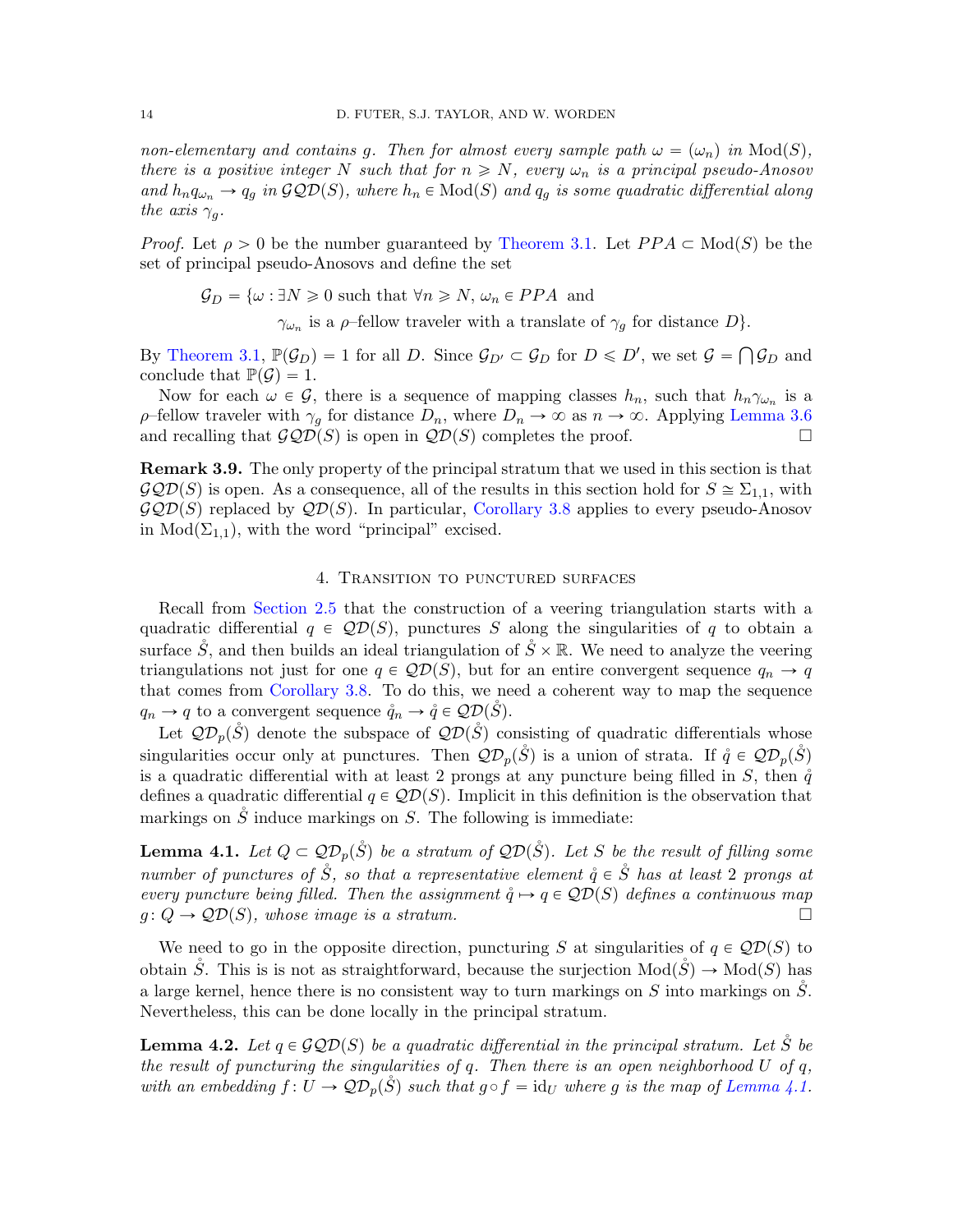*non-elementary and contains $g$. Then for almost every sample path $\omega = (\omega_n)$ in $\mathrm{Mod}(S)$, there is a positive integer $N$ such that for $n \geqslant N$, every $\omega_n$ is a principal pseudo-Anosov and $h_n q_{\omega_n} \to q_g$ in $\mathcal{GQD}(S)$, where $h_n \in \mathrm{Mod}(S)$ and $q_g$ is some quadratic differential along the axis $\gamma_g$.*

*Proof.* Let $\rho > 0$ be the number guaranteed by Theorem 3.1. Let $PPA \subset \mathrm{Mod}(S)$ be the set of principal pseudo-Anosovs and define the set

$$\mathcal{G}_D = \{\omega : \exists N \geqslant 0 \text{ such that } \forall n \geqslant N,\ \omega_n \in PPA \text{ and } \gamma_{\omega_n} \text{ is a } \rho\text{–fellow traveler with a translate of } \gamma_g \text{ for distance } D\}.$$

By Theorem 3.1, $\mathbb{P}(\mathcal{G}_D) = 1$ for all $D$. Since $\mathcal{G}_{D'} \subset \mathcal{G}_D$ for $D \leqslant D'$, we set $\mathcal{G} = \bigcap \mathcal{G}_D$ and conclude that $\mathbb{P}(\mathcal{G}) = 1$.

Now for each $\omega \in \mathcal{G}$, there is a sequence of mapping classes $h_n$, such that $h_n \gamma_{\omega_n}$ is a $\rho$–fellow traveler with $\gamma_g$ for distance $D_n$, where $D_n \to \infty$ as $n \to \infty$. Applying Lemma 3.6 and recalling that $\mathcal{GQD}(S)$ is open in $\mathcal{QD}(S)$ completes the proof. $\square$

**Remark 3.9.** The only property of the principal stratum that we used in this section is that $\mathcal{GQD}(S)$ is open. As a consequence, all of the results in this section hold for $S \cong \Sigma_{1,1}$, with $\mathcal{GQD}(S)$ replaced by $\mathcal{QD}(S)$. In particular, Corollary 3.8 applies to every pseudo-Anosov in $\mathrm{Mod}(\Sigma_{1,1})$, with the word "principal" excised.

## 4. Transition to punctured surfaces

Recall from Section 2.5 that the construction of a veering triangulation starts with a quadratic differential $q \in \mathcal{QD}(S)$, punctures $S$ along the singularities of $q$ to obtain a surface $\mathring{S}$, and then builds an ideal triangulation of $\mathring{S} \times \mathbb{R}$. We need to analyze the veering triangulations not just for one $q \in \mathcal{QD}(S)$, but for an entire convergent sequence $q_n \to q$ that comes from Corollary 3.8. To do this, we need a coherent way to map the sequence $q_n \to q$ to a convergent sequence $\mathring{q}_n \to \mathring{q} \in \mathcal{QD}(\mathring{S})$.

Let $\mathcal{QD}_p(\mathring{S})$ denote the subspace of $\mathcal{QD}(\mathring{S})$ consisting of quadratic differentials whose singularities occur only at punctures. Then $\mathcal{QD}_p(\mathring{S})$ is a union of strata. If $\mathring{q} \in \mathcal{QD}_p(\mathring{S})$ is a quadratic differential with at least 2 prongs at any puncture being filled in $S$, then $\mathring{q}$ defines a quadratic differential $q \in \mathcal{QD}(S)$. Implicit in this definition is the observation that markings on $\mathring{S}$ induce markings on $S$. The following is immediate:

**Lemma 4.1.** *Let $Q \subset \mathcal{QD}_p(\mathring{S})$ be a stratum of $\mathcal{QD}(\mathring{S})$. Let $S$ be the result of filling some number of punctures of $\mathring{S}$, so that a representative element $\mathring{q} \in \mathring{S}$ has at least 2 prongs at every puncture being filled. Then the assignment $\mathring{q} \mapsto q \in \mathcal{QD}(S)$ defines a continuous map $g \colon Q \to \mathcal{QD}(S)$, whose image is a stratum.* $\square$

We need to go in the opposite direction, puncturing $S$ at singularities of $q \in \mathcal{QD}(S)$ to obtain $\mathring{S}$. This is is not as straightforward, because the surjection $\mathrm{Mod}(\mathring{S}) \to \mathrm{Mod}(S)$ has a large kernel, hence there is no consistent way to turn markings on $S$ into markings on $\mathring{S}$. Nevertheless, this can be done locally in the principal stratum.

**Lemma 4.2.** *Let $q \in \mathcal{GQD}(S)$ be a quadratic differential in the principal stratum. Let $\mathring{S}$ be the result of puncturing the singularities of $q$. Then there is an open neighborhood $U$ of $q$, with an embedding $f \colon U \to \mathcal{QD}_p(\mathring{S})$ such that $g \circ f = \mathrm{id}_U$ where $g$ is the map of Lemma 4.1.*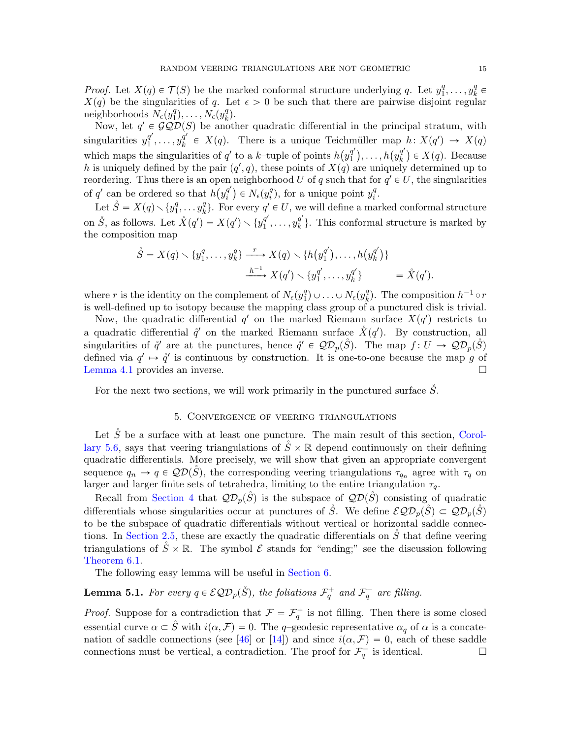*Proof.* Let $X(q) \in \mathcal{T}(S)$ be the marked conformal structure underlying $q$. Let $y_1^q, \ldots, y_k^q \in X(q)$ be the singularities of $q$. Let $\epsilon > 0$ be such that there are pairwise disjoint regular neighborhoods $N_\epsilon(y_1^q), \ldots, N_\epsilon(y_k^q)$.

Now, let $q' \in \mathcal{GQD}(S)$ be another quadratic differential in the principal stratum, with singularities $y_1^{q'}, \ldots, y_k^{q'} \in X(q)$. There is a unique Teichmüller map $h \colon X(q') \to X(q)$ which maps the singularities of $q'$ to a $k$–tuple of points $h(y_1^{q'}), \ldots, h(y_k^{q'}) \in X(q)$. Because $h$ is uniquely defined by the pair $(q', q)$, these points of $X(q)$ are uniquely determined up to reordering. Thus there is an open neighborhood $U$ of $q$ such that for $q' \in U$, the singularities of $q'$ can be ordered so that $h(y_i^{q'}) \in N_\epsilon(y_i^q)$, for a unique point $y_i^q$.

Let $\mathring{S} = X(q) \smallsetminus \{y_1^q, \ldots y_k^q\}$. For every $q' \in U$, we will define a marked conformal structure on $\mathring{S}$, as follows. Let $\mathring{X}(q') = X(q') \smallsetminus \{y_1^{q'}, \ldots, y_k^{q'}\}$. This conformal structure is marked by the composition map

$$
\begin{aligned}
\mathring{S} = X(q) \smallsetminus \{y_1^q, \ldots, y_k^q\} &\xrightarrow{\ r\ } X(q) \smallsetminus \{h(y_1^{q'}), \ldots, h(y_k^{q'})\} \\
&\xrightarrow{\ h^{-1}\ } X(q') \smallsetminus \{y_1^{q'}, \ldots, y_k^{q'}\} \qquad = \mathring{X}(q').
\end{aligned}
$$

where $r$ is the identity on the complement of $N_\epsilon(y_1^q) \cup \ldots \cup N_\epsilon(y_k^q)$. The composition $h^{-1} \circ r$ is well-defined up to isotopy because the mapping class group of a punctured disk is trivial.

Now, the quadratic differential $q'$ on the marked Riemann surface $X(q')$ restricts to a quadratic differential $\mathring{q}'$ on the marked Riemann surface $\mathring{X}(q')$. By construction, all singularities of $\mathring{q}'$ are at the punctures, hence $\mathring{q}' \in \mathcal{QD}_p(\mathring{S})$. The map $f \colon U \to \mathcal{QD}_p(\mathring{S})$ defined via $q' \mapsto \mathring{q}'$ is continuous by construction. It is one-to-one because the map $g$ of Lemma 4.1 provides an inverse. $\square$

For the next two sections, we will work primarily in the punctured surface $\mathring{S}$.

## 5. Convergence of veering triangulations

Let $\mathring{S}$ be a surface with at least one puncture. The main result of this section, Corollary 5.6, says that veering triangulations of $\mathring{S} \times \mathbb{R}$ depend continuously on their defining quadratic differentials. More precisely, we will show that given an appropriate convergent sequence $q_n \to q \in \mathcal{QD}(\mathring{S})$, the corresponding veering triangulations $\tau_{q_n}$ agree with $\tau_q$ on larger and larger finite sets of tetrahedra, limiting to the entire triangulation $\tau_q$.

Recall from Section 4 that $\mathcal{QD}_p(\mathring{S})$ is the subspace of $\mathcal{QD}(\mathring{S})$ consisting of quadratic differentials whose singularities occur at punctures of $\mathring{S}$. We define $\mathcal{EQD}_p(\mathring{S}) \subset \mathcal{QD}_p(\mathring{S})$ to be the subspace of quadratic differentials without vertical or horizontal saddle connections. In Section 2.5, these are exactly the quadratic differentials on $\mathring{S}$ that define veering triangulations of $\mathring{S} \times \mathbb{R}$. The symbol $\mathcal{E}$ stands for "ending;" see the discussion following Theorem 6.1.

The following easy lemma will be useful in Section 6.

**Lemma 5.1.** *For every $q \in \mathcal{EQD}_p(\mathring{S})$, the foliations $\mathcal{F}_q^+$ and $\mathcal{F}_q^-$ are filling.*

*Proof.* Suppose for a contradiction that $\mathcal{F} = \mathcal{F}_q^+$ is not filling. Then there is some closed essential curve $\alpha \subset \mathring{S}$ with $i(\alpha, \mathcal{F}) = 0$. The $q$–geodesic representative $\alpha_q$ of $\alpha$ is a concatenation of saddle connections (see [46] or [14]) and since $i(\alpha, \mathcal{F}) = 0$, each of these saddle connections must be vertical, a contradiction. The proof for $\mathcal{F}_q^-$ is identical. $\square$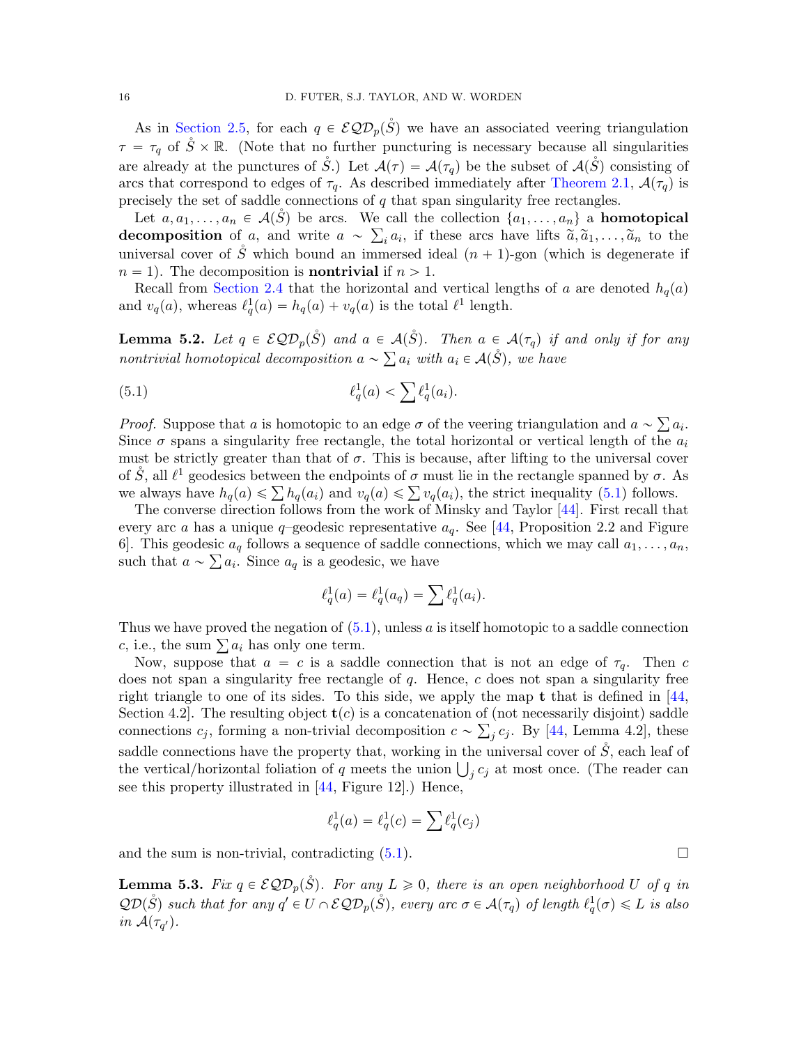As in Section 2.5, for each $q \in \mathcal{EQD}_p(\mathring{S})$ we have an associated veering triangulation $\tau = \tau_q$ of $\mathring{S} \times \mathbb{R}$. (Note that no further puncturing is necessary because all singularities are already at the punctures of $\mathring{S}$.) Let $\mathcal{A}(\tau) = \mathcal{A}(\tau_q)$ be the subset of $\mathcal{A}(\mathring{S})$ consisting of arcs that correspond to edges of $\tau_q$. As described immediately after Theorem 2.1, $\mathcal{A}(\tau_q)$ is precisely the set of saddle connections of $q$ that span singularity free rectangles.

Let $a, a_1, \ldots, a_n \in \mathcal{A}(\mathring{S})$ be arcs. We call the collection $\{a_1, \ldots, a_n\}$ a **homotopical decomposition** of $a$, and write $a \sim \sum_i a_i$, if these arcs have lifts $\widetilde{a}, \widetilde{a}_1, \ldots, \widetilde{a}_n$ to the universal cover of $\mathring{S}$ which bound an immersed ideal $(n+1)$-gon (which is degenerate if $n = 1$). The decomposition is **nontrivial** if $n > 1$.

Recall from Section 2.4 that the horizontal and vertical lengths of $a$ are denoted $h_q(a)$ and $v_q(a)$, whereas $\ell^1_q(a) = h_q(a) + v_q(a)$ is the total $\ell^1$ length.

**Lemma 5.2.** *Let $q \in \mathcal{EQD}_p(\mathring{S})$ and $a \in \mathcal{A}(\mathring{S})$. Then $a \in \mathcal{A}(\tau_q)$ if and only if for any nontrivial homotopical decomposition $a \sim \sum a_i$ with $a_i \in \mathcal{A}(\mathring{S})$, we have*

$$\ell^1_q(a) < \sum \ell^1_q(a_i). \tag{5.1}$$

*Proof.* Suppose that $a$ is homotopic to an edge $\sigma$ of the veering triangulation and $a \sim \sum a_i$. Since $\sigma$ spans a singularity free rectangle, the total horizontal or vertical length of the $a_i$ must be strictly greater than that of $\sigma$. This is because, after lifting to the universal cover of $\mathring{S}$, all $\ell^1$ geodesics between the endpoints of $\sigma$ must lie in the rectangle spanned by $\sigma$. As we always have $h_q(a) \leqslant \sum h_q(a_i)$ and $v_q(a) \leqslant \sum v_q(a_i)$, the strict inequality (5.1) follows.

The converse direction follows from the work of Minsky and Taylor [44]. First recall that every arc $a$ has a unique $q$–geodesic representative $a_q$. See [44, Proposition 2.2 and Figure 6]. This geodesic $a_q$ follows a sequence of saddle connections, which we may call $a_1, \ldots, a_n$, such that $a \sim \sum a_i$. Since $a_q$ is a geodesic, we have

$$\ell^1_q(a) = \ell^1_q(a_q) = \sum \ell^1_q(a_i).$$

Thus we have proved the negation of (5.1), unless $a$ is itself homotopic to a saddle connection $c$, i.e., the sum $\sum a_i$ has only one term.

Now, suppose that $a = c$ is a saddle connection that is not an edge of $\tau_q$. Then $c$ does not span a singularity free rectangle of $q$. Hence, $c$ does not span a singularity free right triangle to one of its sides. To this side, we apply the map $\mathbf{t}$ that is defined in [44, Section 4.2]. The resulting object $\mathbf{t}(c)$ is a concatenation of (not necessarily disjoint) saddle connections $c_j$, forming a non-trivial decomposition $c \sim \sum_j c_j$. By [44, Lemma 4.2], these saddle connections have the property that, working in the universal cover of $\mathring{S}$, each leaf of the vertical/horizontal foliation of $q$ meets the union $\bigcup_j c_j$ at most once. (The reader can see this property illustrated in [44, Figure 12].) Hence,

$$\ell^1_q(a) = \ell^1_q(c) = \sum \ell^1_q(c_j)$$

and the sum is non-trivial, contradicting (5.1). $\square$

**Lemma 5.3.** *Fix $q \in \mathcal{EQD}_p(\mathring{S})$. For any $L \geqslant 0$, there is an open neighborhood $U$ of $q$ in $\mathcal{QD}(\mathring{S})$ such that for any $q' \in U \cap \mathcal{EQD}_p(\mathring{S})$, every arc $\sigma \in \mathcal{A}(\tau_q)$ of length $\ell^1_q(\sigma) \leqslant L$ is also in $\mathcal{A}(\tau_{q'})$.*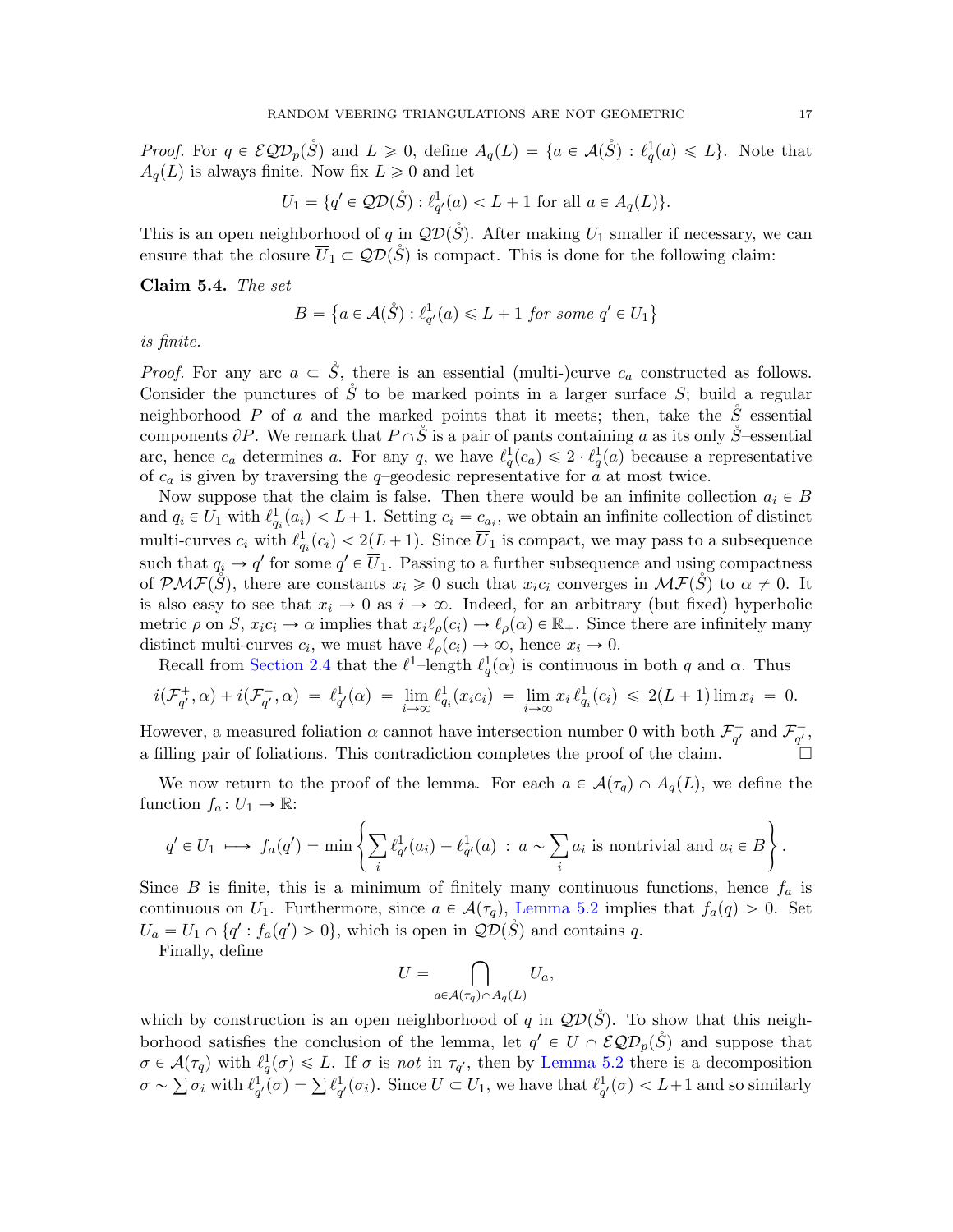*Proof.* For $q \in \mathcal{EQD}_p(\mathring{S})$ and $L \geqslant 0$, define $A_q(L) = \{a \in \mathcal{A}(\mathring{S}) : \ell^1_q(a) \leqslant L\}$. Note that $A_q(L)$ is always finite. Now fix $L \geqslant 0$ and let

$$U_1 = \{q' \in \mathcal{QD}(\mathring{S}) : \ell^1_{q'}(a) < L+1 \text{ for all } a \in A_q(L)\}.$$

This is an open neighborhood of $q$ in $\mathcal{QD}(\mathring{S})$. After making $U_1$ smaller if necessary, we can ensure that the closure $\overline{U}_1 \subset \mathcal{QD}(\mathring{S})$ is compact. This is done for the following claim:

**Claim 5.4.** *The set*

$$B = \left\{a \in \mathcal{A}(\mathring{S}) : \ell^1_{q'}(a) \leqslant L+1 \text{ for some } q' \in U_1\right\}$$

*is finite.*

*Proof.* For any arc $a \subset \mathring{S}$, there is an essential (multi-)curve $c_a$ constructed as follows. Consider the punctures of $\mathring{S}$ to be marked points in a larger surface $S$; build a regular neighborhood $P$ of $a$ and the marked points that it meets; then, take the $\mathring{S}$–essential components $\partial P$. We remark that $P \cap \mathring{S}$ is a pair of pants containing $a$ as its only $\mathring{S}$–essential arc, hence $c_a$ determines $a$. For any $q$, we have $\ell^1_q(c_a) \leqslant 2 \cdot \ell^1_q(a)$ because a representative of $c_a$ is given by traversing the $q$–geodesic representative for $a$ at most twice.

Now suppose that the claim is false. Then there would be an infinite collection $a_i \in B$ and $q_i \in U_1$ with $\ell^1_{q_i}(a_i) < L+1$. Setting $c_i = c_{a_i}$, we obtain an infinite collection of distinct multi-curves $c_i$ with $\ell^1_{q_i}(c_i) < 2(L+1)$. Since $\overline{U}_1$ is compact, we may pass to a subsequence such that $q_i \to q'$ for some $q' \in \overline{U}_1$. Passing to a further subsequence and using compactness of $\mathcal{PMF}(\mathring{S})$, there are constants $x_i \geqslant 0$ such that $x_i c_i$ converges in $\mathcal{MF}(\mathring{S})$ to $\alpha \neq 0$. It is also easy to see that $x_i \to 0$ as $i \to \infty$. Indeed, for an arbitrary (but fixed) hyperbolic metric $\rho$ on $S$, $x_i c_i \to \alpha$ implies that $x_i \ell_\rho(c_i) \to \ell_\rho(\alpha) \in \mathbb{R}_+$. Since there are infinitely many distinct multi-curves $c_i$, we must have $\ell_\rho(c_i) \to \infty$, hence $x_i \to 0$.

Recall from Section 2.4 that the $\ell^1$–length $\ell^1_q(\alpha)$ is continuous in both $q$ and $\alpha$. Thus

$$i(\mathcal{F}^+_{q'}, \alpha) + i(\mathcal{F}^-_{q'}, \alpha) \;=\; \ell^1_{q'}(\alpha) \;=\; \lim_{i\to\infty} \ell^1_{q_i}(x_i c_i) \;=\; \lim_{i\to\infty} x_i\, \ell^1_{q_i}(c_i) \;\leqslant\; 2(L+1)\lim x_i \;=\; 0.$$

However, a measured foliation $\alpha$ cannot have intersection number 0 with both $\mathcal{F}^+_{q'}$ and $\mathcal{F}^-_{q'}$, a filling pair of foliations. This contradiction completes the proof of the claim. $\square$

We now return to the proof of the lemma. For each $a \in \mathcal{A}(\tau_q) \cap A_q(L)$, we define the function $f_a \colon U_1 \to \mathbb{R}$:

$$q' \in U_1 \;\longmapsto\; f_a(q') = \min\left\{ \sum_i \ell^1_{q'}(a_i) - \ell^1_{q'}(a) \;:\; a \sim \sum_i a_i \text{ is nontrivial and } a_i \in B \right\}.$$

Since $B$ is finite, this is a minimum of finitely many continuous functions, hence $f_a$ is continuous on $U_1$. Furthermore, since $a \in \mathcal{A}(\tau_q)$, Lemma 5.2 implies that $f_a(q) > 0$. Set $U_a = U_1 \cap \{q' : f_a(q') > 0\}$, which is open in $\mathcal{QD}(\mathring{S})$ and contains $q$.

Finally, define

$$U = \bigcap_{a \in \mathcal{A}(\tau_q) \cap A_q(L)} U_a,$$

which by construction is an open neighborhood of $q$ in $\mathcal{QD}(\mathring{S})$. To show that this neighborhood satisfies the conclusion of the lemma, let $q' \in U \cap \mathcal{EQD}_p(\mathring{S})$ and suppose that $\sigma \in \mathcal{A}(\tau_q)$ with $\ell^1_q(\sigma) \leqslant L$. If $\sigma$ is *not* in $\tau_{q'}$, then by Lemma 5.2 there is a decomposition $\sigma \sim \sum \sigma_i$ with $\ell^1_{q'}(\sigma) = \sum \ell^1_{q'}(\sigma_i)$. Since $U \subset U_1$, we have that $\ell^1_{q'}(\sigma) < L+1$ and so similarly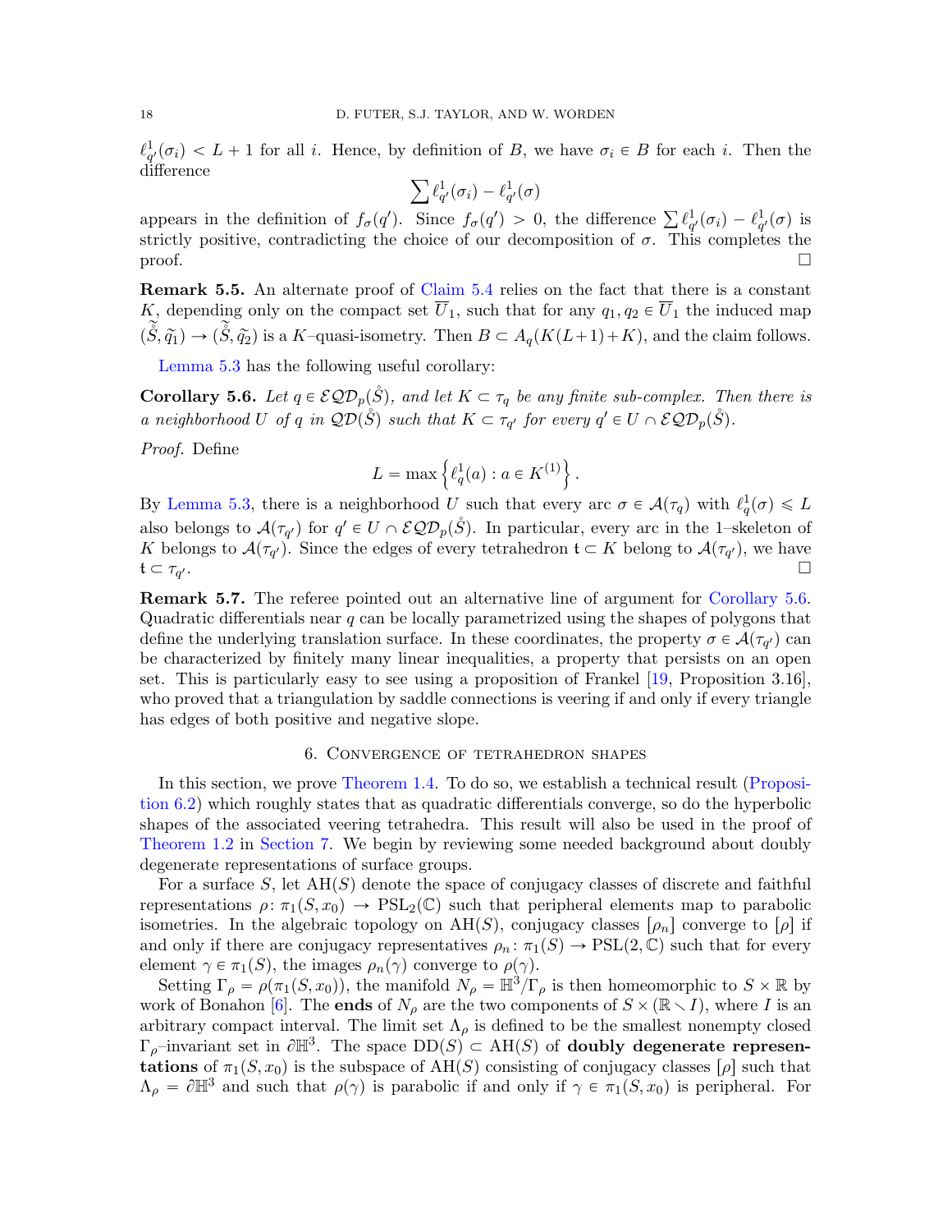$\ell^1_{q'}(\sigma_i) < L + 1$ for all $i$. Hence, by definition of $B$, we have $\sigma_i \in B$ for each $i$. Then the difference

$$\sum \ell^1_{q'}(\sigma_i) - \ell^1_{q'}(\sigma)$$

appears in the definition of $f_\sigma(q')$. Since $f_\sigma(q') > 0$, the difference $\sum \ell^1_{q'}(\sigma_i) - \ell^1_{q'}(\sigma)$ is strictly positive, contradicting the choice of our decomposition of $\sigma$. This completes the proof. $\square$

**Remark 5.5.** An alternate proof of Claim 5.4 relies on the fact that there is a constant $K$, depending only on the compact set $\overline{U}_1$, such that for any $q_1, q_2 \in \overline{U}_1$ the induced map $(\tilde{\mathring{S}}, \tilde{q}_1) \to (\tilde{\mathring{S}}, \tilde{q}_2)$ is a $K$–quasi-isometry. Then $B \subset A_q(K(L+1)+K)$, and the claim follows.

Lemma 5.3 has the following useful corollary:

**Corollary 5.6.** *Let $q \in \mathcal{EQD}_p(\mathring{S})$, and let $K \subset \tau_q$ be any finite sub-complex. Then there is a neighborhood $U$ of $q$ in $\mathcal{QD}(\mathring{S})$ such that $K \subset \tau_{q'}$ for every $q' \in U \cap \mathcal{EQD}_p(\mathring{S})$.*

*Proof.* Define

$$L = \max \left\{ \ell^1_q(a) : a \in K^{(1)} \right\}.$$

By Lemma 5.3, there is a neighborhood $U$ such that every arc $\sigma \in \mathcal{A}(\tau_q)$ with $\ell^1_q(\sigma) \leqslant L$ also belongs to $\mathcal{A}(\tau_{q'})$ for $q' \in U \cap \mathcal{EQD}_p(\mathring{S})$. In particular, every arc in the 1–skeleton of $K$ belongs to $\mathcal{A}(\tau_{q'})$. Since the edges of every tetrahedron $\mathsf{t} \subset K$ belong to $\mathcal{A}(\tau_{q'})$, we have $\mathsf{t} \subset \tau_{q'}$. $\square$

**Remark 5.7.** The referee pointed out an alternative line of argument for Corollary 5.6. Quadratic differentials near $q$ can be locally parametrized using the shapes of polygons that define the underlying translation surface. In these coordinates, the property $\sigma \in \mathcal{A}(\tau_{q'})$ can be characterized by finitely many linear inequalities, a property that persists on an open set. This is particularly easy to see using a proposition of Frankel [19, Proposition 3.16], who proved that a triangulation by saddle connections is veering if and only if every triangle has edges of both positive and negative slope.

## 6. Convergence of tetrahedron shapes

In this section, we prove Theorem 1.4. To do so, we establish a technical result (Proposition 6.2) which roughly states that as quadratic differentials converge, so do the hyperbolic shapes of the associated veering tetrahedra. This result will also be used in the proof of Theorem 1.2 in Section 7. We begin by reviewing some needed background about doubly degenerate representations of surface groups.

For a surface $S$, let $\mathrm{AH}(S)$ denote the space of conjugacy classes of discrete and faithful representations $\rho\colon \pi_1(S, x_0) \to \mathrm{PSL}_2(\mathbb{C})$ such that peripheral elements map to parabolic isometries. In the algebraic topology on $\mathrm{AH}(S)$, conjugacy classes $[\rho_n]$ converge to $[\rho]$ if and only if there are conjugacy representatives $\rho_n\colon \pi_1(S) \to \mathrm{PSL}(2, \mathbb{C})$ such that for every element $\gamma \in \pi_1(S)$, the images $\rho_n(\gamma)$ converge to $\rho(\gamma)$.

Setting $\Gamma_\rho = \rho(\pi_1(S, x_0))$, the manifold $N_\rho = \mathbb{H}^3/\Gamma_\rho$ is then homeomorphic to $S \times \mathbb{R}$ by work of Bonahon [6]. The **ends** of $N_\rho$ are the two components of $S \times (\mathbb{R} \smallsetminus I)$, where $I$ is an arbitrary compact interval. The limit set $\Lambda_\rho$ is defined to be the smallest nonempty closed $\Gamma_\rho$–invariant set in $\partial\mathbb{H}^3$. The space $\mathrm{DD}(S) \subset \mathrm{AH}(S)$ of **doubly degenerate representations** of $\pi_1(S, x_0)$ is the subspace of $\mathrm{AH}(S)$ consisting of conjugacy classes $[\rho]$ such that $\Lambda_\rho = \partial\mathbb{H}^3$ and such that $\rho(\gamma)$ is parabolic if and only if $\gamma \in \pi_1(S, x_0)$ is peripheral. For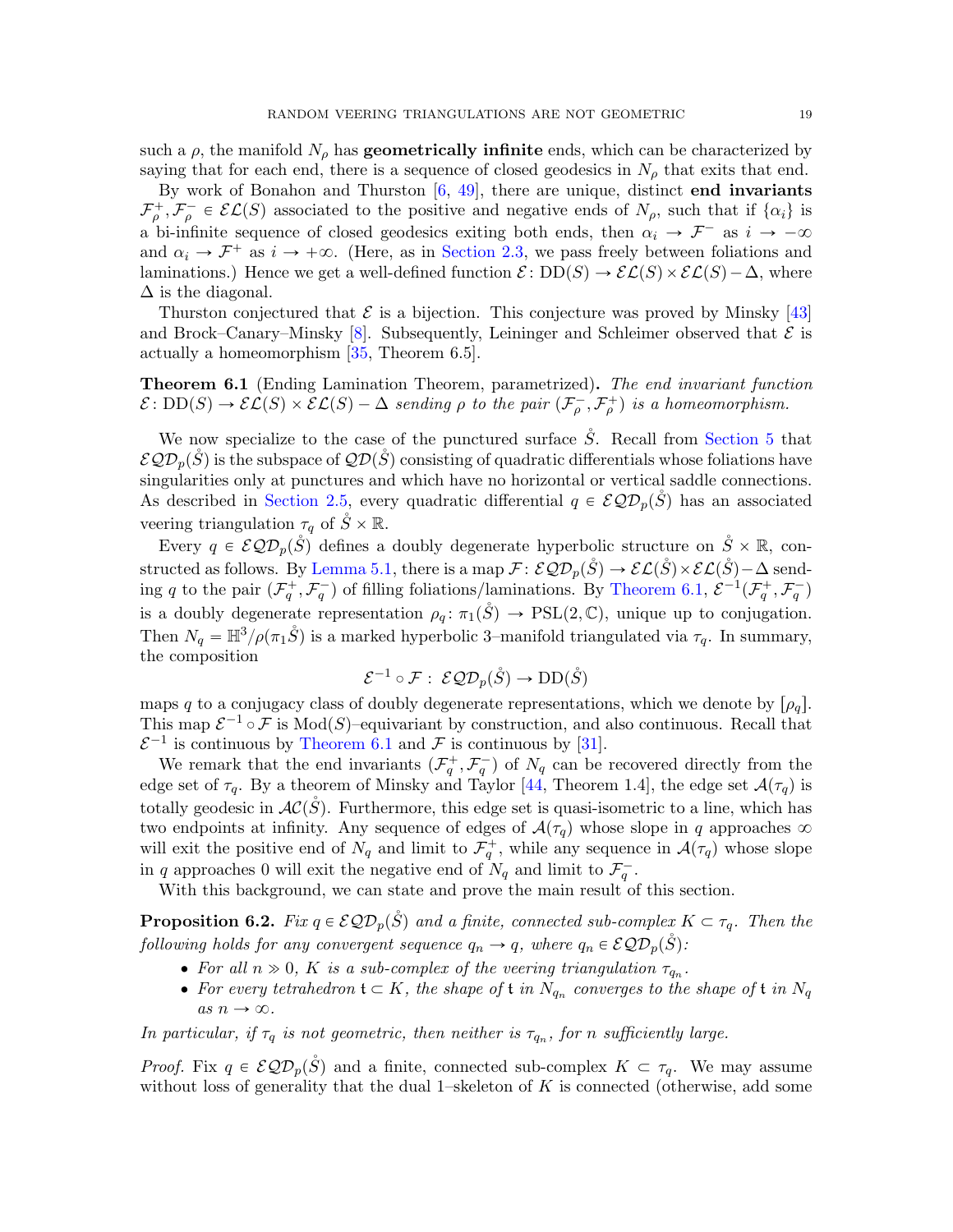such a $\rho$, the manifold $N_\rho$ has **geometrically infinite** ends, which can be characterized by saying that for each end, there is a sequence of closed geodesics in $N_\rho$ that exits that end.

By work of Bonahon and Thurston [6, 49], there are unique, distinct **end invariants** $\mathcal{F}^+_\rho, \mathcal{F}^-_\rho \in \mathcal{EL}(S)$ associated to the positive and negative ends of $N_\rho$, such that if $\{\alpha_i\}$ is a bi-infinite sequence of closed geodesics exiting both ends, then $\alpha_i \to \mathcal{F}^-$ as $i \to -\infty$ and $\alpha_i \to \mathcal{F}^+$ as $i \to +\infty$. (Here, as in Section 2.3, we pass freely between foliations and laminations.) Hence we get a well-defined function $\mathcal{E}\colon \mathrm{DD}(S) \to \mathcal{EL}(S) \times \mathcal{EL}(S) - \Delta$, where $\Delta$ is the diagonal.

Thurston conjectured that $\mathcal{E}$ is a bijection. This conjecture was proved by Minsky [43] and Brock–Canary–Minsky [8]. Subsequently, Leininger and Schleimer observed that $\mathcal{E}$ is actually a homeomorphism [35, Theorem 6.5].

**Theorem 6.1** (Ending Lamination Theorem, parametrized)**.** *The end invariant function $\mathcal{E}\colon \mathrm{DD}(S) \to \mathcal{EL}(S) \times \mathcal{EL}(S) - \Delta$ sending $\rho$ to the pair $(\mathcal{F}^-_\rho, \mathcal{F}^+_\rho)$ is a homeomorphism.*

We now specialize to the case of the punctured surface $\mathring{S}$. Recall from Section 5 that $\mathcal{EQD}_p(\mathring{S})$ is the subspace of $\mathcal{QD}(\mathring{S})$ consisting of quadratic differentials whose foliations have singularities only at punctures and which have no horizontal or vertical saddle connections. As described in Section 2.5, every quadratic differential $q \in \mathcal{EQD}_p(\mathring{S})$ has an associated veering triangulation $\tau_q$ of $\mathring{S} \times \mathbb{R}$.

Every $q \in \mathcal{EQD}_p(\mathring{S})$ defines a doubly degenerate hyperbolic structure on $\mathring{S} \times \mathbb{R}$, constructed as follows. By Lemma 5.1, there is a map $\mathcal{F}\colon \mathcal{EQD}_p(\mathring{S}) \to \mathcal{EL}(\mathring{S}) \times \mathcal{EL}(\mathring{S}) - \Delta$ sending $q$ to the pair $(\mathcal{F}^+_q, \mathcal{F}^-_q)$ of filling foliations/laminations. By Theorem 6.1, $\mathcal{E}^{-1}(\mathcal{F}^+_q, \mathcal{F}^-_q)$ is a doubly degenerate representation $\rho_q\colon \pi_1(\mathring{S}) \to \mathrm{PSL}(2,\mathbb{C})$, unique up to conjugation. Then $N_q = \mathbb{H}^3/\rho(\pi_1 \mathring{S})$ is a marked hyperbolic 3–manifold triangulated via $\tau_q$. In summary, the composition

$$\mathcal{E}^{-1} \circ \mathcal{F} : \mathcal{EQD}_p(\mathring{S}) \to \mathrm{DD}(\mathring{S})$$

maps $q$ to a conjugacy class of doubly degenerate representations, which we denote by $[\rho_q]$. This map $\mathcal{E}^{-1} \circ \mathcal{F}$ is $\mathrm{Mod}(S)$–equivariant by construction, and also continuous. Recall that $\mathcal{E}^{-1}$ is continuous by Theorem 6.1 and $\mathcal{F}$ is continuous by [31].

We remark that the end invariants $(\mathcal{F}^+_q, \mathcal{F}^-_q)$ of $N_q$ can be recovered directly from the edge set of $\tau_q$. By a theorem of Minsky and Taylor [44, Theorem 1.4], the edge set $\mathcal{A}(\tau_q)$ is totally geodesic in $\mathcal{AC}(\mathring{S})$. Furthermore, this edge set is quasi-isometric to a line, which has two endpoints at infinity. Any sequence of edges of $\mathcal{A}(\tau_q)$ whose slope in $q$ approaches $\infty$ will exit the positive end of $N_q$ and limit to $\mathcal{F}^+_q$, while any sequence in $\mathcal{A}(\tau_q)$ whose slope in $q$ approaches 0 will exit the negative end of $N_q$ and limit to $\mathcal{F}^-_q$.

With this background, we can state and prove the main result of this section.

**Proposition 6.2.** *Fix $q \in \mathcal{EQD}_p(\mathring{S})$ and a finite, connected sub-complex $K \subset \tau_q$. Then the following holds for any convergent sequence $q_n \to q$, where $q_n \in \mathcal{EQD}_p(\mathring{S})$:*

- *For all $n \gg 0$, $K$ is a sub-complex of the veering triangulation $\tau_{q_n}$.*
- *For every tetrahedron $\mathsf{t} \subset K$, the shape of $\mathsf{t}$ in $N_{q_n}$ converges to the shape of $\mathsf{t}$ in $N_q$ as $n \to \infty$.*

*In particular, if $\tau_q$ is not geometric, then neither is $\tau_{q_n}$, for $n$ sufficiently large.*

*Proof.* Fix $q \in \mathcal{EQD}_p(\mathring{S})$ and a finite, connected sub-complex $K \subset \tau_q$. We may assume without loss of generality that the dual 1–skeleton of $K$ is connected (otherwise, add some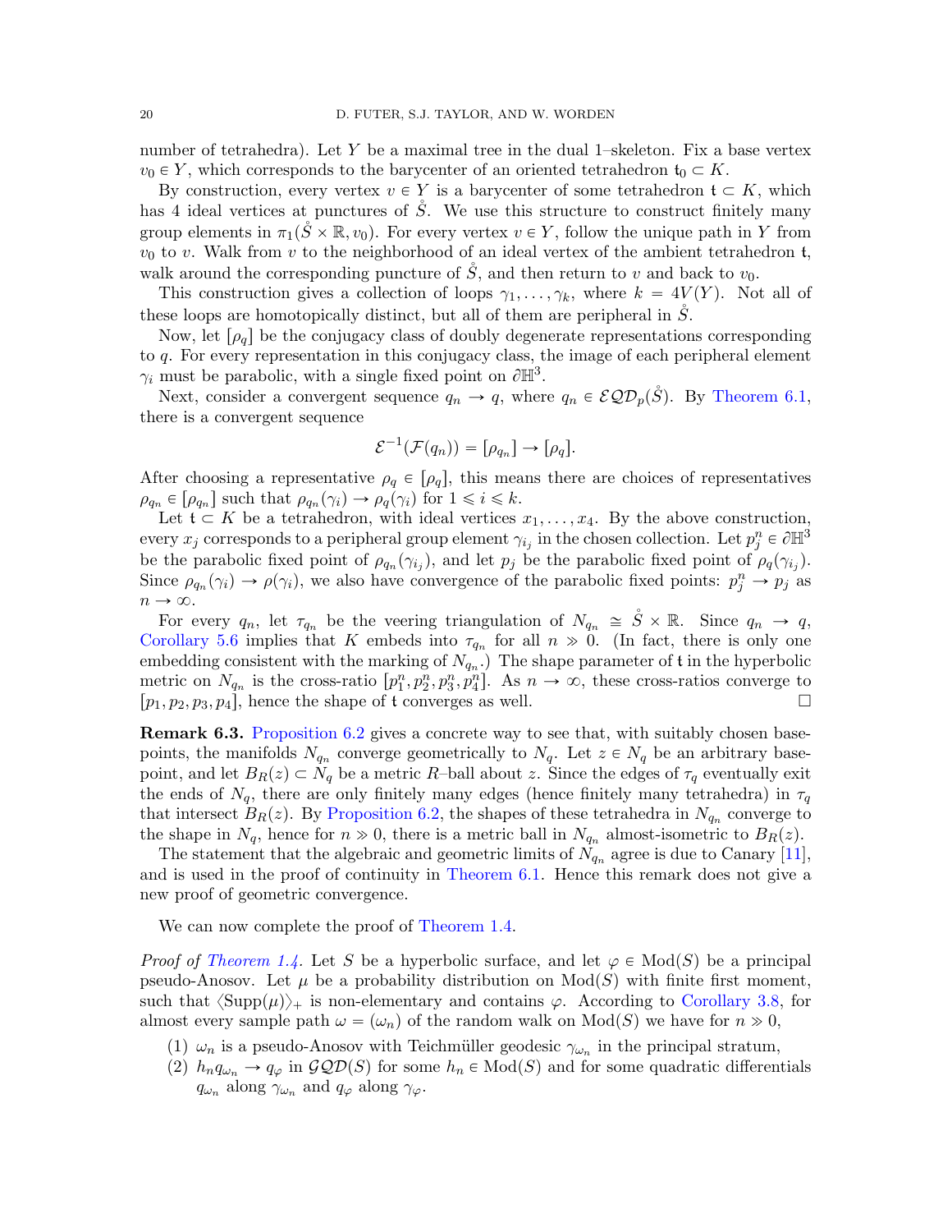number of tetrahedra). Let $Y$ be a maximal tree in the dual 1–skeleton. Fix a base vertex $v_0 \in Y$, which corresponds to the barycenter of an oriented tetrahedron $\mathfrak{t}_0 \subset K$.

By construction, every vertex $v \in Y$ is a barycenter of some tetrahedron $\mathfrak{t} \subset K$, which has 4 ideal vertices at punctures of $\mathring{S}$. We use this structure to construct finitely many group elements in $\pi_1(\mathring{S} \times \mathbb{R}, v_0)$. For every vertex $v \in Y$, follow the unique path in $Y$ from $v_0$ to $v$. Walk from $v$ to the neighborhood of an ideal vertex of the ambient tetrahedron $\mathfrak{t}$, walk around the corresponding puncture of $\mathring{S}$, and then return to $v$ and back to $v_0$.

This construction gives a collection of loops $\gamma_1, \ldots, \gamma_k$, where $k = 4V(Y)$. Not all of these loops are homotopically distinct, but all of them are peripheral in $\mathring{S}$.

Now, let $[\rho_q]$ be the conjugacy class of doubly degenerate representations corresponding to $q$. For every representation in this conjugacy class, the image of each peripheral element $\gamma_i$ must be parabolic, with a single fixed point on $\partial \mathbb{H}^3$.

Next, consider a convergent sequence $q_n \to q$, where $q_n \in \mathcal{EQD}_p(\mathring{S})$. By Theorem 6.1, there is a convergent sequence

$$\mathcal{E}^{-1}(\mathcal{F}(q_n)) = [\rho_{q_n}] \to [\rho_q].$$

After choosing a representative $\rho_q \in [\rho_q]$, this means there are choices of representatives $\rho_{q_n} \in [\rho_{q_n}]$ such that $\rho_{q_n}(\gamma_i) \to \rho_q(\gamma_i)$ for $1 \leqslant i \leqslant k$.

Let $\mathfrak{t} \subset K$ be a tetrahedron, with ideal vertices $x_1, \ldots, x_4$. By the above construction, every $x_j$ corresponds to a peripheral group element $\gamma_{i_j}$ in the chosen collection. Let $p_j^n \in \partial \mathbb{H}^3$ be the parabolic fixed point of $\rho_{q_n}(\gamma_{i_j})$, and let $p_j$ be the parabolic fixed point of $\rho_q(\gamma_{i_j})$. Since $\rho_{q_n}(\gamma_i) \to \rho(\gamma_i)$, we also have convergence of the parabolic fixed points: $p_j^n \to p_j$ as $n \to \infty$.

For every $q_n$, let $\tau_{q_n}$ be the veering triangulation of $N_{q_n} \cong \mathring{S} \times \mathbb{R}$. Since $q_n \to q$, Corollary 5.6 implies that $K$ embeds into $\tau_{q_n}$ for all $n \gg 0$. (In fact, there is only one embedding consistent with the marking of $N_{q_n}$.) The shape parameter of $\mathfrak{t}$ in the hyperbolic metric on $N_{q_n}$ is the cross-ratio $[p_1^n, p_2^n, p_3^n, p_4^n]$. As $n \to \infty$, these cross-ratios converge to $[p_1, p_2, p_3, p_4]$, hence the shape of $\mathfrak{t}$ converges as well. □

**Remark 6.3.** Proposition 6.2 gives a concrete way to see that, with suitably chosen basepoints, the manifolds $N_{q_n}$ converge geometrically to $N_q$. Let $z \in N_q$ be an arbitrary basepoint, and let $B_R(z) \subset N_q$ be a metric $R$–ball about $z$. Since the edges of $\tau_q$ eventually exit the ends of $N_q$, there are only finitely many edges (hence finitely many tetrahedra) in $\tau_q$ that intersect $B_R(z)$. By Proposition 6.2, the shapes of these tetrahedra in $N_{q_n}$ converge to the shape in $N_q$, hence for $n \gg 0$, there is a metric ball in $N_{q_n}$ almost-isometric to $B_R(z)$.

The statement that the algebraic and geometric limits of $N_{q_n}$ agree is due to Canary [11], and is used in the proof of continuity in Theorem 6.1. Hence this remark does not give a new proof of geometric convergence.

We can now complete the proof of Theorem 1.4.

*Proof of Theorem 1.4.* Let $S$ be a hyperbolic surface, and let $\varphi \in \mathrm{Mod}(S)$ be a principal pseudo-Anosov. Let $\mu$ be a probability distribution on $\mathrm{Mod}(S)$ with finite first moment, such that $\langle \mathrm{Supp}(\mu) \rangle_+$ is non-elementary and contains $\varphi$. According to Corollary 3.8, for almost every sample path $\omega = (\omega_n)$ of the random walk on $\mathrm{Mod}(S)$ we have for $n \gg 0$,

1. $\omega_n$ is a pseudo-Anosov with Teichmüller geodesic $\gamma_{\omega_n}$ in the principal stratum,
2. $h_n q_{\omega_n} \to q_\varphi$ in $\mathcal{GQD}(S)$ for some $h_n \in \mathrm{Mod}(S)$ and for some quadratic differentials $q_{\omega_n}$ along $\gamma_{\omega_n}$ and $q_\varphi$ along $\gamma_\varphi$.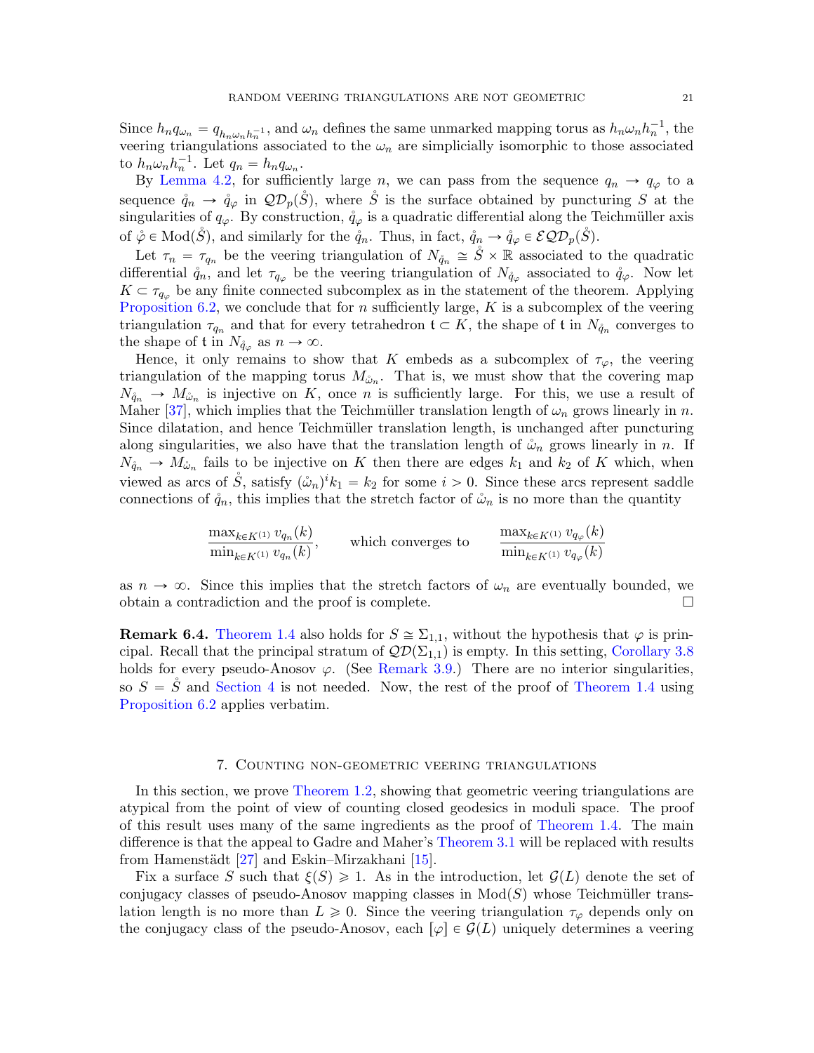Since $h_n q_{\omega_n} = q_{h_n \omega_n h_n^{-1}}$, and $\omega_n$ defines the same unmarked mapping torus as $h_n \omega_n h_n^{-1}$, the veering triangulations associated to the $\omega_n$ are simplicially isomorphic to those associated to $h_n \omega_n h_n^{-1}$. Let $q_n = h_n q_{\omega_n}$.

By Lemma 4.2, for sufficiently large $n$, we can pass from the sequence $q_n \to q_\varphi$ to a sequence $\mathring{q}_n \to \mathring{q}_\varphi$ in $\mathcal{QD}_p(\mathring{S})$, where $\mathring{S}$ is the surface obtained by puncturing $S$ at the singularities of $q_\varphi$. By construction, $\mathring{q}_\varphi$ is a quadratic differential along the Teichmüller axis of $\mathring{\varphi} \in \mathrm{Mod}(\mathring{S})$, and similarly for the $\mathring{q}_n$. Thus, in fact, $\mathring{q}_n \to \mathring{q}_\varphi \in \mathcal{EQD}_p(\mathring{S})$.

Let $\tau_n = \tau_{q_n}$ be the veering triangulation of $N_{\mathring{q}_n} \cong \mathring{S} \times \mathbb{R}$ associated to the quadratic differential $\mathring{q}_n$, and let $\tau_{q_\varphi}$ be the veering triangulation of $N_{\mathring{q}_\varphi}$ associated to $\mathring{q}_\varphi$. Now let $K \subset \tau_{q_\varphi}$ be any finite connected subcomplex as in the statement of the theorem. Applying Proposition 6.2, we conclude that for $n$ sufficiently large, $K$ is a subcomplex of the veering triangulation $\tau_{q_n}$ and that for every tetrahedron $\mathfrak{t} \subset K$, the shape of $\mathfrak{t}$ in $N_{\mathring{q}_n}$ converges to the shape of $\mathfrak{t}$ in $N_{\mathring{q}_\varphi}$ as $n \to \infty$.

Hence, it only remains to show that $K$ embeds as a subcomplex of $\tau_\varphi$, the veering triangulation of the mapping torus $M_{\mathring{\omega}_n}$. That is, we must show that the covering map $N_{\mathring{q}_n} \to M_{\mathring{\omega}_n}$ is injective on $K$, once $n$ is sufficiently large. For this, we use a result of Maher [37], which implies that the Teichmüller translation length of $\omega_n$ grows linearly in $n$. Since dilatation, and hence Teichmüller translation length, is unchanged after puncturing along singularities, we also have that the translation length of $\mathring{\omega}_n$ grows linearly in $n$. If $N_{\mathring{q}_n} \to M_{\mathring{\omega}_n}$ fails to be injective on $K$ then there are edges $k_1$ and $k_2$ of $K$ which, when viewed as arcs of $\mathring{S}$, satisfy $(\mathring{\omega}_n)^i k_1 = k_2$ for some $i > 0$. Since these arcs represent saddle connections of $\mathring{q}_n$, this implies that the stretch factor of $\mathring{\omega}_n$ is no more than the quantity

$$\frac{\max_{k \in K^{(1)}} v_{q_n}(k)}{\min_{k \in K^{(1)}} v_{q_n}(k)}, \qquad \text{which converges to} \qquad \frac{\max_{k \in K^{(1)}} v_{q_\varphi}(k)}{\min_{k \in K^{(1)}} v_{q_\varphi}(k)}$$

as $n \to \infty$. Since this implies that the stretch factors of $\omega_n$ are eventually bounded, we obtain a contradiction and the proof is complete. □

**Remark 6.4.** Theorem 1.4 also holds for $S \cong \Sigma_{1,1}$, without the hypothesis that $\varphi$ is principal. Recall that the principal stratum of $\mathcal{QD}(\Sigma_{1,1})$ is empty. In this setting, Corollary 3.8 holds for every pseudo-Anosov $\varphi$. (See Remark 3.9.) There are no interior singularities, so $S = \mathring{S}$ and Section 4 is not needed. Now, the rest of the proof of Theorem 1.4 using Proposition 6.2 applies verbatim.

## 7. Counting non-geometric veering triangulations

In this section, we prove Theorem 1.2, showing that geometric veering triangulations are atypical from the point of view of counting closed geodesics in moduli space. The proof of this result uses many of the same ingredients as the proof of Theorem 1.4. The main difference is that the appeal to Gadre and Maher's Theorem 3.1 will be replaced with results from Hamenstädt [27] and Eskin–Mirzakhani [15].

Fix a surface $S$ such that $\xi(S) \geqslant 1$. As in the introduction, let $\mathcal{G}(L)$ denote the set of conjugacy classes of pseudo-Anosov mapping classes in $\mathrm{Mod}(S)$ whose Teichmüller translation length is no more than $L \geqslant 0$. Since the veering triangulation $\tau_\varphi$ depends only on the conjugacy class of the pseudo-Anosov, each $[\varphi] \in \mathcal{G}(L)$ uniquely determines a veering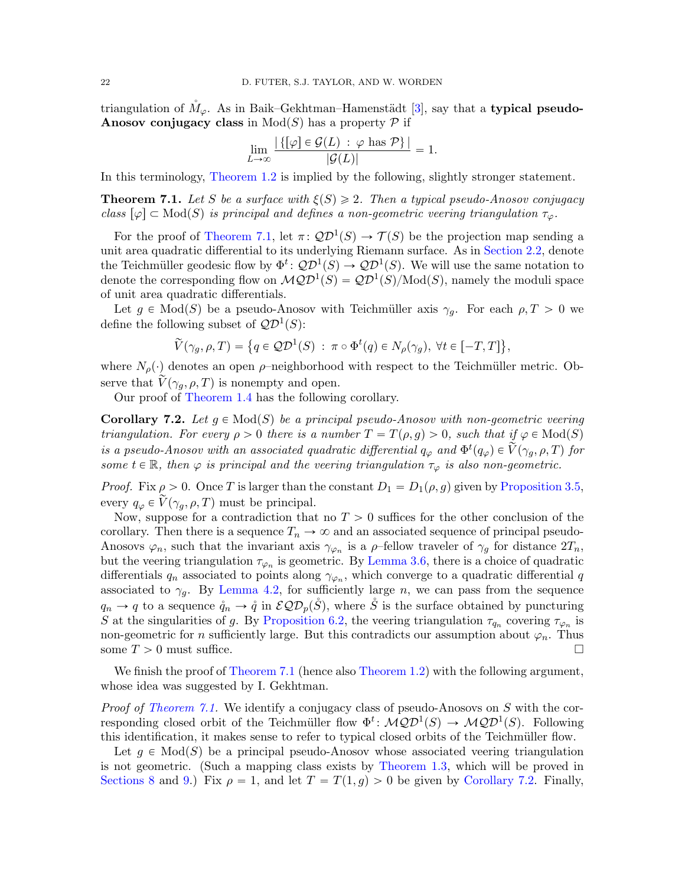triangulation of $\mathring{M}_\varphi$. As in Baik–Gekhtman–Hamenstädt [3], say that a **typical pseudo-Anosov conjugacy class** in $\mathrm{Mod}(S)$ has a property $\mathcal{P}$ if

$$\lim_{L\to\infty} \frac{|\{[\varphi] \in \mathcal{G}(L) \,:\, \varphi \text{ has } \mathcal{P}\}|}{|\mathcal{G}(L)|} = 1.$$

In this terminology, Theorem 1.2 is implied by the following, slightly stronger statement.

**Theorem 7.1.** *Let $S$ be a surface with $\xi(S) \geqslant 2$. Then a typical pseudo-Anosov conjugacy class $[\varphi] \subset \mathrm{Mod}(S)$ is principal and defines a non-geometric veering triangulation $\tau_\varphi$.*

For the proof of Theorem 7.1, let $\pi\colon \mathcal{QD}^1(S) \to \mathcal{T}(S)$ be the projection map sending a unit area quadratic differential to its underlying Riemann surface. As in Section 2.2, denote the Teichmüller geodesic flow by $\Phi^t\colon \mathcal{QD}^1(S) \to \mathcal{QD}^1(S)$. We will use the same notation to denote the corresponding flow on $\mathcal{MQD}^1(S) = \mathcal{QD}^1(S)/\mathrm{Mod}(S)$, namely the moduli space of unit area quadratic differentials.

Let $g \in \mathrm{Mod}(S)$ be a pseudo-Anosov with Teichmüller axis $\gamma_g$. For each $\rho, T > 0$ we define the following subset of $\mathcal{QD}^1(S)$:

$$\widetilde{V}(\gamma_g, \rho, T) = \left\{ q \in \mathcal{QD}^1(S) \,:\, \pi \circ \Phi^t(q) \in N_\rho(\gamma_g),\ \forall t \in [-T, T] \right\},$$

where $N_\rho(\cdot)$ denotes an open $\rho$–neighborhood with respect to the Teichmüller metric. Observe that $\widetilde{V}(\gamma_g, \rho, T)$ is nonempty and open.

Our proof of Theorem 1.4 has the following corollary.

**Corollary 7.2.** *Let $g \in \mathrm{Mod}(S)$ be a principal pseudo-Anosov with non-geometric veering triangulation. For every $\rho > 0$ there is a number $T = T(\rho, g) > 0$, such that if $\varphi \in \mathrm{Mod}(S)$ is a pseudo-Anosov with an associated quadratic differential $q_\varphi$ and $\Phi^t(q_\varphi) \in \widetilde{V}(\gamma_g, \rho, T)$ for some $t \in \mathbb{R}$, then $\varphi$ is principal and the veering triangulation $\tau_\varphi$ is also non-geometric.*

*Proof.* Fix $\rho > 0$. Once $T$ is larger than the constant $D_1 = D_1(\rho, g)$ given by Proposition 3.5, every $q_\varphi \in \widetilde{V}(\gamma_g, \rho, T)$ must be principal.

Now, suppose for a contradiction that no $T > 0$ suffices for the other conclusion of the corollary. Then there is a sequence $T_n \to \infty$ and an associated sequence of principal pseudo-Anosovs $\varphi_n$, such that the invariant axis $\gamma_{\varphi_n}$ is a $\rho$–fellow traveler of $\gamma_g$ for distance $2T_n$, but the veering triangulation $\tau_{\varphi_n}$ is geometric. By Lemma 3.6, there is a choice of quadratic differentials $q_n$ associated to points along $\gamma_{\varphi_n}$, which converge to a quadratic differential $q$ associated to $\gamma_g$. By Lemma 4.2, for sufficiently large $n$, we can pass from the sequence $q_n \to q$ to a sequence $\mathring{q}_n \to \mathring{q}$ in $\mathcal{EQD}_p(\mathring{S})$, where $\mathring{S}$ is the surface obtained by puncturing $S$ at the singularities of $g$. By Proposition 6.2, the veering triangulation $\tau_{q_n}$ covering $\tau_{\varphi_n}$ is non-geometric for $n$ sufficiently large. But this contradicts our assumption about $\varphi_n$. Thus some $T > 0$ must suffice. $\square$

We finish the proof of Theorem 7.1 (hence also Theorem 1.2) with the following argument, whose idea was suggested by I. Gekhtman.

*Proof of Theorem 7.1.* We identify a conjugacy class of pseudo-Anosovs on $S$ with the corresponding closed orbit of the Teichmüller flow $\Phi^t\colon \mathcal{MQD}^1(S) \to \mathcal{MQD}^1(S)$. Following this identification, it makes sense to refer to typical closed orbits of the Teichmüller flow.

Let $g \in \mathrm{Mod}(S)$ be a principal pseudo-Anosov whose associated veering triangulation is not geometric. (Such a mapping class exists by Theorem 1.3, which will be proved in Sections 8 and 9.) Fix $\rho = 1$, and let $T = T(1, g) > 0$ be given by Corollary 7.2. Finally,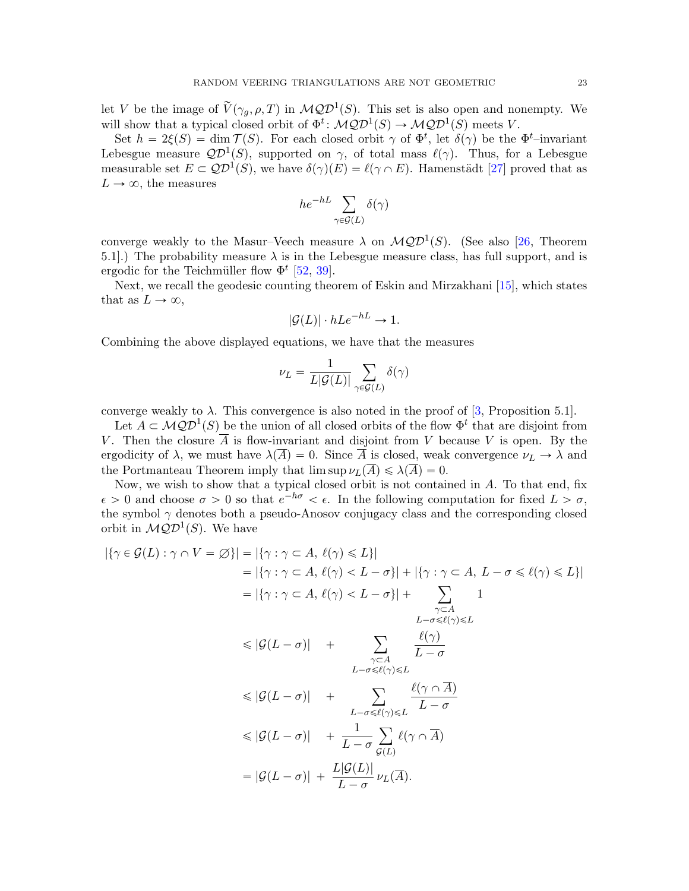let $V$ be the image of $\widetilde{V}(\gamma_g, \rho, T)$ in $\mathcal{MQD}^1(S)$. This set is also open and nonempty. We will show that a typical closed orbit of $\Phi^t \colon \mathcal{MQD}^1(S) \to \mathcal{MQD}^1(S)$ meets $V$.

Set $h = 2\xi(S) = \dim \mathcal{T}(S)$. For each closed orbit $\gamma$ of $\Phi^t$, let $\delta(\gamma)$ be the $\Phi^t$–invariant Lebesgue measure $\mathcal{QD}^1(S)$, supported on $\gamma$, of total mass $\ell(\gamma)$. Thus, for a Lebesgue measurable set $E \subset \mathcal{QD}^1(S)$, we have $\delta(\gamma)(E) = \ell(\gamma \cap E)$. Hamenstädt [27] proved that as $L \to \infty$, the measures

$$he^{-hL} \sum_{\gamma \in \mathcal{G}(L)} \delta(\gamma)$$

converge weakly to the Masur–Veech measure $\lambda$ on $\mathcal{MQD}^1(S)$. (See also [26, Theorem 5.1].) The probability measure $\lambda$ is in the Lebesgue measure class, has full support, and is ergodic for the Teichmüller flow $\Phi^t$ [52, 39].

Next, we recall the geodesic counting theorem of Eskin and Mirzakhani [15], which states that as $L \to \infty$,

$$|\mathcal{G}(L)| \cdot hLe^{-hL} \to 1.$$

Combining the above displayed equations, we have that the measures

$$\nu_L = \frac{1}{L|\mathcal{G}(L)|} \sum_{\gamma \in \mathcal{G}(L)} \delta(\gamma)$$

converge weakly to $\lambda$. This convergence is also noted in the proof of [3, Proposition 5.1].

Let $A \subset \mathcal{MQD}^1(S)$ be the union of all closed orbits of the flow $\Phi^t$ that are disjoint from $V$. Then the closure $\overline{A}$ is flow-invariant and disjoint from $V$ because $V$ is open. By the ergodicity of $\lambda$, we must have $\lambda(\overline{A}) = 0$. Since $\overline{A}$ is closed, weak convergence $\nu_L \to \lambda$ and the Portmanteau Theorem imply that $\limsup \nu_L(\overline{A}) \leqslant \lambda(\overline{A}) = 0$.

Now, we wish to show that a typical closed orbit is not contained in $A$. To that end, fix $\epsilon > 0$ and choose $\sigma > 0$ so that $e^{-h\sigma} < \epsilon$. In the following computation for fixed $L > \sigma$, the symbol $\gamma$ denotes both a pseudo-Anosov conjugacy class and the corresponding closed orbit in $\mathcal{MQD}^1(S)$. We have

$$\begin{aligned}
|\{\gamma \in \mathcal{G}(L) : \gamma \cap V = \varnothing\}| &= |\{\gamma : \gamma \subset A,\ \ell(\gamma) \leqslant L\}| \\
&= |\{\gamma : \gamma \subset A,\ \ell(\gamma) < L - \sigma\}| + |\{\gamma : \gamma \subset A,\ L - \sigma \leqslant \ell(\gamma) \leqslant L\}| \\
&= |\{\gamma : \gamma \subset A,\ \ell(\gamma) < L - \sigma\}| + \sum_{\substack{\gamma \subset A \\ L-\sigma \leqslant \ell(\gamma) \leqslant L}} 1 \\
&\leqslant |\mathcal{G}(L - \sigma)| \quad + \sum_{\substack{\gamma \subset A \\ L-\sigma \leqslant \ell(\gamma) \leqslant L}} \frac{\ell(\gamma)}{L - \sigma} \\
&\leqslant |\mathcal{G}(L - \sigma)| \quad + \sum_{L-\sigma \leqslant \ell(\gamma) \leqslant L} \frac{\ell(\gamma \cap \overline{A})}{L - \sigma} \\
&\leqslant |\mathcal{G}(L - \sigma)| \quad + \frac{1}{L - \sigma} \sum_{\mathcal{G}(L)} \ell(\gamma \cap \overline{A}) \\
&= |\mathcal{G}(L - \sigma)| + \frac{L|\mathcal{G}(L)|}{L - \sigma} \nu_L(\overline{A}).
\end{aligned}$$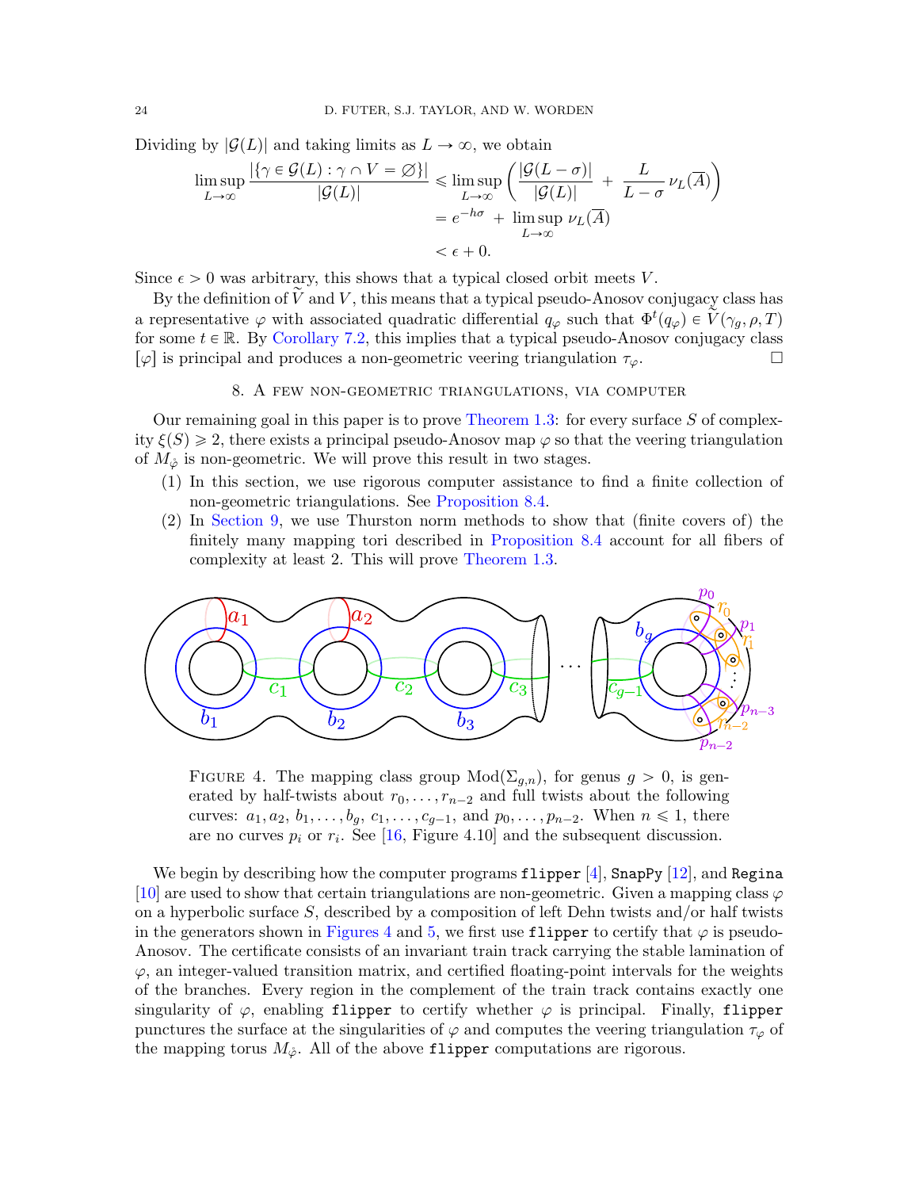Dividing by $|\mathcal{G}(L)|$ and taking limits as $L \to \infty$, we obtain

$$
\begin{aligned}
\limsup_{L\to\infty} \frac{|\{\gamma \in \mathcal{G}(L) : \gamma \cap V = \varnothing\}|}{|\mathcal{G}(L)|} &\leqslant \limsup_{L\to\infty} \left( \frac{|\mathcal{G}(L-\sigma)|}{|\mathcal{G}(L)|} \; + \; \frac{L}{L-\sigma}\, \nu_L(\overline{A}) \right) \\
&= e^{-h\sigma} \; + \; \limsup_{L\to\infty} \nu_L(\overline{A}) \\
&< \epsilon + 0.
\end{aligned}
$$

Since $\epsilon > 0$ was arbitrary, this shows that a typical closed orbit meets $V$.

By the definition of $\widetilde{V}$ and $V$, this means that a typical pseudo-Anosov conjugacy class has a representative $\varphi$ with associated quadratic differential $q_\varphi$ such that $\Phi^t(q_\varphi) \in \widetilde{V}(\gamma_g, \rho, T)$ for some $t \in \mathbb{R}$. By Corollary 7.2, this implies that a typical pseudo-Anosov conjugacy class $[\varphi]$ is principal and produces a non-geometric veering triangulation $\tau_\varphi$. $\square$

## 8. A few non-geometric triangulations, via computer

Our remaining goal in this paper is to prove Theorem 1.3: for every surface $S$ of complexity $\xi(S) \geqslant 2$, there exists a principal pseudo-Anosov map $\varphi$ so that the veering triangulation of $M_{\mathring{\varphi}}$ is non-geometric. We will prove this result in two stages.

1. In this section, we use rigorous computer assistance to find a finite collection of non-geometric triangulations. See Proposition 8.4.
2. In Section 9, we use Thurston norm methods to show that (finite covers of) the finitely many mapping tori described in Proposition 8.4 account for all fibers of complexity at least 2. This will prove Theorem 1.3.

Figure 4. The mapping class group $\mathrm{Mod}(\Sigma_{g,n})$, for genus $g > 0$, is generated by half-twists about $r_0, \ldots, r_{n-2}$ and full twists about the following curves: $a_1, a_2$, $b_1, \ldots, b_g$, $c_1, \ldots, c_{g-1}$, and $p_0, \ldots, p_{n-2}$. When $n \leqslant 1$, there are no curves $p_i$ or $r_i$. See [16, Figure 4.10] and the subsequent discussion.

We begin by describing how the computer programs `flipper` [4], `SnapPy` [12], and `Regina` [10] are used to show that certain triangulations are non-geometric. Given a mapping class $\varphi$ on a hyperbolic surface $S$, described by a composition of left Dehn twists and/or half twists in the generators shown in Figures 4 and 5, we first use `flipper` to certify that $\varphi$ is pseudo-Anosov. The certificate consists of an invariant train track carrying the stable lamination of $\varphi$, an integer-valued transition matrix, and certified floating-point intervals for the weights of the branches. Every region in the complement of the train track contains exactly one singularity of $\varphi$, enabling `flipper` to certify whether $\varphi$ is principal. Finally, `flipper` punctures the surface at the singularities of $\varphi$ and computes the veering triangulation $\tau_\varphi$ of the mapping torus $M_{\mathring{\varphi}}$. All of the above `flipper` computations are rigorous.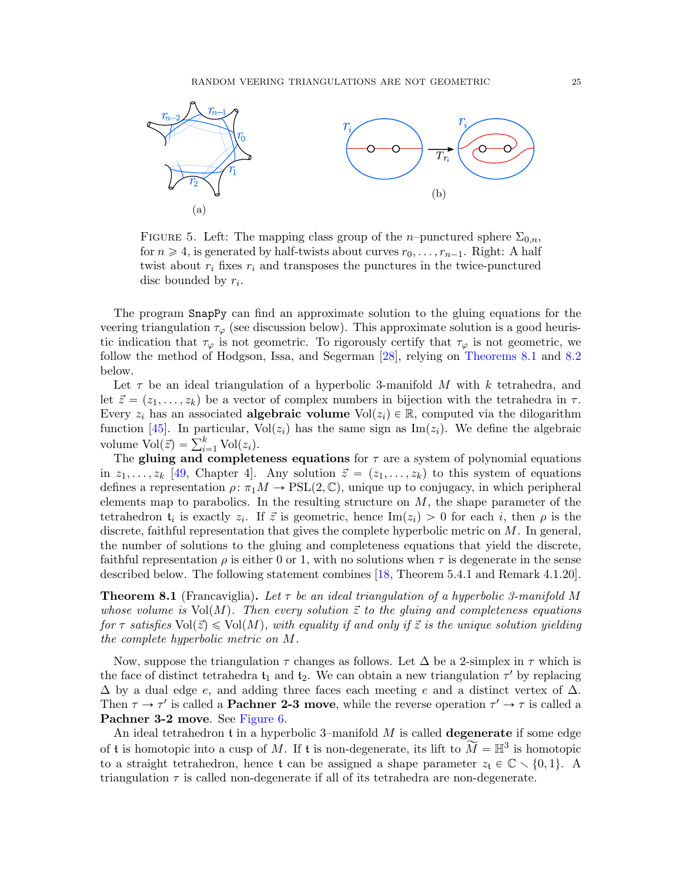(a)

(b)

FIGURE 5. Left: The mapping class group of the $n$–punctured sphere $\Sigma_{0,n}$, for $n \geqslant 4$, is generated by half-twists about curves $r_0, \ldots, r_{n-1}$. Right: A half twist about $r_i$ fixes $r_i$ and transposes the punctures in the twice-punctured disc bounded by $r_i$.

The program SnapPy can find an approximate solution to the gluing equations for the veering triangulation $\tau_\varphi$ (see discussion below). This approximate solution is a good heuristic indication that $\tau_\varphi$ is not geometric. To rigorously certify that $\tau_\varphi$ is not geometric, we follow the method of Hodgson, Issa, and Segerman [28], relying on Theorems 8.1 and 8.2 below.

Let $\tau$ be an ideal triangulation of a hyperbolic 3-manifold $M$ with $k$ tetrahedra, and let $\vec{z} = (z_1, \ldots, z_k)$ be a vector of complex numbers in bijection with the tetrahedra in $\tau$. Every $z_i$ has an associated **algebraic volume** $\mathrm{Vol}(z_i) \in \mathbb{R}$, computed via the dilogarithm function [45]. In particular, $\mathrm{Vol}(z_i)$ has the same sign as $\mathrm{Im}(z_i)$. We define the algebraic volume $\mathrm{Vol}(\vec{z}) = \sum_{i=1}^{k} \mathrm{Vol}(z_i)$.

The **gluing and completeness equations** for $\tau$ are a system of polynomial equations in $z_1, \ldots, z_k$ [49, Chapter 4]. Any solution $\vec{z} = (z_1, \ldots, z_k)$ to this system of equations defines a representation $\rho\colon \pi_1 M \to \mathrm{PSL}(2, \mathbb{C})$, unique up to conjugacy, in which peripheral elements map to parabolics. In the resulting structure on $M$, the shape parameter of the tetrahedron $\mathfrak{t}_i$ is exactly $z_i$. If $\vec{z}$ is geometric, hence $\mathrm{Im}(z_i) > 0$ for each $i$, then $\rho$ is the discrete, faithful representation that gives the complete hyperbolic metric on $M$. In general, the number of solutions to the gluing and completeness equations that yield the discrete, faithful representation $\rho$ is either 0 or 1, with no solutions when $\tau$ is degenerate in the sense described below. The following statement combines [18, Theorem 5.4.1 and Remark 4.1.20].

**Theorem 8.1** (Francaviglia)**.** *Let $\tau$ be an ideal triangulation of a hyperbolic 3-manifold $M$ whose volume is $\mathrm{Vol}(M)$. Then every solution $\vec{z}$ to the gluing and completeness equations for $\tau$ satisfies $\mathrm{Vol}(\vec{z}) \leqslant \mathrm{Vol}(M)$, with equality if and only if $\vec{z}$ is the unique solution yielding the complete hyperbolic metric on $M$.*

Now, suppose the triangulation $\tau$ changes as follows. Let $\Delta$ be a 2-simplex in $\tau$ which is the face of distinct tetrahedra $\mathfrak{t}_1$ and $\mathfrak{t}_2$. We can obtain a new triangulation $\tau'$ by replacing $\Delta$ by a dual edge $e$, and adding three faces each meeting $e$ and a distinct vertex of $\Delta$. Then $\tau \to \tau'$ is called a **Pachner 2-3 move**, while the reverse operation $\tau' \to \tau$ is called a **Pachner 3-2 move**. See Figure 6.

An ideal tetrahedron $\mathfrak{t}$ in a hyperbolic 3–manifold $M$ is called **degenerate** if some edge of $\mathfrak{t}$ is homotopic into a cusp of $M$. If $\mathfrak{t}$ is non-degenerate, its lift to $\widetilde{M} = \mathbb{H}^3$ is homotopic to a straight tetrahedron, hence $\mathfrak{t}$ can be assigned a shape parameter $z_{\mathfrak{t}} \in \mathbb{C} \smallsetminus \{0, 1\}$. A triangulation $\tau$ is called non-degenerate if all of its tetrahedra are non-degenerate.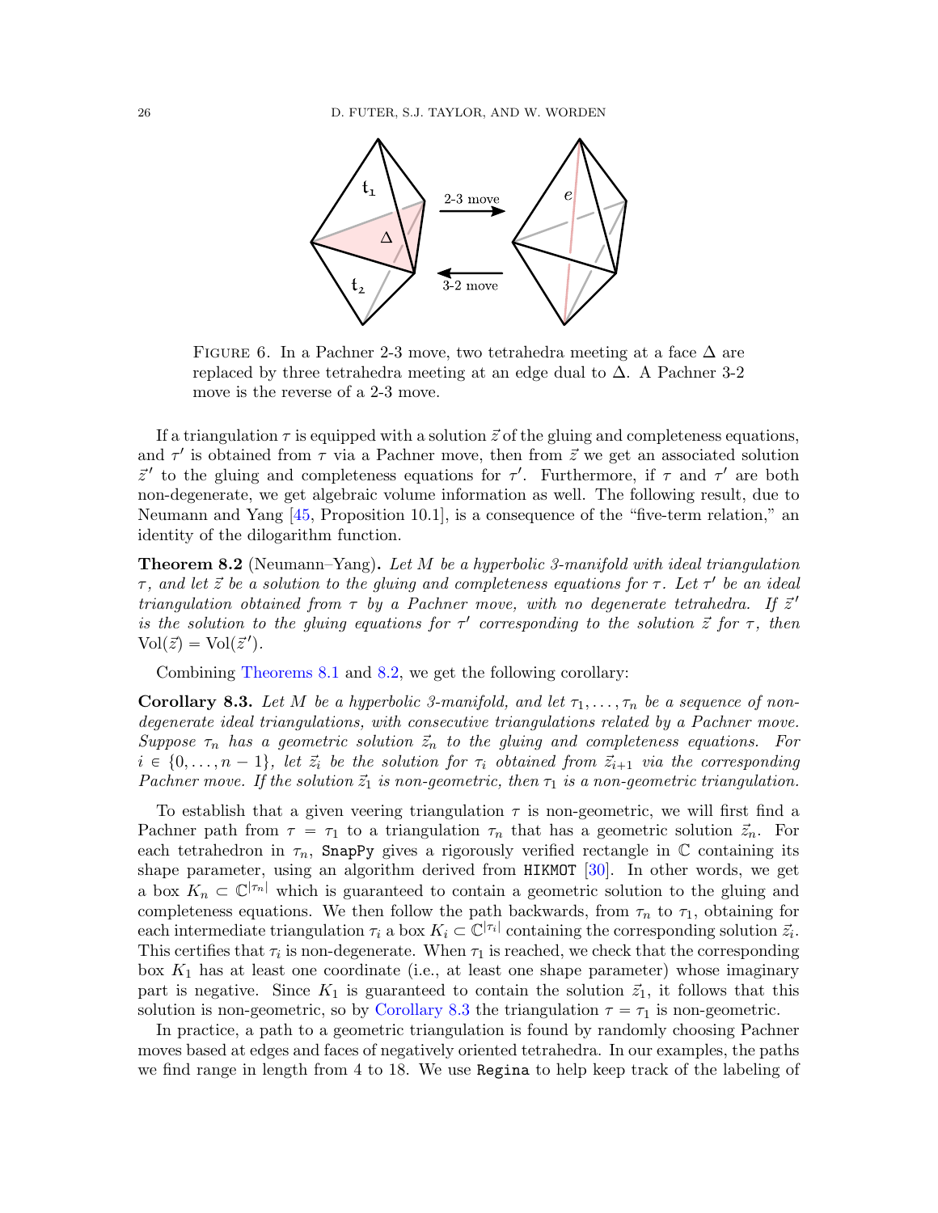FIGURE 6. In a Pachner 2-3 move, two tetrahedra meeting at a face $\Delta$ are replaced by three tetrahedra meeting at an edge dual to $\Delta$. A Pachner 3-2 move is the reverse of a 2-3 move.

If a triangulation $\tau$ is equipped with a solution $\vec{z}$ of the gluing and completeness equations, and $\tau'$ is obtained from $\tau$ via a Pachner move, then from $\vec{z}$ we get an associated solution $\vec{z}'$ to the gluing and completeness equations for $\tau'$. Furthermore, if $\tau$ and $\tau'$ are both non-degenerate, we get algebraic volume information as well. The following result, due to Neumann and Yang [45, Proposition 10.1], is a consequence of the "five-term relation," an identity of the dilogarithm function.

**Theorem 8.2** (Neumann–Yang)**.** *Let $M$ be a hyperbolic 3-manifold with ideal triangulation $\tau$, and let $\vec{z}$ be a solution to the gluing and completeness equations for $\tau$. Let $\tau'$ be an ideal triangulation obtained from $\tau$ by a Pachner move, with no degenerate tetrahedra. If $\vec{z}'$ is the solution to the gluing equations for $\tau'$ corresponding to the solution $\vec{z}$ for $\tau$, then $\mathrm{Vol}(\vec{z}) = \mathrm{Vol}(\vec{z}')$.*

Combining Theorems 8.1 and 8.2, we get the following corollary:

**Corollary 8.3.** *Let $M$ be a hyperbolic 3-manifold, and let $\tau_1, \dots, \tau_n$ be a sequence of non-degenerate ideal triangulations, with consecutive triangulations related by a Pachner move. Suppose $\tau_n$ has a geometric solution $\vec{z}_n$ to the gluing and completeness equations. For $i \in \{0, \dots, n-1\}$, let $\vec{z}_i$ be the solution for $\tau_i$ obtained from $\vec{z}_{i+1}$ via the corresponding Pachner move. If the solution $\vec{z}_1$ is non-geometric, then $\tau_1$ is a non-geometric triangulation.*

To establish that a given veering triangulation $\tau$ is non-geometric, we will first find a Pachner path from $\tau = \tau_1$ to a triangulation $\tau_n$ that has a geometric solution $\vec{z}_n$. For each tetrahedron in $\tau_n$, `SnapPy` gives a rigorously verified rectangle in $\mathbb{C}$ containing its shape parameter, using an algorithm derived from `HIKMOT` [30]. In other words, we get a box $K_n \subset \mathbb{C}^{|\tau_n|}$ which is guaranteed to contain a geometric solution to the gluing and completeness equations. We then follow the path backwards, from $\tau_n$ to $\tau_1$, obtaining for each intermediate triangulation $\tau_i$ a box $K_i \subset \mathbb{C}^{|\tau_i|}$ containing the corresponding solution $\vec{z}_i$. This certifies that $\tau_i$ is non-degenerate. When $\tau_1$ is reached, we check that the corresponding box $K_1$ has at least one coordinate (i.e., at least one shape parameter) whose imaginary part is negative. Since $K_1$ is guaranteed to contain the solution $\vec{z}_1$, it follows that this solution is non-geometric, so by Corollary 8.3 the triangulation $\tau = \tau_1$ is non-geometric.

In practice, a path to a geometric triangulation is found by randomly choosing Pachner moves based at edges and faces of negatively oriented tetrahedra. In our examples, the paths we find range in length from 4 to 18. We use `Regina` to help keep track of the labeling of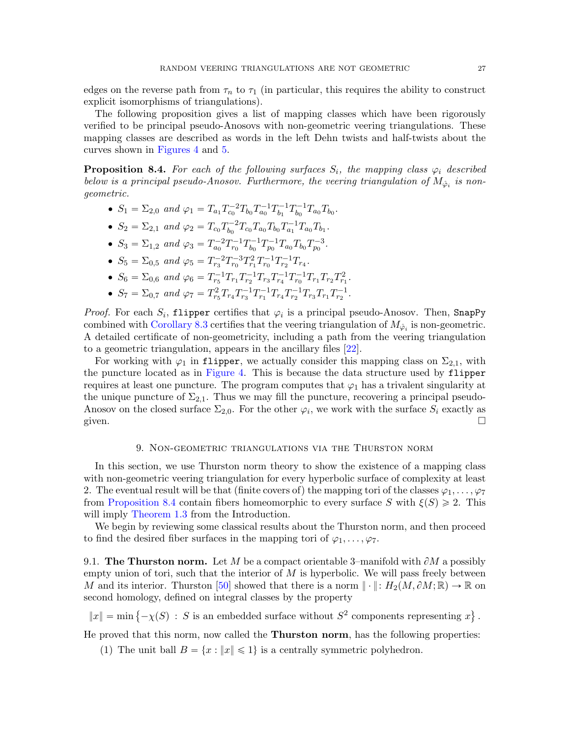edges on the reverse path from $\tau_n$ to $\tau_1$ (in particular, this requires the ability to construct explicit isomorphisms of triangulations).

The following proposition gives a list of mapping classes which have been rigorously verified to be principal pseudo-Anosovs with non-geometric veering triangulations. These mapping classes are described as words in the left Dehn twists and half-twists about the curves shown in Figures 4 and 5.

**Proposition 8.4.** *For each of the following surfaces $S_i$, the mapping class $\varphi_i$ described below is a principal pseudo-Anosov. Furthermore, the veering triangulation of $M_{\mathring{\varphi}_i}$ is non-geometric.*

- $S_1 = \Sigma_{2,0}$ *and* $\varphi_1 = T_{a_1} T_{c_0}^{-2} T_{b_0} T_{a_0}^{-1} T_{b_1}^{-1} T_{b_0}^{-1} T_{a_0} T_{b_0}$.
- $S_2 = \Sigma_{2,1}$ *and* $\varphi_2 = T_{c_0} T_{b_0}^{-2} T_{c_0} T_{a_0} T_{b_0} T_{a_1}^{-1} T_{a_0} T_{b_1}$.
- $S_3 = \Sigma_{1,2}$ *and* $\varphi_3 = T_{a_0}^{-2} T_{r_0}^{-1} T_{b_0}^{-1} T_{p_0}^{-1} T_{a_0} T_{b_0} T_{p_0}^{-3}$.
- $S_5 = \Sigma_{0,5}$ *and* $\varphi_5 = T_{r_3}^{-2} T_{r_0}^{-3} T_{r_1}^{2} T_{r_0}^{-1} T_{r_2}^{-1} T_{r_4}$.
- $S_6 = \Sigma_{0,6}$ *and* $\varphi_6 = T_{r_5}^{-1} T_{r_1} T_{r_2}^{-1} T_{r_3} T_{r_4}^{-1} T_{r_0}^{-1} T_{r_1} T_{r_2} T_{r_1}^{2}$.
- $S_7 = \Sigma_{0,7}$ *and* $\varphi_7 = T_{r_5}^{2} T_{r_4} T_{r_3}^{-1} T_{r_1}^{-1} T_{r_4} T_{r_2}^{-1} T_{r_3} T_{r_1} T_{r_2}^{-1}$.

*Proof.* For each $S_i$, `flipper` certifies that $\varphi_i$ is a principal pseudo-Anosov. Then, `SnapPy` combined with Corollary 8.3 certifies that the veering triangulation of $M_{\mathring{\varphi}_i}$ is non-geometric. A detailed certificate of non-geometricity, including a path from the veering triangulation to a geometric triangulation, appears in the ancillary files [22].

For working with $\varphi_1$ in `flipper`, we actually consider this mapping class on $\Sigma_{2,1}$, with the puncture located as in Figure 4. This is because the data structure used by `flipper` requires at least one puncture. The program computes that $\varphi_1$ has a trivalent singularity at the unique puncture of $\Sigma_{2,1}$. Thus we may fill the puncture, recovering a principal pseudo-Anosov on the closed surface $\Sigma_{2,0}$. For the other $\varphi_i$, we work with the surface $S_i$ exactly as given. □

## 9. Non-geometric triangulations via the Thurston norm

In this section, we use Thurston norm theory to show the existence of a mapping class with non-geometric veering triangulation for every hyperbolic surface of complexity at least 2. The eventual result will be that (finite covers of) the mapping tori of the classes $\varphi_1, \ldots, \varphi_7$ from Proposition 8.4 contain fibers homeomorphic to every surface $S$ with $\xi(S) \geqslant 2$. This will imply Theorem 1.3 from the Introduction.

We begin by reviewing some classical results about the Thurston norm, and then proceed to find the desired fiber surfaces in the mapping tori of $\varphi_1, \ldots, \varphi_7$.

### 9.1. The Thurston norm.

Let $M$ be a compact orientable 3–manifold with $\partial M$ a possibly empty union of tori, such that the interior of $M$ is hyperbolic. We will pass freely between $M$ and its interior. Thurston [50] showed that there is a norm $\|\cdot\| \colon H_2(M, \partial M; \mathbb{R}) \to \mathbb{R}$ on second homology, defined on integral classes by the property

$$\|x\| = \min \left\{ -\chi(S) \ : \ S \text{ is an embedded surface without } S^2 \text{ components representing } x \right\}.$$

He proved that this norm, now called the **Thurston norm**, has the following properties:

(1) The unit ball $B = \{x : \|x\| \leqslant 1\}$ is a centrally symmetric polyhedron.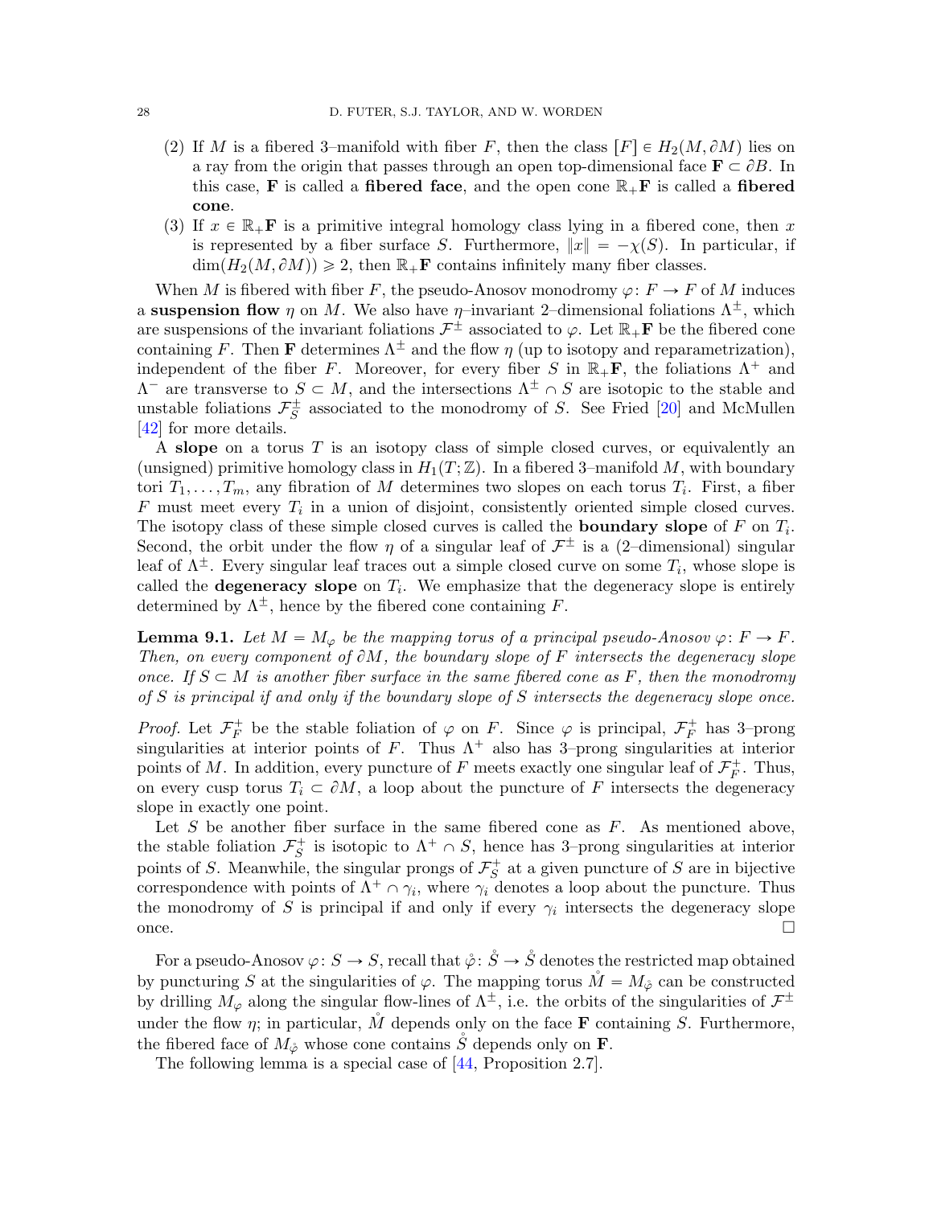(2) If $M$ is a fibered 3–manifold with fiber $F$, then the class $[F] \in H_2(M, \partial M)$ lies on a ray from the origin that passes through an open top-dimensional face $\mathbf{F} \subset \partial B$. In this case, $\mathbf{F}$ is called a **fibered face**, and the open cone $\mathbb{R}_+\mathbf{F}$ is called a **fibered cone**.

(3) If $x \in \mathbb{R}_+\mathbf{F}$ is a primitive integral homology class lying in a fibered cone, then $x$ is represented by a fiber surface $S$. Furthermore, $\|x\| = -\chi(S)$. In particular, if $\dim(H_2(M, \partial M)) \geqslant 2$, then $\mathbb{R}_+\mathbf{F}$ contains infinitely many fiber classes.

When $M$ is fibered with fiber $F$, the pseudo-Anosov monodromy $\varphi \colon F \to F$ of $M$ induces a **suspension flow** $\eta$ on $M$. We also have $\eta$–invariant 2–dimensional foliations $\Lambda^\pm$, which are suspensions of the invariant foliations $\mathcal{F}^\pm$ associated to $\varphi$. Let $\mathbb{R}_+\mathbf{F}$ be the fibered cone containing $F$. Then $\mathbf{F}$ determines $\Lambda^\pm$ and the flow $\eta$ (up to isotopy and reparametrization), independent of the fiber $F$. Moreover, for every fiber $S$ in $\mathbb{R}_+\mathbf{F}$, the foliations $\Lambda^+$ and $\Lambda^-$ are transverse to $S \subset M$, and the intersections $\Lambda^\pm \cap S$ are isotopic to the stable and unstable foliations $\mathcal{F}^\pm_S$ associated to the monodromy of $S$. See Fried [20] and McMullen [42] for more details.

A **slope** on a torus $T$ is an isotopy class of simple closed curves, or equivalently an (unsigned) primitive homology class in $H_1(T; \mathbb{Z})$. In a fibered 3–manifold $M$, with boundary tori $T_1, \ldots, T_m$, any fibration of $M$ determines two slopes on each torus $T_i$. First, a fiber $F$ must meet every $T_i$ in a union of disjoint, consistently oriented simple closed curves. The isotopy class of these simple closed curves is called the **boundary slope** of $F$ on $T_i$. Second, the orbit under the flow $\eta$ of a singular leaf of $\mathcal{F}^\pm$ is a (2–dimensional) singular leaf of $\Lambda^\pm$. Every singular leaf traces out a simple closed curve on some $T_i$, whose slope is called the **degeneracy slope** on $T_i$. We emphasize that the degeneracy slope is entirely determined by $\Lambda^\pm$, hence by the fibered cone containing $F$.

**Lemma 9.1.** *Let $M = M_\varphi$ be the mapping torus of a principal pseudo-Anosov $\varphi \colon F \to F$. Then, on every component of $\partial M$, the boundary slope of $F$ intersects the degeneracy slope once. If $S \subset M$ is another fiber surface in the same fibered cone as $F$, then the monodromy of $S$ is principal if and only if the boundary slope of $S$ intersects the degeneracy slope once.*

*Proof.* Let $\mathcal{F}^+_F$ be the stable foliation of $\varphi$ on $F$. Since $\varphi$ is principal, $\mathcal{F}^+_F$ has 3–prong singularities at interior points of $F$. Thus $\Lambda^+$ also has 3–prong singularities at interior points of $M$. In addition, every puncture of $F$ meets exactly one singular leaf of $\mathcal{F}^+_F$. Thus, on every cusp torus $T_i \subset \partial M$, a loop about the puncture of $F$ intersects the degeneracy slope in exactly one point.

Let $S$ be another fiber surface in the same fibered cone as $F$. As mentioned above, the stable foliation $\mathcal{F}^+_S$ is isotopic to $\Lambda^+ \cap S$, hence has 3–prong singularities at interior points of $S$. Meanwhile, the singular prongs of $\mathcal{F}^+_S$ at a given puncture of $S$ are in bijective correspondence with points of $\Lambda^+ \cap \gamma_i$, where $\gamma_i$ denotes a loop about the puncture. Thus the monodromy of $S$ is principal if and only if every $\gamma_i$ intersects the degeneracy slope once. $\square$

For a pseudo-Anosov $\varphi \colon S \to S$, recall that $\mathring{\varphi} \colon \mathring{S} \to \mathring{S}$ denotes the restricted map obtained by puncturing $S$ at the singularities of $\varphi$. The mapping torus $\mathring{M} = M_{\mathring{\varphi}}$ can be constructed by drilling $M_\varphi$ along the singular flow-lines of $\Lambda^\pm$, i.e. the orbits of the singularities of $\mathcal{F}^\pm$ under the flow $\eta$; in particular, $\mathring{M}$ depends only on the face $\mathbf{F}$ containing $S$. Furthermore, the fibered face of $M_{\mathring{\varphi}}$ whose cone contains $\mathring{S}$ depends only on $\mathbf{F}$.

The following lemma is a special case of [44, Proposition 2.7].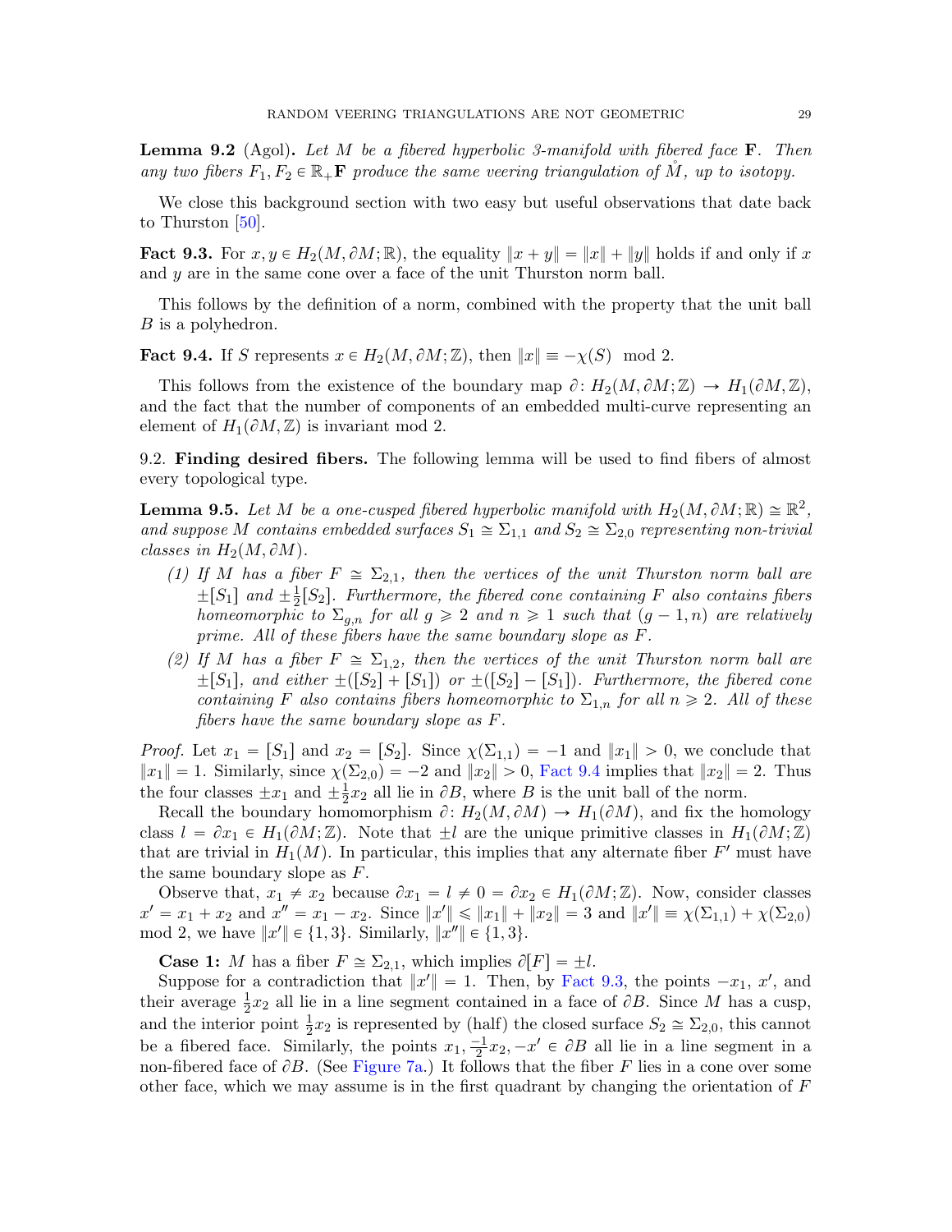**Lemma 9.2** (Agol)**.** *Let $M$ be a fibered hyperbolic 3-manifold with fibered face $\mathbf{F}$. Then any two fibers $F_1, F_2 \in \mathbb{R}_+\mathbf{F}$ produce the same veering triangulation of $\mathring{M}$, up to isotopy.*

We close this background section with two easy but useful observations that date back to Thurston [50].

**Fact 9.3.** For $x, y \in H_2(M, \partial M; \mathbb{R})$, the equality $\|x + y\| = \|x\| + \|y\|$ holds if and only if $x$ and $y$ are in the same cone over a face of the unit Thurston norm ball.

This follows by the definition of a norm, combined with the property that the unit ball $B$ is a polyhedron.

**Fact 9.4.** If $S$ represents $x \in H_2(M, \partial M; \mathbb{Z})$, then $\|x\| \equiv -\chi(S) \mod 2$.

This follows from the existence of the boundary map $\partial\colon H_2(M, \partial M; \mathbb{Z}) \to H_1(\partial M, \mathbb{Z})$, and the fact that the number of components of an embedded multi-curve representing an element of $H_1(\partial M, \mathbb{Z})$ is invariant mod 2.

## 9.2. Finding desired fibers.

The following lemma will be used to find fibers of almost every topological type.

**Lemma 9.5.** *Let $M$ be a one-cusped fibered hyperbolic manifold with $H_2(M, \partial M; \mathbb{R}) \cong \mathbb{R}^2$, and suppose $M$ contains embedded surfaces $S_1 \cong \Sigma_{1,1}$ and $S_2 \cong \Sigma_{2,0}$ representing non-trivial classes in $H_2(M, \partial M)$.*

1. *If $M$ has a fiber $F \cong \Sigma_{2,1}$, then the vertices of the unit Thurston norm ball are $\pm[S_1]$ and $\pm\frac{1}{2}[S_2]$. Furthermore, the fibered cone containing $F$ also contains fibers homeomorphic to $\Sigma_{g,n}$ for all $g \geqslant 2$ and $n \geqslant 1$ such that $(g-1, n)$ are relatively prime. All of these fibers have the same boundary slope as $F$.*
2. *If $M$ has a fiber $F \cong \Sigma_{1,2}$, then the vertices of the unit Thurston norm ball are $\pm[S_1]$, and either $\pm([S_2] + [S_1])$ or $\pm([S_2] - [S_1])$. Furthermore, the fibered cone containing $F$ also contains fibers homeomorphic to $\Sigma_{1,n}$ for all $n \geqslant 2$. All of these fibers have the same boundary slope as $F$.*

*Proof.* Let $x_1 = [S_1]$ and $x_2 = [S_2]$. Since $\chi(\Sigma_{1,1}) = -1$ and $\|x_1\| > 0$, we conclude that $\|x_1\| = 1$. Similarly, since $\chi(\Sigma_{2,0}) = -2$ and $\|x_2\| > 0$, Fact 9.4 implies that $\|x_2\| = 2$. Thus the four classes $\pm x_1$ and $\pm\frac{1}{2}x_2$ all lie in $\partial B$, where $B$ is the unit ball of the norm.

Recall the boundary homomorphism $\partial\colon H_2(M, \partial M) \to H_1(\partial M)$, and fix the homology class $l = \partial x_1 \in H_1(\partial M; \mathbb{Z})$. Note that $\pm l$ are the unique primitive classes in $H_1(\partial M; \mathbb{Z})$ that are trivial in $H_1(M)$. In particular, this implies that any alternate fiber $F'$ must have the same boundary slope as $F$.

Observe that, $x_1 \neq x_2$ because $\partial x_1 = l \neq 0 = \partial x_2 \in H_1(\partial M; \mathbb{Z})$. Now, consider classes $x' = x_1 + x_2$ and $x'' = x_1 - x_2$. Since $\|x'\| \leqslant \|x_1\| + \|x_2\| = 3$ and $\|x'\| \equiv \chi(\Sigma_{1,1}) + \chi(\Sigma_{2,0})$ mod 2, we have $\|x'\| \in \{1, 3\}$. Similarly, $\|x''\| \in \{1, 3\}$.

**Case 1:** $M$ has a fiber $F \cong \Sigma_{2,1}$, which implies $\partial[F] = \pm l$.

Suppose for a contradiction that $\|x'\| = 1$. Then, by Fact 9.3, the points $-x_1$, $x'$, and their average $\frac{1}{2}x_2$ all lie in a line segment contained in a face of $\partial B$. Since $M$ has a cusp, and the interior point $\frac{1}{2}x_2$ is represented by (half) the closed surface $S_2 \cong \Sigma_{2,0}$, this cannot be a fibered face. Similarly, the points $x_1, \frac{-1}{2}x_2, -x' \in \partial B$ all lie in a line segment in a non-fibered face of $\partial B$. (See Figure 7a.) It follows that the fiber $F$ lies in a cone over some other face, which we may assume is in the first quadrant by changing the orientation of $F$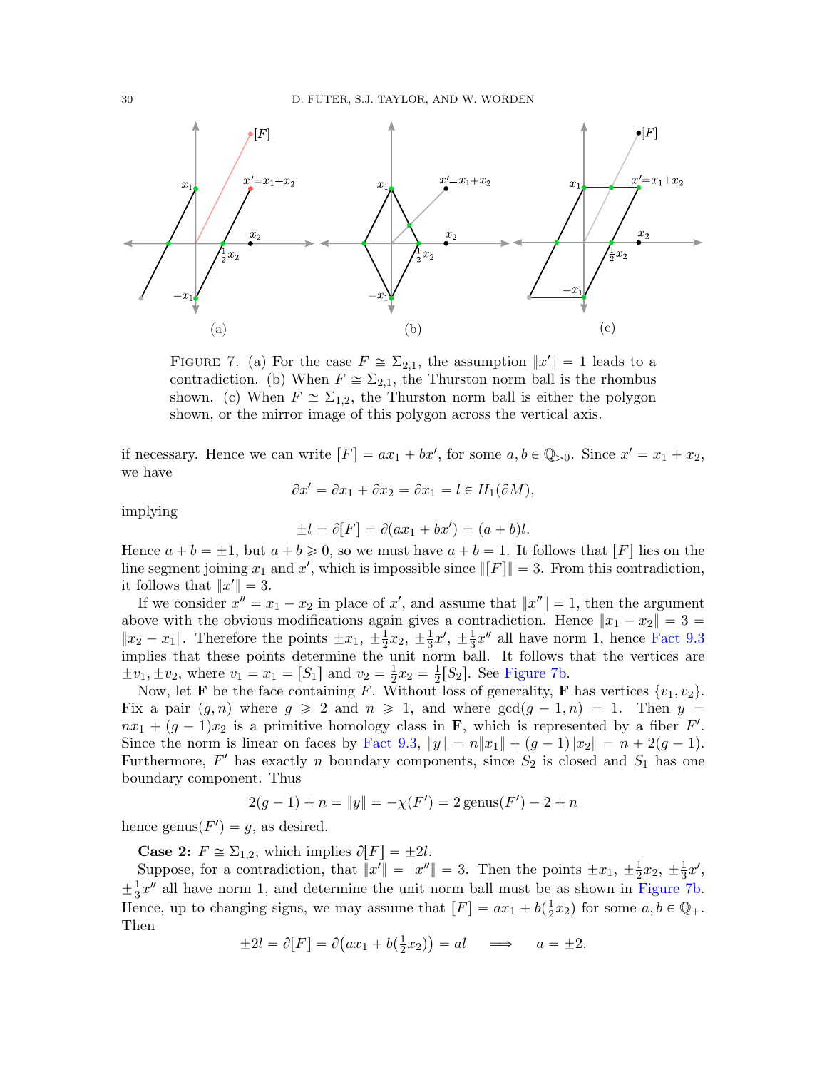FIGURE 7. (a) For the case $F \cong \Sigma_{2,1}$, the assumption $\|x'\| = 1$ leads to a contradiction. (b) When $F \cong \Sigma_{2,1}$, the Thurston norm ball is the rhombus shown. (c) When $F \cong \Sigma_{1,2}$, the Thurston norm ball is either the polygon shown, or the mirror image of this polygon across the vertical axis.

if necessary. Hence we can write $[F] = ax_1 + bx'$, for some $a, b \in \mathbb{Q}_{>0}$. Since $x' = x_1 + x_2$, we have

$$\partial x' = \partial x_1 + \partial x_2 = \partial x_1 = l \in H_1(\partial M),$$

implying

$$\pm l = \partial [F] = \partial(ax_1 + bx') = (a+b)l.$$

Hence $a + b = \pm 1$, but $a + b \geqslant 0$, so we must have $a + b = 1$. It follows that $[F]$ lies on the line segment joining $x_1$ and $x'$, which is impossible since $\|[F]\| = 3$. From this contradiction, it follows that $\|x'\| = 3$.

If we consider $x'' = x_1 - x_2$ in place of $x'$, and assume that $\|x''\| = 1$, then the argument above with the obvious modifications again gives a contradiction. Hence $\|x_1 - x_2\| = 3 = \|x_2 - x_1\|$. Therefore the points $\pm x_1$, $\pm\frac{1}{2}x_2$, $\pm\frac{1}{3}x'$, $\pm\frac{1}{3}x''$ all have norm 1, hence Fact 9.3 implies that these points determine the unit norm ball. It follows that the vertices are $\pm v_1, \pm v_2$, where $v_1 = x_1 = [S_1]$ and $v_2 = \frac{1}{2}x_2 = \frac{1}{2}[S_2]$. See Figure 7b.

Now, let $\mathbf{F}$ be the face containing $F$. Without loss of generality, $\mathbf{F}$ has vertices $\{v_1, v_2\}$. Fix a pair $(g, n)$ where $g \geqslant 2$ and $n \geqslant 1$, and where $\gcd(g-1, n) = 1$. Then $y = nx_1 + (g-1)x_2$ is a primitive homology class in $\mathbf{F}$, which is represented by a fiber $F'$. Since the norm is linear on faces by Fact 9.3, $\|y\| = n\|x_1\| + (g-1)\|x_2\| = n + 2(g-1)$. Furthermore, $F'$ has exactly $n$ boundary components, since $S_2$ is closed and $S_1$ has one boundary component. Thus

$$2(g-1) + n = \|y\| = -\chi(F') = 2\,\text{genus}(F') - 2 + n$$

hence $\text{genus}(F') = g$, as desired.

**Case 2:** $F \cong \Sigma_{1,2}$, which implies $\partial[F] = \pm 2l$.

Suppose, for a contradiction, that $\|x'\| = \|x''\| = 3$. Then the points $\pm x_1$, $\pm\frac{1}{2}x_2$, $\pm\frac{1}{3}x'$, $\pm\frac{1}{3}x''$ all have norm 1, and determine the unit norm ball must be as shown in Figure 7b. Hence, up to changing signs, we may assume that $[F] = ax_1 + b(\frac{1}{2}x_2)$ for some $a, b \in \mathbb{Q}_+$. Then

$$\pm 2l = \partial[F] = \partial\big(ax_1 + b(\tfrac{1}{2}x_2)\big) = al \quad \Longrightarrow \quad a = \pm 2.$$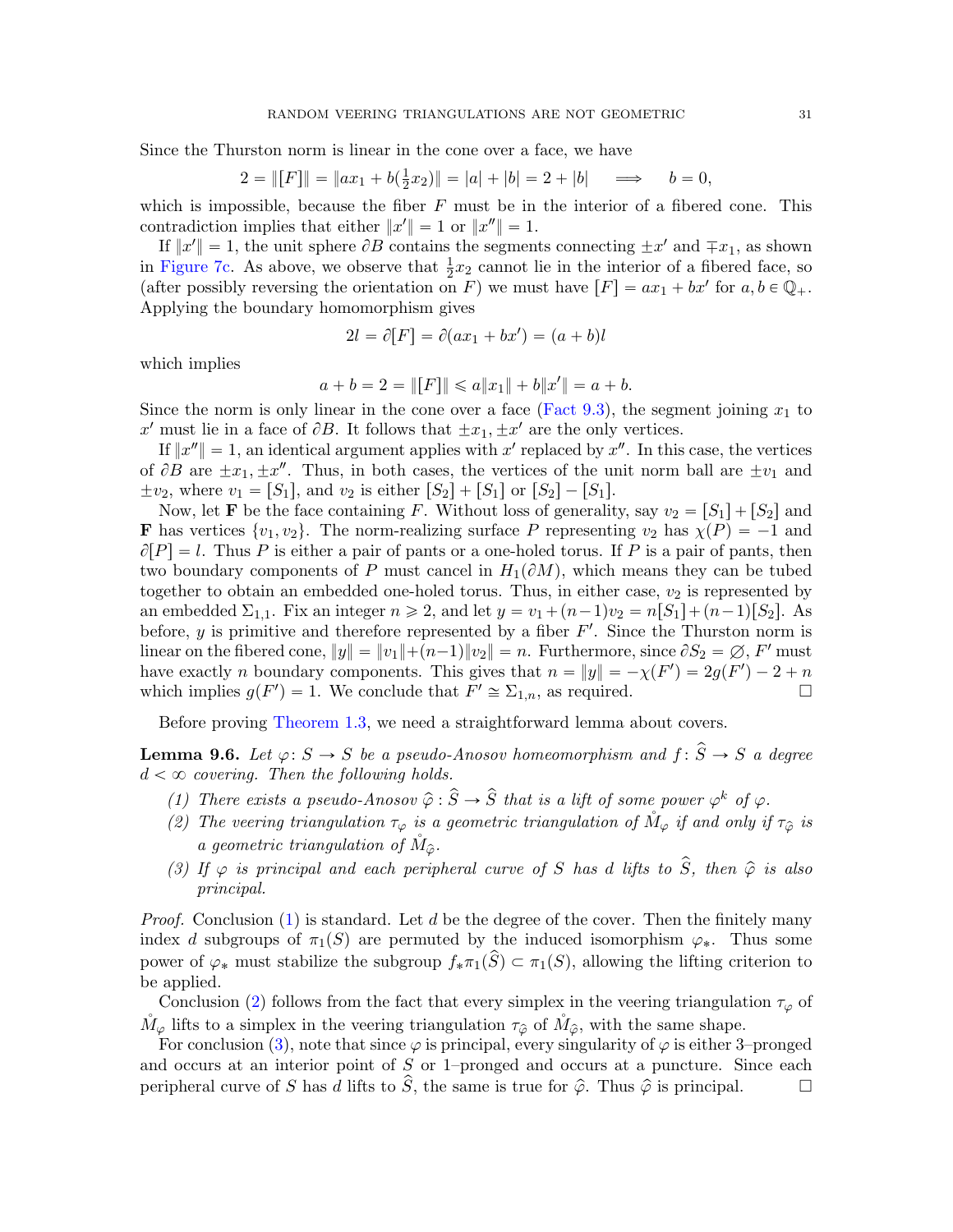Since the Thurston norm is linear in the cone over a face, we have

$$2 = \|[F]\| = \|ax_1 + b(\tfrac{1}{2}x_2)\| = |a| + |b| = 2 + |b| \quad \implies \quad b = 0,$$

which is impossible, because the fiber $F$ must be in the interior of a fibered cone. This contradiction implies that either $\|x'\| = 1$ or $\|x''\| = 1$.

If $\|x'\| = 1$, the unit sphere $\partial B$ contains the segments connecting $\pm x'$ and $\mp x_1$, as shown in Figure 7c. As above, we observe that $\frac{1}{2}x_2$ cannot lie in the interior of a fibered face, so (after possibly reversing the orientation on $F$) we must have $[F] = ax_1 + bx'$ for $a, b \in \mathbb{Q}_+$. Applying the boundary homomorphism gives

$$2l = \partial[F] = \partial(ax_1 + bx') = (a+b)l$$

which implies

$$a + b = 2 = \|[F]\| \leqslant a\|x_1\| + b\|x'\| = a + b.$$

Since the norm is only linear in the cone over a face (Fact 9.3), the segment joining $x_1$ to $x'$ must lie in a face of $\partial B$. It follows that $\pm x_1, \pm x'$ are the only vertices.

If $\|x''\| = 1$, an identical argument applies with $x'$ replaced by $x''$. In this case, the vertices of $\partial B$ are $\pm x_1, \pm x''$. Thus, in both cases, the vertices of the unit norm ball are $\pm v_1$ and $\pm v_2$, where $v_1 = [S_1]$, and $v_2$ is either $[S_2] + [S_1]$ or $[S_2] - [S_1]$.

Now, let $\mathbf{F}$ be the face containing $F$. Without loss of generality, say $v_2 = [S_1] + [S_2]$ and $\mathbf{F}$ has vertices $\{v_1, v_2\}$. The norm-realizing surface $P$ representing $v_2$ has $\chi(P) = -1$ and $\partial[P] = l$. Thus $P$ is either a pair of pants or a one-holed torus. If $P$ is a pair of pants, then two boundary components of $P$ must cancel in $H_1(\partial M)$, which means they can be tubed together to obtain an embedded one-holed torus. Thus, in either case, $v_2$ is represented by an embedded $\Sigma_{1,1}$. Fix an integer $n \geqslant 2$, and let $y = v_1 + (n-1)v_2 = n[S_1] + (n-1)[S_2]$. As before, $y$ is primitive and therefore represented by a fiber $F'$. Since the Thurston norm is linear on the fibered cone, $\|y\| = \|v_1\| + (n-1)\|v_2\| = n$. Furthermore, since $\partial S_2 = \varnothing$, $F'$ must have exactly $n$ boundary components. This gives that $n = \|y\| = -\chi(F') = 2g(F') - 2 + n$ which implies $g(F') = 1$. We conclude that $F' \cong \Sigma_{1,n}$, as required. $\square$

Before proving Theorem 1.3, we need a straightforward lemma about covers.

**Lemma 9.6.** *Let $\varphi \colon S \to S$ be a pseudo-Anosov homeomorphism and $f \colon \widehat{S} \to S$ a degree $d < \infty$ covering. Then the following holds.*

1. *There exists a pseudo-Anosov $\widehat{\varphi} : \widehat{S} \to \widehat{S}$ that is a lift of some power $\varphi^k$ of $\varphi$.*
2. *The veering triangulation $\tau_\varphi$ is a geometric triangulation of $\mathring{M}_\varphi$ if and only if $\tau_{\widehat{\varphi}}$ is a geometric triangulation of $\mathring{M}_{\widehat{\varphi}}$.*
3. *If $\varphi$ is principal and each peripheral curve of $S$ has $d$ lifts to $\widehat{S}$, then $\widehat{\varphi}$ is also principal.*

*Proof.* Conclusion (1) is standard. Let $d$ be the degree of the cover. Then the finitely many index $d$ subgroups of $\pi_1(S)$ are permuted by the induced isomorphism $\varphi_*$. Thus some power of $\varphi_*$ must stabilize the subgroup $f_*\pi_1(\widehat{S}) \subset \pi_1(S)$, allowing the lifting criterion to be applied.

Conclusion (2) follows from the fact that every simplex in the veering triangulation $\tau_\varphi$ of $\mathring{M}_\varphi$ lifts to a simplex in the veering triangulation $\tau_{\widehat{\varphi}}$ of $\mathring{M}_{\widehat{\varphi}}$, with the same shape.

For conclusion (3), note that since $\varphi$ is principal, every singularity of $\varphi$ is either 3–pronged and occurs at an interior point of $S$ or 1–pronged and occurs at a puncture. Since each peripheral curve of $S$ has $d$ lifts to $\widehat{S}$, the same is true for $\widehat{\varphi}$. Thus $\widehat{\varphi}$ is principal. $\square$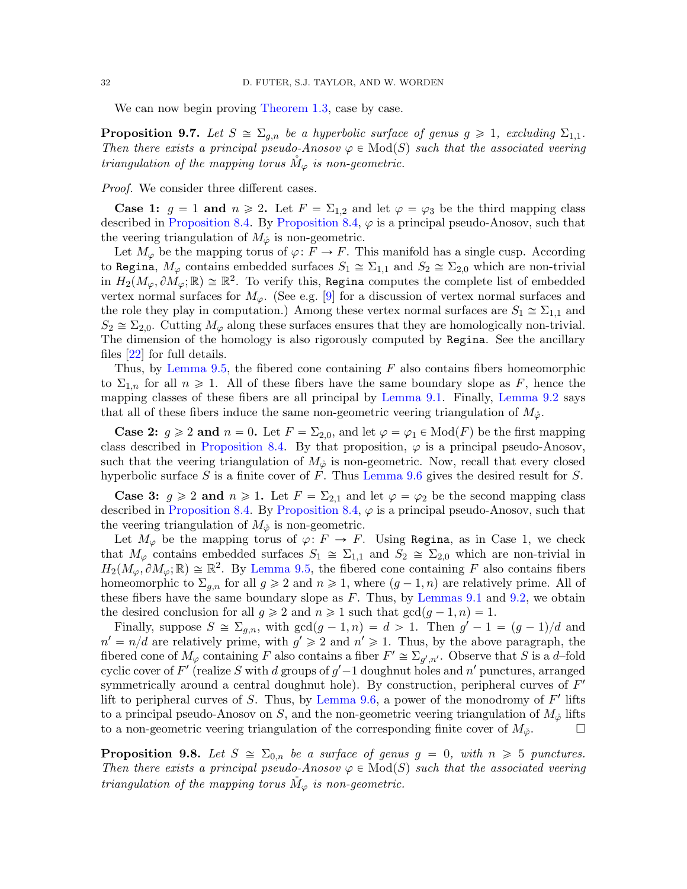We can now begin proving Theorem 1.3, case by case.

**Proposition 9.7.** *Let $S \cong \Sigma_{g,n}$ be a hyperbolic surface of genus $g \geqslant 1$, excluding $\Sigma_{1,1}$. Then there exists a principal pseudo-Anosov $\varphi \in \mathrm{Mod}(S)$ such that the associated veering triangulation of the mapping torus $\mathring{M}_\varphi$ is non-geometric.*

*Proof.* We consider three different cases.

**Case 1: $g = 1$ and $n \geqslant 2$.** Let $F = \Sigma_{1,2}$ and let $\varphi = \varphi_3$ be the third mapping class described in Proposition 8.4. By Proposition 8.4, $\varphi$ is a principal pseudo-Anosov, such that the veering triangulation of $M_{\mathring{\varphi}}$ is non-geometric.

Let $M_\varphi$ be the mapping torus of $\varphi\colon F \to F$. This manifold has a single cusp. According to Regina, $M_\varphi$ contains embedded surfaces $S_1 \cong \Sigma_{1,1}$ and $S_2 \cong \Sigma_{2,0}$ which are non-trivial in $H_2(M_\varphi, \partial M_\varphi; \mathbb{R}) \cong \mathbb{R}^2$. To verify this, Regina computes the complete list of embedded vertex normal surfaces for $M_\varphi$. (See e.g. [9] for a discussion of vertex normal surfaces and the role they play in computation.) Among these vertex normal surfaces are $S_1 \cong \Sigma_{1,1}$ and $S_2 \cong \Sigma_{2,0}$. Cutting $M_\varphi$ along these surfaces ensures that they are homologically non-trivial. The dimension of the homology is also rigorously computed by Regina. See the ancillary files [22] for full details.

Thus, by Lemma 9.5, the fibered cone containing $F$ also contains fibers homeomorphic to $\Sigma_{1,n}$ for all $n \geqslant 1$. All of these fibers have the same boundary slope as $F$, hence the mapping classes of these fibers are all principal by Lemma 9.1. Finally, Lemma 9.2 says that all of these fibers induce the same non-geometric veering triangulation of $M_{\mathring{\varphi}}$.

**Case 2: $g \geqslant 2$ and $n = 0$.** Let $F = \Sigma_{2,0}$, and let $\varphi = \varphi_1 \in \mathrm{Mod}(F)$ be the first mapping class described in Proposition 8.4. By that proposition, $\varphi$ is a principal pseudo-Anosov, such that the veering triangulation of $M_{\mathring{\varphi}}$ is non-geometric. Now, recall that every closed hyperbolic surface $S$ is a finite cover of $F$. Thus Lemma 9.6 gives the desired result for $S$.

**Case 3: $g \geqslant 2$ and $n \geqslant 1$.** Let $F = \Sigma_{2,1}$ and let $\varphi = \varphi_2$ be the second mapping class described in Proposition 8.4. By Proposition 8.4, $\varphi$ is a principal pseudo-Anosov, such that the veering triangulation of $M_{\mathring{\varphi}}$ is non-geometric.

Let $M_\varphi$ be the mapping torus of $\varphi\colon F \to F$. Using Regina, as in Case 1, we check that $M_\varphi$ contains embedded surfaces $S_1 \cong \Sigma_{1,1}$ and $S_2 \cong \Sigma_{2,0}$ which are non-trivial in $H_2(M_\varphi, \partial M_\varphi; \mathbb{R}) \cong \mathbb{R}^2$. By Lemma 9.5, the fibered cone containing $F$ also contains fibers homeomorphic to $\Sigma_{g,n}$ for all $g \geqslant 2$ and $n \geqslant 1$, where $(g-1, n)$ are relatively prime. All of these fibers have the same boundary slope as $F$. Thus, by Lemmas 9.1 and 9.2, we obtain the desired conclusion for all $g \geqslant 2$ and $n \geqslant 1$ such that $\gcd(g-1, n) = 1$.

Finally, suppose $S \cong \Sigma_{g,n}$, with $\gcd(g-1, n) = d > 1$. Then $g' - 1 = (g-1)/d$ and $n' = n/d$ are relatively prime, with $g' \geqslant 2$ and $n' \geqslant 1$. Thus, by the above paragraph, the fibered cone of $M_\varphi$ containing $F$ also contains a fiber $F' \cong \Sigma_{g',n'}$. Observe that $S$ is a $d$–fold cyclic cover of $F'$ (realize $S$ with $d$ groups of $g'-1$ doughnut holes and $n'$ punctures, arranged symmetrically around a central doughnut hole). By construction, peripheral curves of $F'$ lift to peripheral curves of $S$. Thus, by Lemma 9.6, a power of the monodromy of $F'$ lifts to a principal pseudo-Anosov on $S$, and the non-geometric veering triangulation of $M_{\mathring{\varphi}}$ lifts to a non-geometric veering triangulation of the corresponding finite cover of $M_{\mathring{\varphi}}$. $\square$

**Proposition 9.8.** *Let $S \cong \Sigma_{0,n}$ be a surface of genus $g = 0$, with $n \geqslant 5$ punctures. Then there exists a principal pseudo-Anosov $\varphi \in \mathrm{Mod}(S)$ such that the associated veering triangulation of the mapping torus $\mathring{M}_\varphi$ is non-geometric.*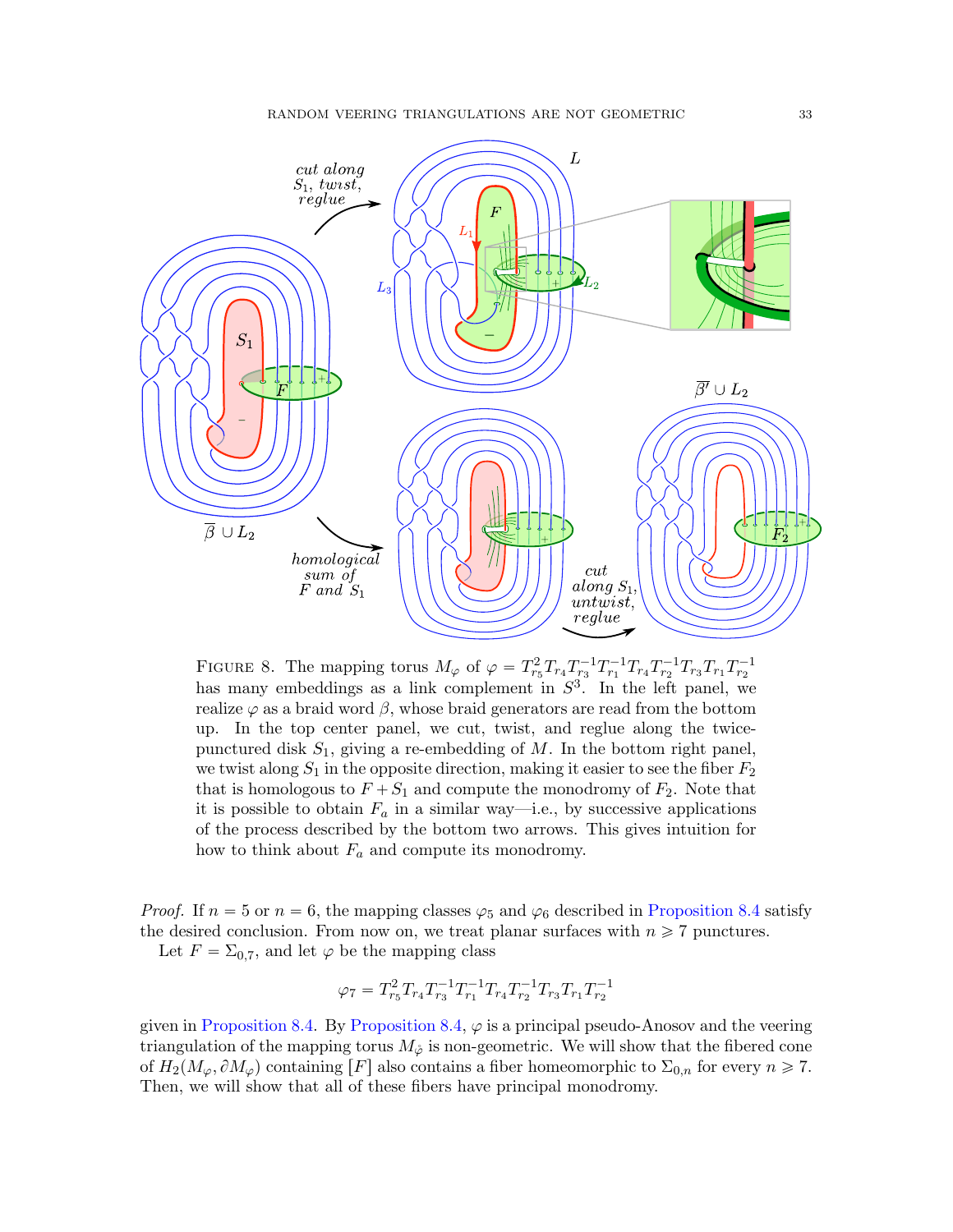Figure 8. The mapping torus $M_\varphi$ of $\varphi = T_{r_5}^2 T_{r_4} T_{r_3}^{-1} T_{r_1}^{-1} T_{r_4} T_{r_2}^{-1} T_{r_3} T_{r_1} T_{r_2}^{-1}$ has many embeddings as a link complement in $S^3$. In the left panel, we realize $\varphi$ as a braid word $\beta$, whose braid generators are read from the bottom up. In the top center panel, we cut, twist, and reglue along the twice-punctured disk $S_1$, giving a re-embedding of $M$. In the bottom right panel, we twist along $S_1$ in the opposite direction, making it easier to see the fiber $F_2$ that is homologous to $F + S_1$ and compute the monodromy of $F_2$. Note that it is possible to obtain $F_a$ in a similar way—i.e., by successive applications of the process described by the bottom two arrows. This gives intuition for how to think about $F_a$ and compute its monodromy.

*Proof.* If $n = 5$ or $n = 6$, the mapping classes $\varphi_5$ and $\varphi_6$ described in Proposition 8.4 satisfy the desired conclusion. From now on, we treat planar surfaces with $n \geqslant 7$ punctures.

Let $F = \Sigma_{0,7}$, and let $\varphi$ be the mapping class

$$\varphi_7 = T_{r_5}^2 T_{r_4} T_{r_3}^{-1} T_{r_1}^{-1} T_{r_4} T_{r_2}^{-1} T_{r_3} T_{r_1} T_{r_2}^{-1}$$

given in Proposition 8.4. By Proposition 8.4, $\varphi$ is a principal pseudo-Anosov and the veering triangulation of the mapping torus $M_{\mathring{\varphi}}$ is non-geometric. We will show that the fibered cone of $H_2(M_\varphi, \partial M_\varphi)$ containing $[F]$ also contains a fiber homeomorphic to $\Sigma_{0,n}$ for every $n \geqslant 7$. Then, we will show that all of these fibers have principal monodromy.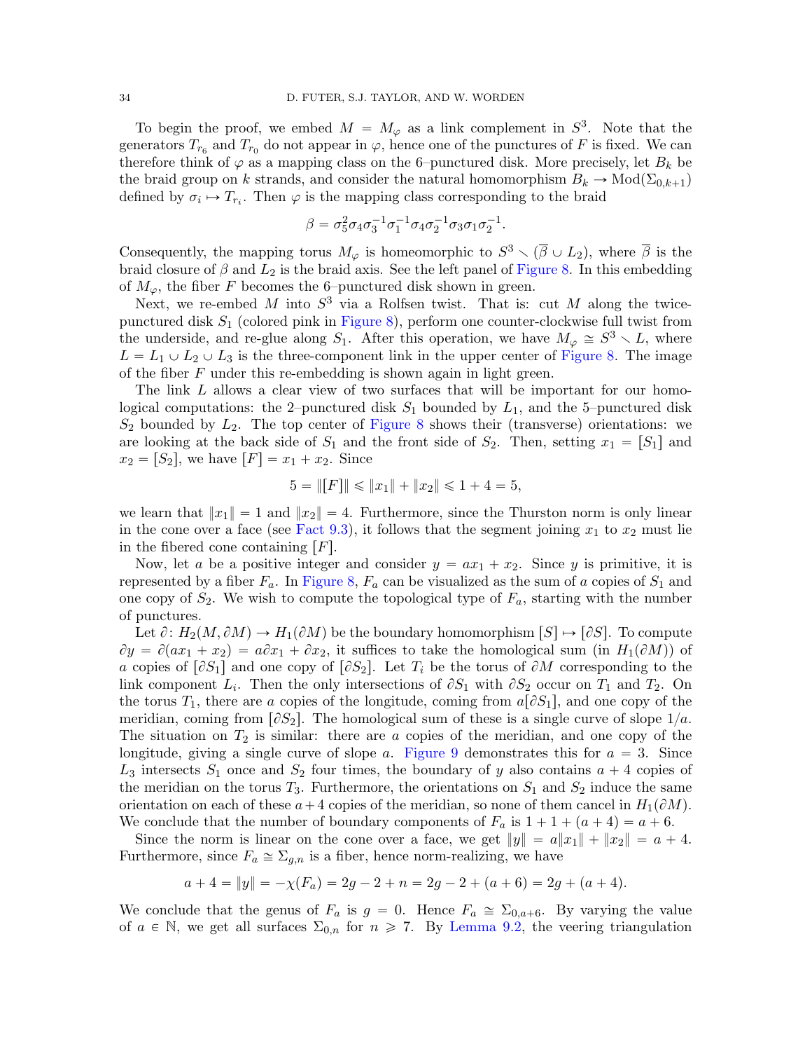To begin the proof, we embed $M = M_\varphi$ as a link complement in $S^3$. Note that the generators $T_{r_6}$ and $T_{r_0}$ do not appear in $\varphi$, hence one of the punctures of $F$ is fixed. We can therefore think of $\varphi$ as a mapping class on the 6–punctured disk. More precisely, let $B_k$ be the braid group on $k$ strands, and consider the natural homomorphism $B_k \to \mathrm{Mod}(\Sigma_{0,k+1})$ defined by $\sigma_i \mapsto T_{r_i}$. Then $\varphi$ is the mapping class corresponding to the braid

$$\beta = \sigma_5^2 \sigma_4 \sigma_3^{-1} \sigma_1^{-1} \sigma_4 \sigma_2^{-1} \sigma_3 \sigma_1 \sigma_2^{-1}.$$

Consequently, the mapping torus $M_\varphi$ is homeomorphic to $S^3 \smallsetminus (\overline{\beta} \cup L_2)$, where $\overline{\beta}$ is the braid closure of $\beta$ and $L_2$ is the braid axis. See the left panel of Figure 8. In this embedding of $M_\varphi$, the fiber $F$ becomes the 6–punctured disk shown in green.

Next, we re-embed $M$ into $S^3$ via a Rolfsen twist. That is: cut $M$ along the twice-punctured disk $S_1$ (colored pink in Figure 8), perform one counter-clockwise full twist from the underside, and re-glue along $S_1$. After this operation, we have $M_\varphi \cong S^3 \smallsetminus L$, where $L = L_1 \cup L_2 \cup L_3$ is the three-component link in the upper center of Figure 8. The image of the fiber $F$ under this re-embedding is shown again in light green.

The link $L$ allows a clear view of two surfaces that will be important for our homological computations: the 2–punctured disk $S_1$ bounded by $L_1$, and the 5–punctured disk $S_2$ bounded by $L_2$. The top center of Figure 8 shows their (transverse) orientations: we are looking at the back side of $S_1$ and the front side of $S_2$. Then, setting $x_1 = [S_1]$ and $x_2 = [S_2]$, we have $[F] = x_1 + x_2$. Since

$$5 = \|[F]\| \leqslant \|x_1\| + \|x_2\| \leqslant 1 + 4 = 5,$$

we learn that $\|x_1\| = 1$ and $\|x_2\| = 4$. Furthermore, since the Thurston norm is only linear in the cone over a face (see Fact 9.3), it follows that the segment joining $x_1$ to $x_2$ must lie in the fibered cone containing $[F]$.

Now, let $a$ be a positive integer and consider $y = ax_1 + x_2$. Since $y$ is primitive, it is represented by a fiber $F_a$. In Figure 8, $F_a$ can be visualized as the sum of $a$ copies of $S_1$ and one copy of $S_2$. We wish to compute the topological type of $F_a$, starting with the number of punctures.

Let $\partial \colon H_2(M, \partial M) \to H_1(\partial M)$ be the boundary homomorphism $[S] \mapsto [\partial S]$. To compute $\partial y = \partial(ax_1 + x_2) = a\partial x_1 + \partial x_2$, it suffices to take the homological sum (in $H_1(\partial M)$) of $a$ copies of $[\partial S_1]$ and one copy of $[\partial S_2]$. Let $T_i$ be the torus of $\partial M$ corresponding to the link component $L_i$. Then the only intersections of $\partial S_1$ with $\partial S_2$ occur on $T_1$ and $T_2$. On the torus $T_1$, there are $a$ copies of the longitude, coming from $a[\partial S_1]$, and one copy of the meridian, coming from $[\partial S_2]$. The homological sum of these is a single curve of slope $1/a$. The situation on $T_2$ is similar: there are $a$ copies of the meridian, and one copy of the longitude, giving a single curve of slope $a$. Figure 9 demonstrates this for $a = 3$. Since $L_3$ intersects $S_1$ once and $S_2$ four times, the boundary of $y$ also contains $a + 4$ copies of the meridian on the torus $T_3$. Furthermore, the orientations on $S_1$ and $S_2$ induce the same orientation on each of these $a+4$ copies of the meridian, so none of them cancel in $H_1(\partial M)$. We conclude that the number of boundary components of $F_a$ is $1 + 1 + (a + 4) = a + 6$.

Since the norm is linear on the cone over a face, we get $\|y\| = a\|x_1\| + \|x_2\| = a + 4$. Furthermore, since $F_a \cong \Sigma_{g,n}$ is a fiber, hence norm-realizing, we have

$$a + 4 = \|y\| = -\chi(F_a) = 2g - 2 + n = 2g - 2 + (a + 6) = 2g + (a + 4).$$

We conclude that the genus of $F_a$ is $g = 0$. Hence $F_a \cong \Sigma_{0,a+6}$. By varying the value of $a \in \mathbb{N}$, we get all surfaces $\Sigma_{0,n}$ for $n \geqslant 7$. By Lemma 9.2, the veering triangulation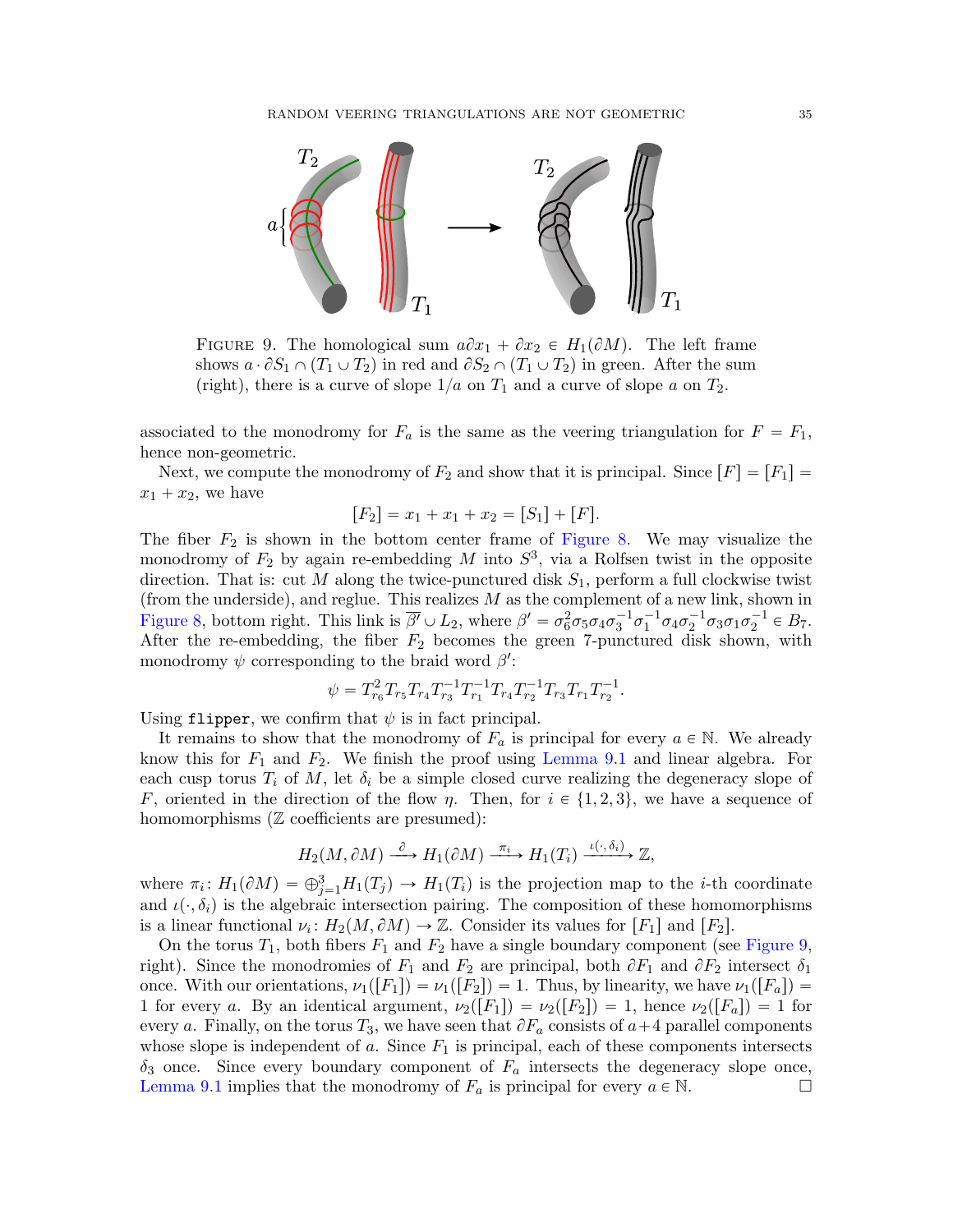FIGURE 9. The homological sum $a\partial x_1 + \partial x_2 \in H_1(\partial M)$. The left frame shows $a \cdot \partial S_1 \cap (T_1 \cup T_2)$ in red and $\partial S_2 \cap (T_1 \cup T_2)$ in green. After the sum (right), there is a curve of slope $1/a$ on $T_1$ and a curve of slope $a$ on $T_2$.

associated to the monodromy for $F_a$ is the same as the veering triangulation for $F = F_1$, hence non-geometric.

Next, we compute the monodromy of $F_2$ and show that it is principal. Since $[F] = [F_1] = x_1 + x_2$, we have

$$[F_2] = x_1 + x_1 + x_2 = [S_1] + [F].$$

The fiber $F_2$ is shown in the bottom center frame of Figure 8. We may visualize the monodromy of $F_2$ by again re-embedding $M$ into $S^3$, via a Rolfsen twist in the opposite direction. That is: cut $M$ along the twice-punctured disk $S_1$, perform a full clockwise twist (from the underside), and reglue. This realizes $M$ as the complement of a new link, shown in Figure 8, bottom right. This link is $\overline{\beta'} \cup L_2$, where $\beta' = \sigma_6^2\sigma_5\sigma_4\sigma_3^{-1}\sigma_1^{-1}\sigma_4\sigma_2^{-1}\sigma_3\sigma_1\sigma_2^{-1} \in B_7$. After the re-embedding, the fiber $F_2$ becomes the green 7-punctured disk shown, with monodromy $\psi$ corresponding to the braid word $\beta'$:

$$\psi = T_{r_6}^2 T_{r_5} T_{r_4} T_{r_3}^{-1} T_{r_1}^{-1} T_{r_4} T_{r_2}^{-1} T_{r_3} T_{r_1} T_{r_2}^{-1}.$$

Using `flipper`, we confirm that $\psi$ is in fact principal.

It remains to show that the monodromy of $F_a$ is principal for every $a \in \mathbb{N}$. We already know this for $F_1$ and $F_2$. We finish the proof using Lemma 9.1 and linear algebra. For each cusp torus $T_i$ of $M$, let $\delta_i$ be a simple closed curve realizing the degeneracy slope of $F$, oriented in the direction of the flow $\eta$. Then, for $i \in \{1, 2, 3\}$, we have a sequence of homomorphisms ($\mathbb{Z}$ coefficients are presumed):

$$H_2(M, \partial M) \xrightarrow{\ \partial\ } H_1(\partial M) \xrightarrow{\ \pi_i\ } H_1(T_i) \xrightarrow{\ \iota(\cdot,\delta_i)\ } \mathbb{Z},$$

where $\pi_i \colon H_1(\partial M) = \oplus_{j=1}^3 H_1(T_j) \to H_1(T_i)$ is the projection map to the $i$-th coordinate and $\iota(\cdot, \delta_i)$ is the algebraic intersection pairing. The composition of these homomorphisms is a linear functional $\nu_i \colon H_2(M, \partial M) \to \mathbb{Z}$. Consider its values for $[F_1]$ and $[F_2]$.

On the torus $T_1$, both fibers $F_1$ and $F_2$ have a single boundary component (see Figure 9, right). Since the monodromies of $F_1$ and $F_2$ are principal, both $\partial F_1$ and $\partial F_2$ intersect $\delta_1$ once. With our orientations, $\nu_1([F_1]) = \nu_1([F_2]) = 1$. Thus, by linearity, we have $\nu_1([F_a]) = 1$ for every $a$. By an identical argument, $\nu_2([F_1]) = \nu_2([F_2]) = 1$, hence $\nu_2([F_a]) = 1$ for every $a$. Finally, on the torus $T_3$, we have seen that $\partial F_a$ consists of $a+4$ parallel components whose slope is independent of $a$. Since $F_1$ is principal, each of these components intersects $\delta_3$ once. Since every boundary component of $F_a$ intersects the degeneracy slope once, Lemma 9.1 implies that the monodromy of $F_a$ is principal for every $a \in \mathbb{N}$. $\square$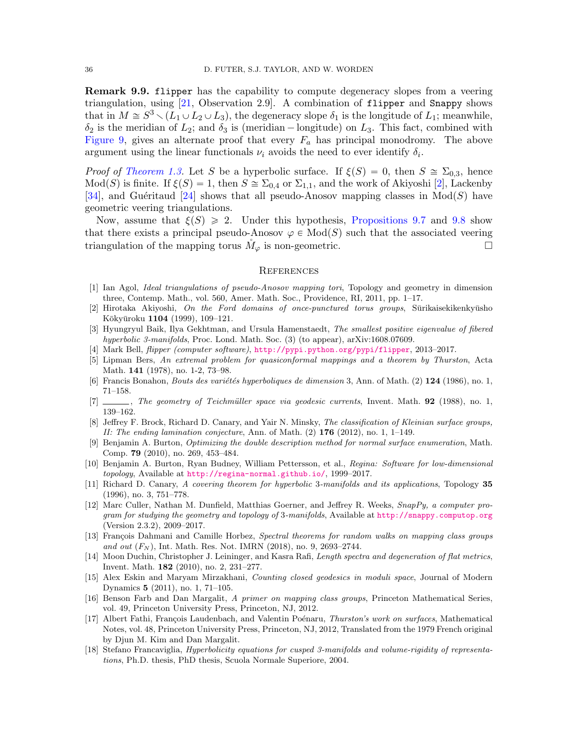**Remark 9.9.** `flipper` has the capability to compute degeneracy slopes from a veering triangulation, using [21, Observation 2.9]. A combination of `flipper` and `Snappy` shows that in $M \cong S^3 \smallsetminus (L_1 \cup L_2 \cup L_3)$, the degeneracy slope $\delta_1$ is the longitude of $L_1$; meanwhile, $\delta_2$ is the meridian of $L_2$; and $\delta_3$ is (meridian $-$ longitude) on $L_3$. This fact, combined with Figure 9, gives an alternate proof that every $F_a$ has principal monodromy. The above argument using the linear functionals $\nu_i$ avoids the need to ever identify $\delta_i$.

*Proof of Theorem 1.3.* Let $S$ be a hyperbolic surface. If $\xi(S) = 0$, then $S \cong \Sigma_{0,3}$, hence $\mathrm{Mod}(S)$ is finite. If $\xi(S) = 1$, then $S \cong \Sigma_{0,4}$ or $\Sigma_{1,1}$, and the work of Akiyoshi [2], Lackenby [34], and Guéritaud [24] shows that all pseudo-Anosov mapping classes in $\mathrm{Mod}(S)$ have geometric veering triangulations.

Now, assume that $\xi(S) \geqslant 2$. Under this hypothesis, Propositions 9.7 and 9.8 show that there exists a principal pseudo-Anosov $\varphi \in \mathrm{Mod}(S)$ such that the associated veering triangulation of the mapping torus $\mathring{M}_\varphi$ is non-geometric. □

## References

[1] Ian Agol, *Ideal triangulations of pseudo-Anosov mapping tori*, Topology and geometry in dimension three, Contemp. Math., vol. 560, Amer. Math. Soc., Providence, RI, 2011, pp. 1–17.

[2] Hirotaka Akiyoshi, *On the Ford domains of once-punctured torus groups*, Sūrikaisekikenkyūsho Kōkyūroku **1104** (1999), 109–121.

[3] Hyungryul Baik, Ilya Gekhtman, and Ursula Hamenstaedt, *The smallest positive eigenvalue of fibered hyperbolic 3-manifolds*, Proc. Lond. Math. Soc. (3) (to appear), arXiv:1608.07609.

[4] Mark Bell, *flipper (computer software)*, http://pypi.python.org/pypi/flipper, 2013–2017.

[5] Lipman Bers, *An extremal problem for quasiconformal mappings and a theorem by Thurston*, Acta Math. **141** (1978), no. 1-2, 73–98.

[6] Francis Bonahon, *Bouts des variétés hyperboliques de dimension* 3, Ann. of Math. (2) **124** (1986), no. 1, 71–158.

[7] ______, *The geometry of Teichmüller space via geodesic currents*, Invent. Math. **92** (1988), no. 1, 139–162.

[8] Jeffrey F. Brock, Richard D. Canary, and Yair N. Minsky, *The classification of Kleinian surface groups, II: The ending lamination conjecture*, Ann. of Math. (2) **176** (2012), no. 1, 1–149.

[9] Benjamin A. Burton, *Optimizing the double description method for normal surface enumeration*, Math. Comp. **79** (2010), no. 269, 453–484.

[10] Benjamin A. Burton, Ryan Budney, William Pettersson, et al., *Regina: Software for low-dimensional topology*, Available at http://regina-normal.github.io/, 1999–2017.

[11] Richard D. Canary, *A covering theorem for hyperbolic* 3*-manifolds and its applications*, Topology **35** (1996), no. 3, 751–778.

[12] Marc Culler, Nathan M. Dunfield, Matthias Goerner, and Jeffrey R. Weeks, *SnapPy, a computer program for studying the geometry and topology of* 3*-manifolds*, Available at http://snappy.computop.org (Version 2.3.2), 2009–2017.

[13] François Dahmani and Camille Horbez, *Spectral theorems for random walks on mapping class groups and out* $(F_N)$, Int. Math. Res. Not. IMRN (2018), no. 9, 2693–2744.

[14] Moon Duchin, Christopher J. Leininger, and Kasra Rafi, *Length spectra and degeneration of flat metrics*, Invent. Math. **182** (2010), no. 2, 231–277.

[15] Alex Eskin and Maryam Mirzakhani, *Counting closed geodesics in moduli space*, Journal of Modern Dynamics **5** (2011), no. 1, 71–105.

[16] Benson Farb and Dan Margalit, *A primer on mapping class groups*, Princeton Mathematical Series, vol. 49, Princeton University Press, Princeton, NJ, 2012.

[17] Albert Fathi, François Laudenbach, and Valentin Poénaru, *Thurston's work on surfaces*, Mathematical Notes, vol. 48, Princeton University Press, Princeton, NJ, 2012, Translated from the 1979 French original by Djun M. Kim and Dan Margalit.

[18] Stefano Francaviglia, *Hyperbolicity equations for cusped 3-manifolds and volume-rigidity of representations*, Ph.D. thesis, PhD thesis, Scuola Normale Superiore, 2004.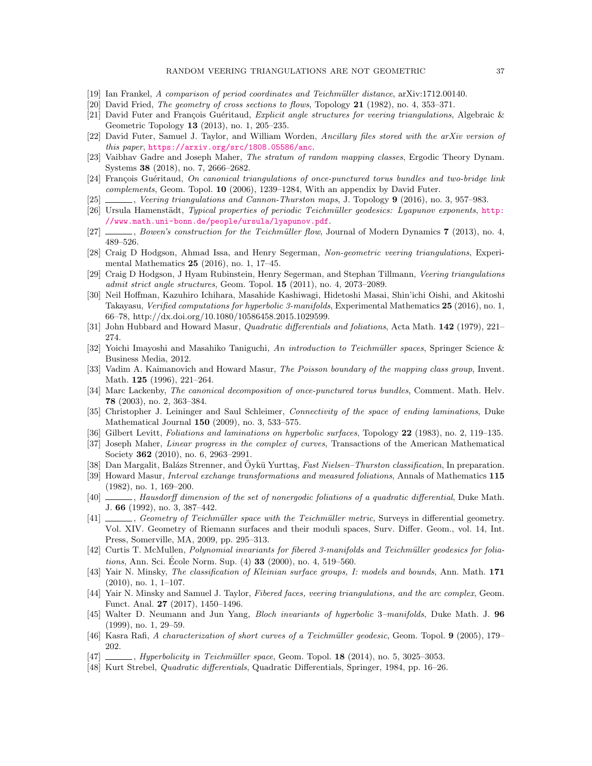[19] Ian Frankel, *A comparison of period coordinates and Teichmüller distance*, arXiv:1712.00140.

[20] David Fried, *The geometry of cross sections to flows*, Topology **21** (1982), no. 4, 353–371.

[21] David Futer and François Guéritaud, *Explicit angle structures for veering triangulations*, Algebraic & Geometric Topology **13** (2013), no. 1, 205–235.

[22] David Futer, Samuel J. Taylor, and William Worden, *Ancillary files stored with the arXiv version of this paper*, https://arxiv.org/src/1808.05586/anc.

[23] Vaibhav Gadre and Joseph Maher, *The stratum of random mapping classes*, Ergodic Theory Dynam. Systems **38** (2018), no. 7, 2666–2682.

[24] François Guéritaud, *On canonical triangulations of once-punctured torus bundles and two-bridge link complements*, Geom. Topol. **10** (2006), 1239–1284, With an appendix by David Futer.

[25] ———, *Veering triangulations and Cannon-Thurston maps*, J. Topology **9** (2016), no. 3, 957–983.

[26] Ursula Hamenstädt, *Typical properties of periodic Teichmüller geodesics: Lyapunov exponents*, http://www.math.uni-bonn.de/people/ursula/lyapunov.pdf.

[27] ———, *Bowen's construction for the Teichmüller flow*, Journal of Modern Dynamics **7** (2013), no. 4, 489–526.

[28] Craig D Hodgson, Ahmad Issa, and Henry Segerman, *Non-geometric veering triangulations*, Experimental Mathematics **25** (2016), no. 1, 17–45.

[29] Craig D Hodgson, J Hyam Rubinstein, Henry Segerman, and Stephan Tillmann, *Veering triangulations admit strict angle structures*, Geom. Topol. **15** (2011), no. 4, 2073–2089.

[30] Neil Hoffman, Kazuhiro Ichihara, Masahide Kashiwagi, Hidetoshi Masai, Shin'ichi Oishi, and Akitoshi Takayasu, *Verified computations for hyperbolic 3-manifolds*, Experimental Mathematics **25** (2016), no. 1, 66–78, http://dx.doi.org/10.1080/10586458.2015.1029599.

[31] John Hubbard and Howard Masur, *Quadratic differentials and foliations*, Acta Math. **142** (1979), 221–274.

[32] Yoichi Imayoshi and Masahiko Taniguchi, *An introduction to Teichmüller spaces*, Springer Science & Business Media, 2012.

[33] Vadim A. Kaimanovich and Howard Masur, *The Poisson boundary of the mapping class group*, Invent. Math. **125** (1996), 221–264.

[34] Marc Lackenby, *The canonical decomposition of once-punctured torus bundles*, Comment. Math. Helv. **78** (2003), no. 2, 363–384.

[35] Christopher J. Leininger and Saul Schleimer, *Connectivity of the space of ending laminations*, Duke Mathematical Journal **150** (2009), no. 3, 533–575.

[36] Gilbert Levitt, *Foliations and laminations on hyperbolic surfaces*, Topology **22** (1983), no. 2, 119–135.

[37] Joseph Maher, *Linear progress in the complex of curves*, Transactions of the American Mathematical Society **362** (2010), no. 6, 2963–2991.

[38] Dan Margalit, Balázs Strenner, and Öykü Yurttaş, *Fast Nielsen–Thurston classification*, In preparation.

[39] Howard Masur, *Interval exchange transformations and measured foliations*, Annals of Mathematics **115** (1982), no. 1, 169–200.

[40] ———, *Hausdorff dimension of the set of nonergodic foliations of a quadratic differential*, Duke Math. J. **66** (1992), no. 3, 387–442.

[41] ———, *Geometry of Teichmüller space with the Teichmüller metric*, Surveys in differential geometry. Vol. XIV. Geometry of Riemann surfaces and their moduli spaces, Surv. Differ. Geom., vol. 14, Int. Press, Somerville, MA, 2009, pp. 295–313.

[42] Curtis T. McMullen, *Polynomial invariants for fibered 3-manifolds and Teichmüller geodesics for foliations*, Ann. Sci. École Norm. Sup. (4) **33** (2000), no. 4, 519–560.

[43] Yair N. Minsky, *The classification of Kleinian surface groups, I: models and bounds*, Ann. Math. **171** (2010), no. 1, 1–107.

[44] Yair N. Minsky and Samuel J. Taylor, *Fibered faces, veering triangulations, and the arc complex*, Geom. Funct. Anal. **27** (2017), 1450–1496.

[45] Walter D. Neumann and Jun Yang, *Bloch invariants of hyperbolic 3–manifolds*, Duke Math. J. **96** (1999), no. 1, 29–59.

[46] Kasra Rafi, *A characterization of short curves of a Teichmüller geodesic*, Geom. Topol. **9** (2005), 179–202.

[47] ———, *Hyperbolicity in Teichmüller space*, Geom. Topol. **18** (2014), no. 5, 3025–3053.

[48] Kurt Strebel, *Quadratic differentials*, Quadratic Differentials, Springer, 1984, pp. 16–26.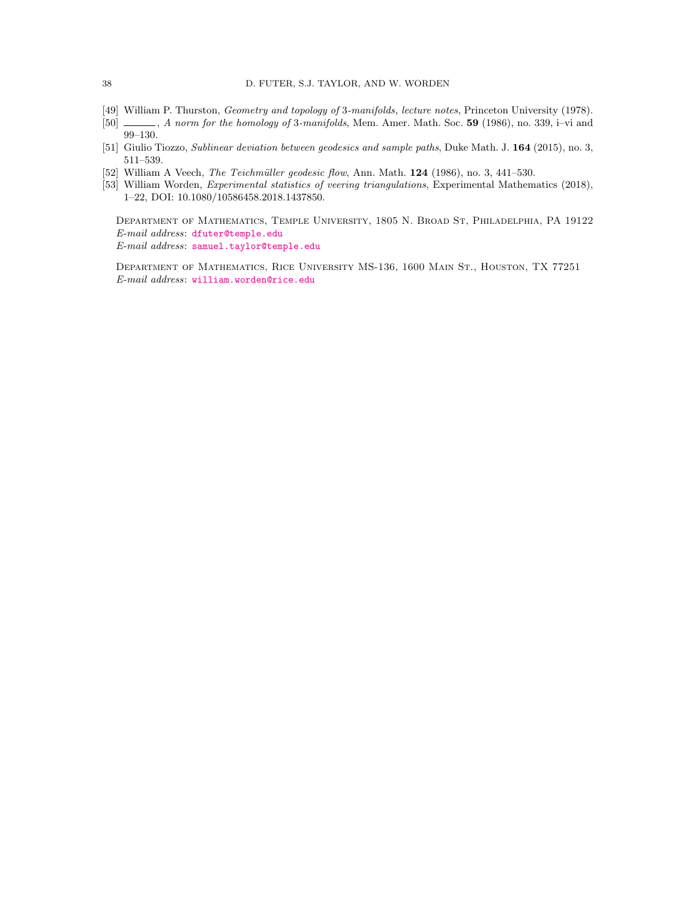[49] William P. Thurston, *Geometry and topology of 3-manifolds, lecture notes*, Princeton University (1978).

[50] ———, *A norm for the homology of 3-manifolds*, Mem. Amer. Math. Soc. **59** (1986), no. 339, i–vi and 99–130.

[51] Giulio Tiozzo, *Sublinear deviation between geodesics and sample paths*, Duke Math. J. **164** (2015), no. 3, 511–539.

[52] William A Veech, *The Teichmüller geodesic flow*, Ann. Math. **124** (1986), no. 3, 441–530.

[53] William Worden, *Experimental statistics of veering triangulations*, Experimental Mathematics (2018), 1–22, DOI: 10.1080/10586458.2018.1437850.

Department of Mathematics, Temple University, 1805 N. Broad St, Philadelphia, PA 19122
*E-mail address*: dfuter@temple.edu
*E-mail address*: samuel.taylor@temple.edu

Department of Mathematics, Rice University MS-136, 1600 Main St., Houston, TX 77251
*E-mail address*: william.worden@rice.edu